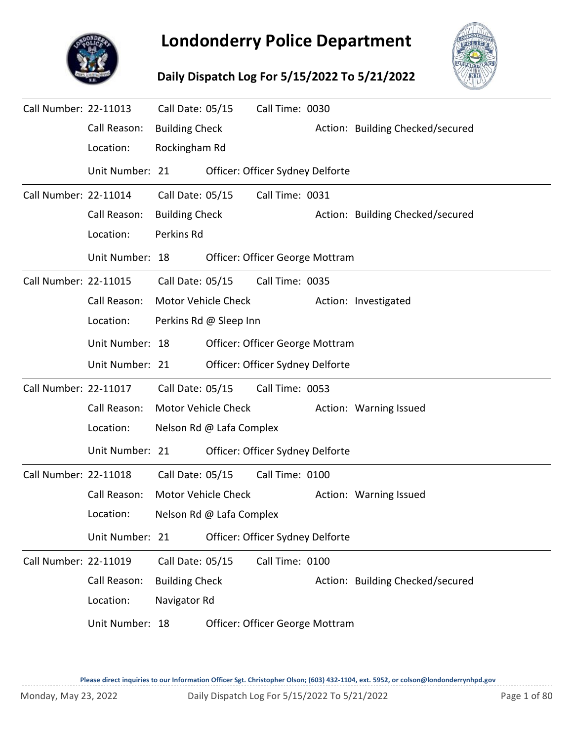# Londonderry Police Department

## Daily Dispatch Log For 5/15/2022 To 5/21/2022

---

**Call Number:** 22-11013  **Call Date:** 05/15  **Call Time:** 0030

Call Reason: Building Check  Action: Building Checked/secured

Location: Rockingham Rd

Unit Number: 21  Officer: Officer Sydney Delforte

---

**Call Number:** 22-11014  **Call Date:** 05/15  **Call Time:** 0031

Call Reason: Building Check  Action: Building Checked/secured

Location: Perkins Rd

Unit Number: 18  Officer: Officer George Mottram

---

**Call Number:** 22-11015  **Call Date:** 05/15  **Call Time:** 0035

Call Reason: Motor Vehicle Check  Action: Investigated

Location: Perkins Rd @ Sleep Inn

Unit Number: 18  Officer: Officer George Mottram

Unit Number: 21  Officer: Officer Sydney Delforte

---

**Call Number:** 22-11017  **Call Date:** 05/15  **Call Time:** 0053

Call Reason: Motor Vehicle Check  Action: Warning Issued

Location: Nelson Rd @ Lafa Complex

Unit Number: 21  Officer: Officer Sydney Delforte

---

**Call Number:** 22-11018  **Call Date:** 05/15  **Call Time:** 0100

Call Reason: Motor Vehicle Check  Action: Warning Issued

Location: Nelson Rd @ Lafa Complex

Unit Number: 21  Officer: Officer Sydney Delforte

---

**Call Number:** 22-11019  **Call Date:** 05/15  **Call Time:** 0100

Call Reason: Building Check  Action: Building Checked/secured

Location: Navigator Rd

Unit Number: 18  Officer: Officer George Mottram

---

Please direct inquiries to our Information Officer Sgt. Christopher Olson; (603) 432-1104, ext. 5952, or colson@londonderrynhpd.gov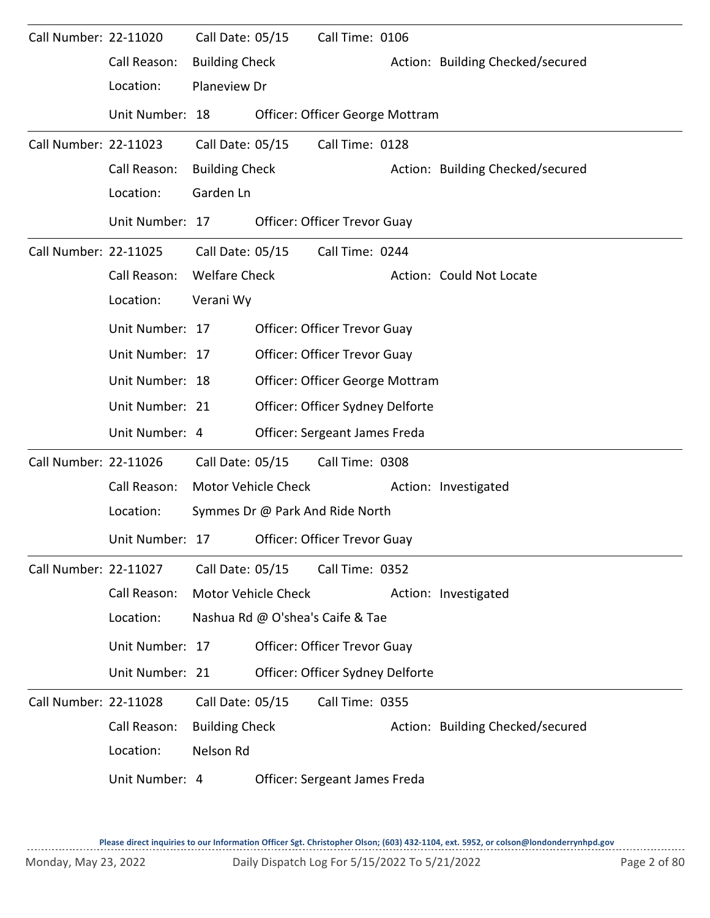Call Number: 22-11020 Call Date: 05/15 Call Time: 0106

Call Reason: Building Check Action: Building Checked/secured

Location: Planeview Dr

Unit Number: 18 Officer: Officer George Mottram

---

Call Number: 22-11023 Call Date: 05/15 Call Time: 0128

Call Reason: Building Check Action: Building Checked/secured

Location: Garden Ln

Unit Number: 17 Officer: Officer Trevor Guay

---

Call Number: 22-11025 Call Date: 05/15 Call Time: 0244

Call Reason: Welfare Check Action: Could Not Locate

Location: Verani Wy

Unit Number: 17 Officer: Officer Trevor Guay

Unit Number: 17 Officer: Officer Trevor Guay

Unit Number: 18 Officer: Officer George Mottram

Unit Number: 21 Officer: Officer Sydney Delforte

Unit Number: 4 Officer: Sergeant James Freda

---

Call Number: 22-11026 Call Date: 05/15 Call Time: 0308

Call Reason: Motor Vehicle Check Action: Investigated

Location: Symmes Dr @ Park And Ride North

Unit Number: 17 Officer: Officer Trevor Guay

---

Call Number: 22-11027 Call Date: 05/15 Call Time: 0352

Call Reason: Motor Vehicle Check Action: Investigated

Location: Nashua Rd @ O'shea's Caife & Tae

Unit Number: 17 Officer: Officer Trevor Guay

Unit Number: 21 Officer: Officer Sydney Delforte

---

Call Number: 22-11028 Call Date: 05/15 Call Time: 0355

Call Reason: Building Check Action: Building Checked/secured

Location: Nelson Rd

Unit Number: 4 Officer: Sergeant James Freda

**Please direct inquiries to our Information Officer Sgt. Christopher Olson; (603) 432-1104, ext. 5952, or colson@londonderrynhpd.gov**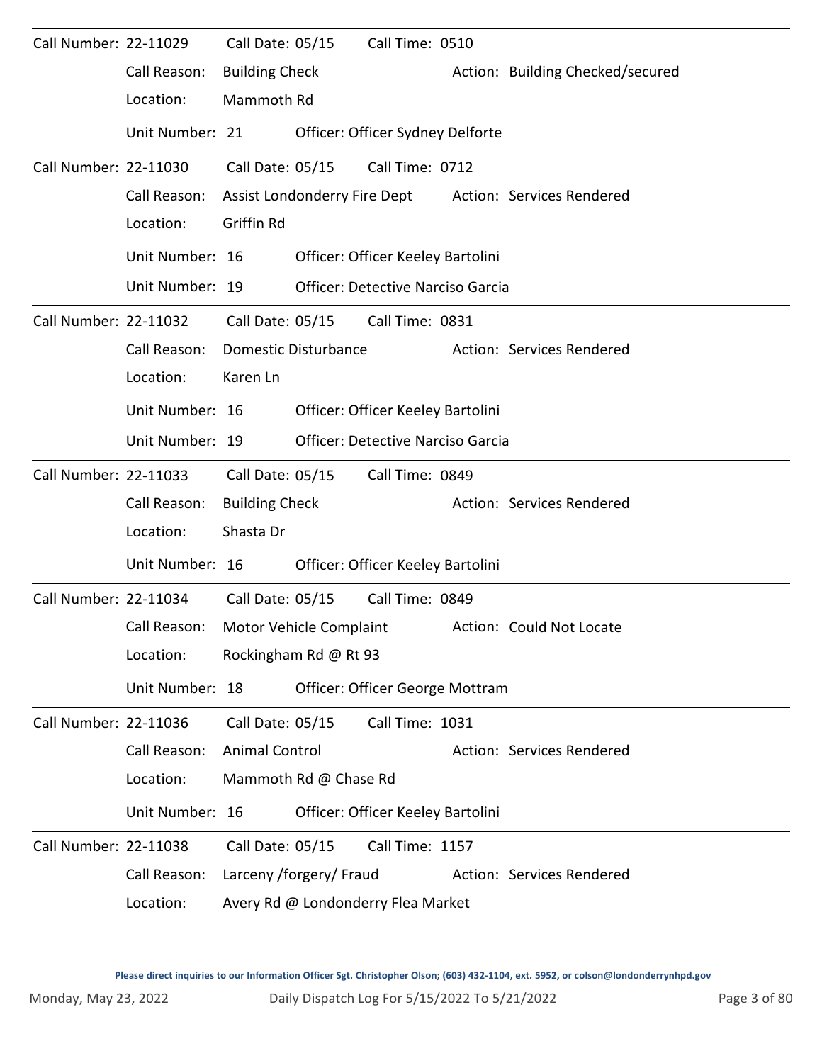Call Number: 22-11029    Call Date: 05/15    Call Time: 0510

Call Reason: Building Check    Action: Building Checked/secured

Location: Mammoth Rd

Unit Number: 21    Officer: Officer Sydney Delforte

---

Call Number: 22-11030    Call Date: 05/15    Call Time: 0712

Call Reason: Assist Londonderry Fire Dept    Action: Services Rendered

Location: Griffin Rd

Unit Number: 16    Officer: Officer Keeley Bartolini

Unit Number: 19    Officer: Detective Narciso Garcia

---

Call Number: 22-11032    Call Date: 05/15    Call Time: 0831

Call Reason: Domestic Disturbance    Action: Services Rendered

Location: Karen Ln

Unit Number: 16    Officer: Officer Keeley Bartolini

Unit Number: 19    Officer: Detective Narciso Garcia

---

Call Number: 22-11033    Call Date: 05/15    Call Time: 0849

Call Reason: Building Check    Action: Services Rendered

Location: Shasta Dr

Unit Number: 16    Officer: Officer Keeley Bartolini

---

Call Number: 22-11034    Call Date: 05/15    Call Time: 0849

Call Reason: Motor Vehicle Complaint    Action: Could Not Locate

Location: Rockingham Rd @ Rt 93

Unit Number: 18    Officer: Officer George Mottram

---

Call Number: 22-11036    Call Date: 05/15    Call Time: 1031

Call Reason: Animal Control    Action: Services Rendered

Location: Mammoth Rd @ Chase Rd

Unit Number: 16    Officer: Officer Keeley Bartolini

---

Call Number: 22-11038    Call Date: 05/15    Call Time: 1157

Call Reason: Larceny /forgery/ Fraud    Action: Services Rendered

Location: Avery Rd @ Londonderry Flea Market

Please direct inquiries to our Information Officer Sgt. Christopher Olson; (603) 432-1104, ext. 5952, or colson@londonderrynhpd.gov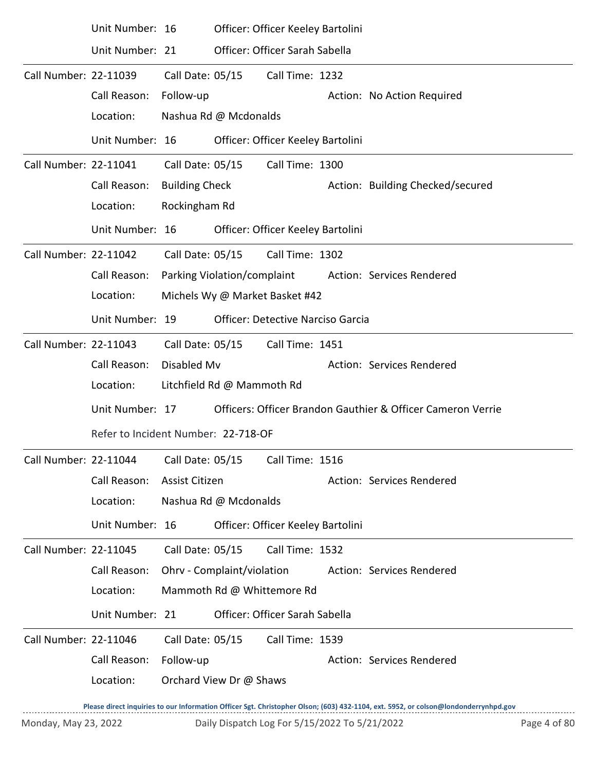Unit Number: 16    Officer: Officer Keeley Bartolini

Unit Number: 21    Officer: Officer Sarah Sabella

---

Call Number: 22-11039    Call Date: 05/15    Call Time: 1232

Call Reason: Follow-up    Action: No Action Required

Location: Nashua Rd @ Mcdonalds

Unit Number: 16    Officer: Officer Keeley Bartolini

---

Call Number: 22-11041    Call Date: 05/15    Call Time: 1300

Call Reason: Building Check    Action: Building Checked/secured

Location: Rockingham Rd

Unit Number: 16    Officer: Officer Keeley Bartolini

---

Call Number: 22-11042    Call Date: 05/15    Call Time: 1302

Call Reason: Parking Violation/complaint    Action: Services Rendered

Location: Michels Wy @ Market Basket #42

Unit Number: 19    Officer: Detective Narciso Garcia

---

Call Number: 22-11043    Call Date: 05/15    Call Time: 1451

Call Reason: Disabled Mv    Action: Services Rendered

Location: Litchfield Rd @ Mammoth Rd

Unit Number: 17    Officers: Officer Brandon Gauthier & Officer Cameron Verrie

Refer to Incident Number: 22-718-OF

---

Call Number: 22-11044    Call Date: 05/15    Call Time: 1516

Call Reason: Assist Citizen    Action: Services Rendered

Location: Nashua Rd @ Mcdonalds

Unit Number: 16    Officer: Officer Keeley Bartolini

---

Call Number: 22-11045    Call Date: 05/15    Call Time: 1532

Call Reason: Ohrv - Complaint/violation    Action: Services Rendered

Location: Mammoth Rd @ Whittemore Rd

Unit Number: 21    Officer: Officer Sarah Sabella

---

Call Number: 22-11046    Call Date: 05/15    Call Time: 1539

Call Reason: Follow-up    Action: Services Rendered

Location: Orchard View Dr @ Shaws

**Please direct inquiries to our Information Officer Sgt. Christopher Olson; (603) 432-1104, ext. 5952, or colson@londonderrynhpd.gov**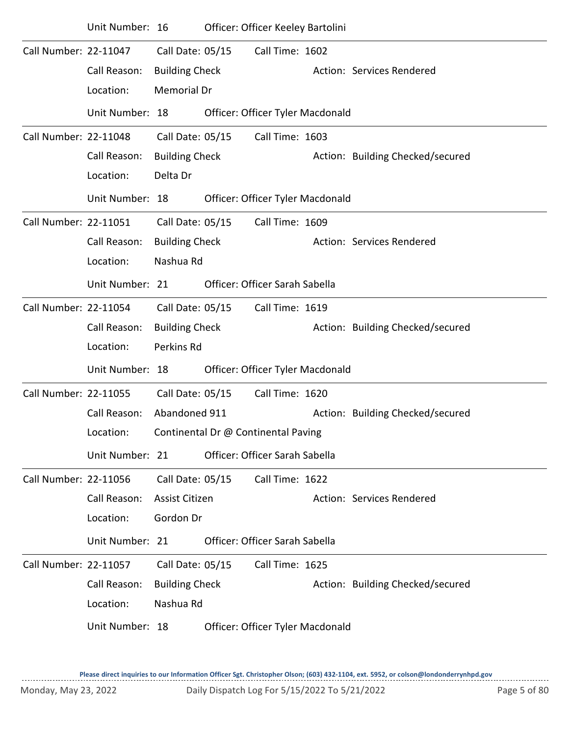Unit Number: 16 Officer: Officer Keeley Bartolini

---

Call Number: 22-11047 Call Date: 05/15 Call Time: 1602

Call Reason: Building Check Action: Services Rendered

Location: Memorial Dr

Unit Number: 18 Officer: Officer Tyler Macdonald

---

Call Number: 22-11048 Call Date: 05/15 Call Time: 1603

Call Reason: Building Check Action: Building Checked/secured

Location: Delta Dr

Unit Number: 18 Officer: Officer Tyler Macdonald

---

Call Number: 22-11051 Call Date: 05/15 Call Time: 1609

Call Reason: Building Check Action: Services Rendered

Location: Nashua Rd

Unit Number: 21 Officer: Officer Sarah Sabella

---

Call Number: 22-11054 Call Date: 05/15 Call Time: 1619

Call Reason: Building Check Action: Building Checked/secured

Location: Perkins Rd

Unit Number: 18 Officer: Officer Tyler Macdonald

---

Call Number: 22-11055 Call Date: 05/15 Call Time: 1620

Call Reason: Abandoned 911 Action: Building Checked/secured

Location: Continental Dr @ Continental Paving

Unit Number: 21 Officer: Officer Sarah Sabella

---

Call Number: 22-11056 Call Date: 05/15 Call Time: 1622

Call Reason: Assist Citizen Action: Services Rendered

Location: Gordon Dr

Unit Number: 21 Officer: Officer Sarah Sabella

---

Call Number: 22-11057 Call Date: 05/15 Call Time: 1625

Call Reason: Building Check Action: Building Checked/secured

Location: Nashua Rd

Unit Number: 18 Officer: Officer Tyler Macdonald

**Please direct inquiries to our Information Officer Sgt. Christopher Olson; (603) 432-1104, ext. 5952, or colson@londonderrynhpd.gov**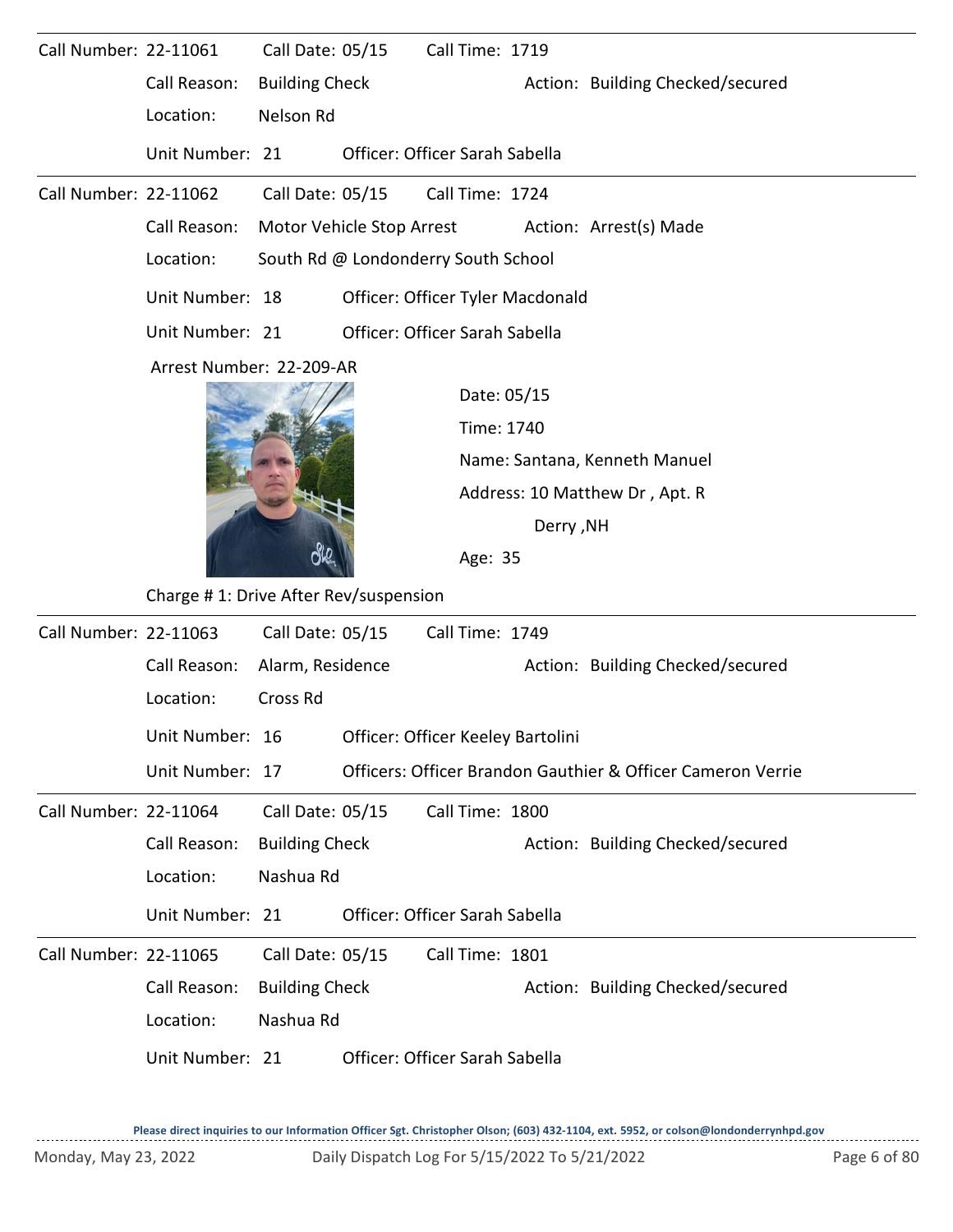Call Number: 22-11061 Call Date: 05/15 Call Time: 1719

Call Reason: Building Check Action: Building Checked/secured

Location: Nelson Rd

Unit Number: 21 Officer: Officer Sarah Sabella

---

Call Number: 22-11062 Call Date: 05/15 Call Time: 1724

Call Reason: Motor Vehicle Stop Arrest Action: Arrest(s) Made

Location: South Rd @ Londonderry South School

Unit Number: 18 Officer: Officer Tyler Macdonald

Unit Number: 21 Officer: Officer Sarah Sabella

Arrest Number: 22-209-AR

Date: 05/15

Time: 1740

Name: Santana, Kenneth Manuel

Address: 10 Matthew Dr , Apt. R

Derry ,NH

Age: 35

Charge # 1: Drive After Rev/suspension

---

Call Number: 22-11063 Call Date: 05/15 Call Time: 1749

Call Reason: Alarm, Residence Action: Building Checked/secured

Location: Cross Rd

Unit Number: 16 Officer: Officer Keeley Bartolini

Unit Number: 17 Officers: Officer Brandon Gauthier & Officer Cameron Verrie

---

Call Number: 22-11064 Call Date: 05/15 Call Time: 1800

Call Reason: Building Check Action: Building Checked/secured

Location: Nashua Rd

Unit Number: 21 Officer: Officer Sarah Sabella

---

Call Number: 22-11065 Call Date: 05/15 Call Time: 1801

Call Reason: Building Check Action: Building Checked/secured

Location: Nashua Rd

Unit Number: 21 Officer: Officer Sarah Sabella

Please direct inquiries to our Information Officer Sgt. Christopher Olson; (603) 432-1104, ext. 5952, or colson@londonderrynhpd.gov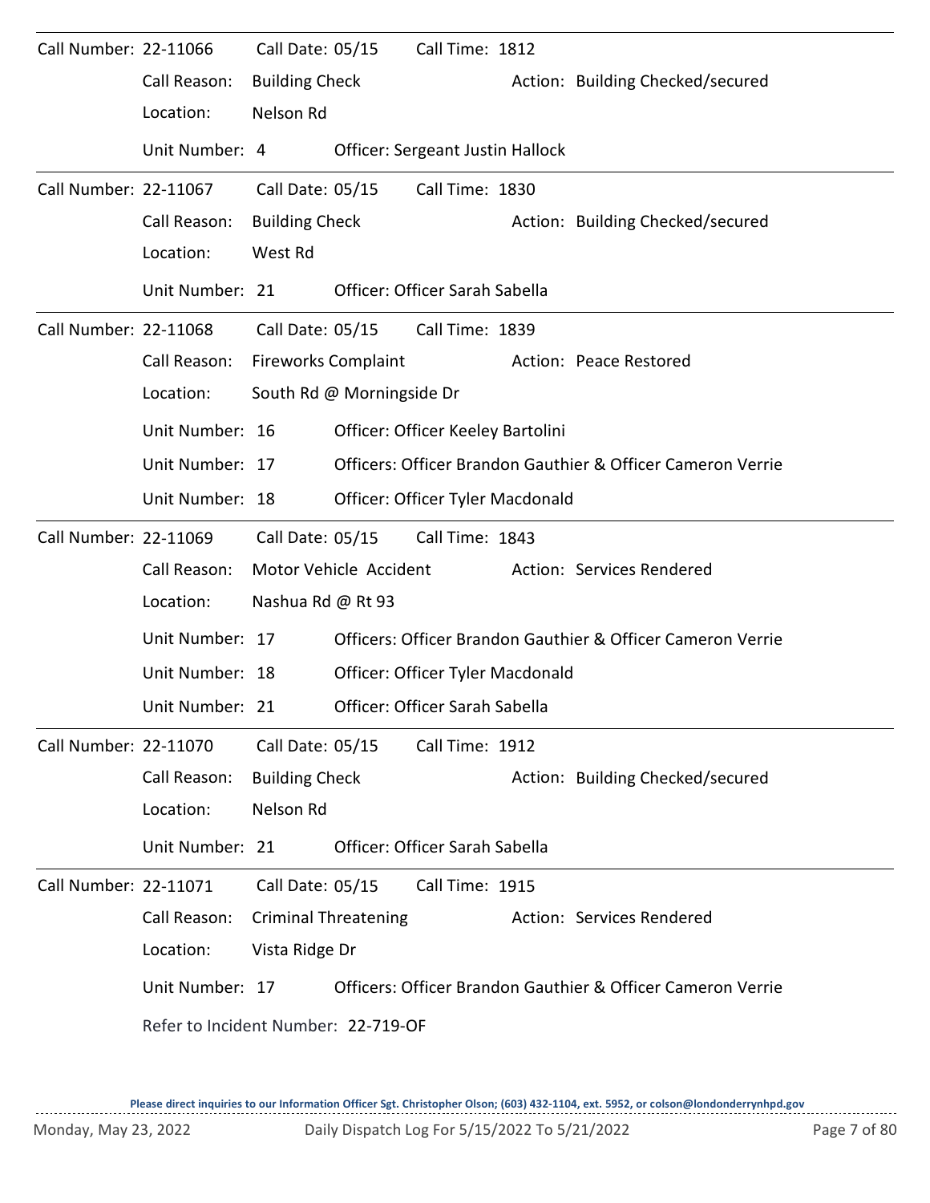Call Number: 22-11066 Call Date: 05/15 Call Time: 1812
Call Reason: Building Check Action: Building Checked/secured
Location: Nelson Rd
Unit Number: 4 Officer: Sergeant Justin Hallock

---

Call Number: 22-11067 Call Date: 05/15 Call Time: 1830
Call Reason: Building Check Action: Building Checked/secured
Location: West Rd
Unit Number: 21 Officer: Officer Sarah Sabella

---

Call Number: 22-11068 Call Date: 05/15 Call Time: 1839
Call Reason: Fireworks Complaint Action: Peace Restored
Location: South Rd @ Morningside Dr
Unit Number: 16 Officer: Officer Keeley Bartolini
Unit Number: 17 Officers: Officer Brandon Gauthier & Officer Cameron Verrie
Unit Number: 18 Officer: Officer Tyler Macdonald

---

Call Number: 22-11069 Call Date: 05/15 Call Time: 1843
Call Reason: Motor Vehicle Accident Action: Services Rendered
Location: Nashua Rd @ Rt 93
Unit Number: 17 Officers: Officer Brandon Gauthier & Officer Cameron Verrie
Unit Number: 18 Officer: Officer Tyler Macdonald
Unit Number: 21 Officer: Officer Sarah Sabella

---

Call Number: 22-11070 Call Date: 05/15 Call Time: 1912
Call Reason: Building Check Action: Building Checked/secured
Location: Nelson Rd
Unit Number: 21 Officer: Officer Sarah Sabella

---

Call Number: 22-11071 Call Date: 05/15 Call Time: 1915
Call Reason: Criminal Threatening Action: Services Rendered
Location: Vista Ridge Dr
Unit Number: 17 Officers: Officer Brandon Gauthier & Officer Cameron Verrie
Refer to Incident Number: 22-719-OF

**Please direct inquiries to our Information Officer Sgt. Christopher Olson; (603) 432-1104, ext. 5952, or colson@londonderrynhpd.gov**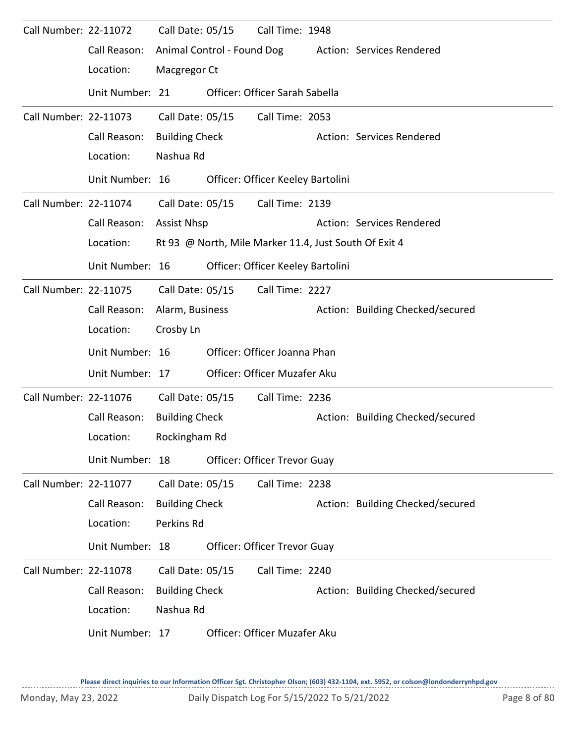Call Number: 22-11072 Call Date: 05/15 Call Time: 1948

Call Reason: Animal Control - Found Dog Action: Services Rendered

Location: Macgregor Ct

Unit Number: 21 Officer: Officer Sarah Sabella

---

Call Number: 22-11073 Call Date: 05/15 Call Time: 2053

Call Reason: Building Check Action: Services Rendered

Location: Nashua Rd

Unit Number: 16 Officer: Officer Keeley Bartolini

---

Call Number: 22-11074 Call Date: 05/15 Call Time: 2139

Call Reason: Assist Nhsp Action: Services Rendered

Location: Rt 93 @ North, Mile Marker 11.4, Just South Of Exit 4

Unit Number: 16 Officer: Officer Keeley Bartolini

---

Call Number: 22-11075 Call Date: 05/15 Call Time: 2227

Call Reason: Alarm, Business Action: Building Checked/secured

Location: Crosby Ln

Unit Number: 16 Officer: Officer Joanna Phan

Unit Number: 17 Officer: Officer Muzafer Aku

---

Call Number: 22-11076 Call Date: 05/15 Call Time: 2236

Call Reason: Building Check Action: Building Checked/secured

Location: Rockingham Rd

Unit Number: 18 Officer: Officer Trevor Guay

---

Call Number: 22-11077 Call Date: 05/15 Call Time: 2238

Call Reason: Building Check Action: Building Checked/secured

Location: Perkins Rd

Unit Number: 18 Officer: Officer Trevor Guay

---

Call Number: 22-11078 Call Date: 05/15 Call Time: 2240

Call Reason: Building Check Action: Building Checked/secured

Location: Nashua Rd

Unit Number: 17 Officer: Officer Muzafer Aku

---

Please direct inquiries to our Information Officer Sgt. Christopher Olson; (603) 432-1104, ext. 5952, or colson@londonderrynhpd.gov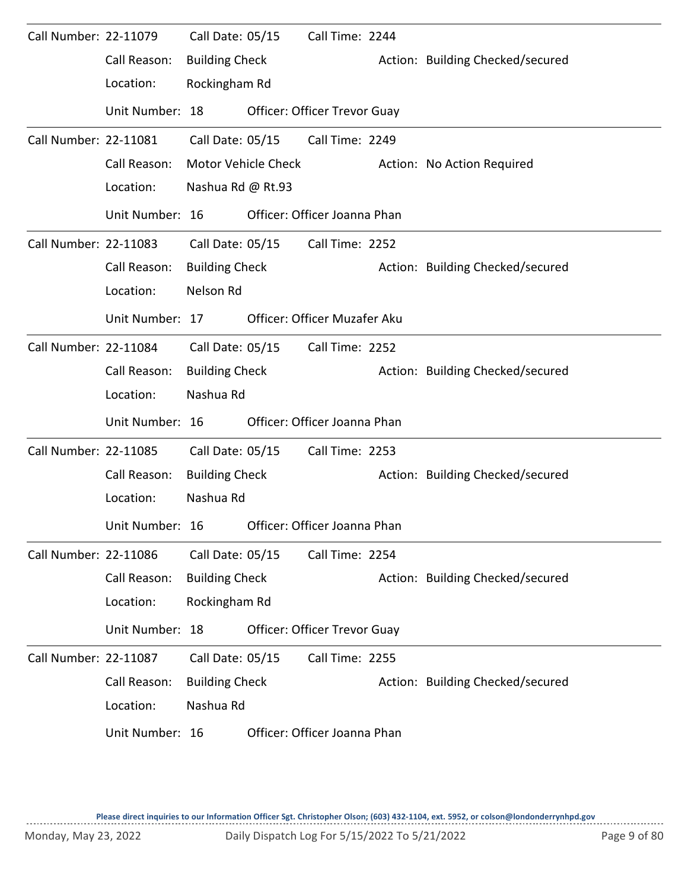Call Number: 22-11079 Call Date: 05/15 Call Time: 2244

Call Reason: Building Check Action: Building Checked/secured

Location: Rockingham Rd

Unit Number: 18 Officer: Officer Trevor Guay

---

Call Number: 22-11081 Call Date: 05/15 Call Time: 2249

Call Reason: Motor Vehicle Check Action: No Action Required

Location: Nashua Rd @ Rt.93

Unit Number: 16 Officer: Officer Joanna Phan

---

Call Number: 22-11083 Call Date: 05/15 Call Time: 2252

Call Reason: Building Check Action: Building Checked/secured

Location: Nelson Rd

Unit Number: 17 Officer: Officer Muzafer Aku

---

Call Number: 22-11084 Call Date: 05/15 Call Time: 2252

Call Reason: Building Check Action: Building Checked/secured

Location: Nashua Rd

Unit Number: 16 Officer: Officer Joanna Phan

---

Call Number: 22-11085 Call Date: 05/15 Call Time: 2253

Call Reason: Building Check Action: Building Checked/secured

Location: Nashua Rd

Unit Number: 16 Officer: Officer Joanna Phan

---

Call Number: 22-11086 Call Date: 05/15 Call Time: 2254

Call Reason: Building Check Action: Building Checked/secured

Location: Rockingham Rd

Unit Number: 18 Officer: Officer Trevor Guay

---

Call Number: 22-11087 Call Date: 05/15 Call Time: 2255

Call Reason: Building Check Action: Building Checked/secured

Location: Nashua Rd

Unit Number: 16 Officer: Officer Joanna Phan

**Please direct inquiries to our Information Officer Sgt. Christopher Olson; (603) 432-1104, ext. 5952, or colson@londonderrynhpd.gov**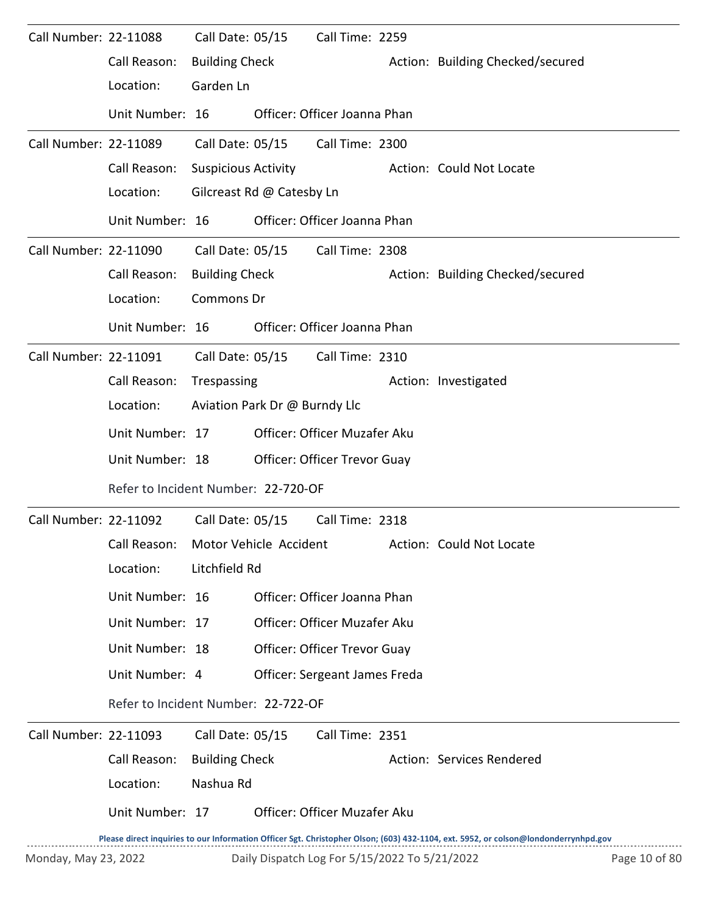Call Number: 22-11088 Call Date: 05/15 Call Time: 2259

Call Reason: Building Check Action: Building Checked/secured

Location: Garden Ln

Unit Number: 16 Officer: Officer Joanna Phan

---

Call Number: 22-11089 Call Date: 05/15 Call Time: 2300

Call Reason: Suspicious Activity Action: Could Not Locate

Location: Gilcreast Rd @ Catesby Ln

Unit Number: 16 Officer: Officer Joanna Phan

---

Call Number: 22-11090 Call Date: 05/15 Call Time: 2308

Call Reason: Building Check Action: Building Checked/secured

Location: Commons Dr

Unit Number: 16 Officer: Officer Joanna Phan

---

Call Number: 22-11091 Call Date: 05/15 Call Time: 2310

Call Reason: Trespassing Action: Investigated

Location: Aviation Park Dr @ Burndy Llc

Unit Number: 17 Officer: Officer Muzafer Aku

Unit Number: 18 Officer: Officer Trevor Guay

Refer to Incident Number: 22-720-OF

---

Call Number: 22-11092 Call Date: 05/15 Call Time: 2318

Call Reason: Motor Vehicle Accident Action: Could Not Locate

Location: Litchfield Rd

Unit Number: 16 Officer: Officer Joanna Phan

Unit Number: 17 Officer: Officer Muzafer Aku

Unit Number: 18 Officer: Officer Trevor Guay

Unit Number: 4 Officer: Sergeant James Freda

Refer to Incident Number: 22-722-OF

---

Call Number: 22-11093 Call Date: 05/15 Call Time: 2351

Call Reason: Building Check Action: Services Rendered

Location: Nashua Rd

Unit Number: 17 Officer: Officer Muzafer Aku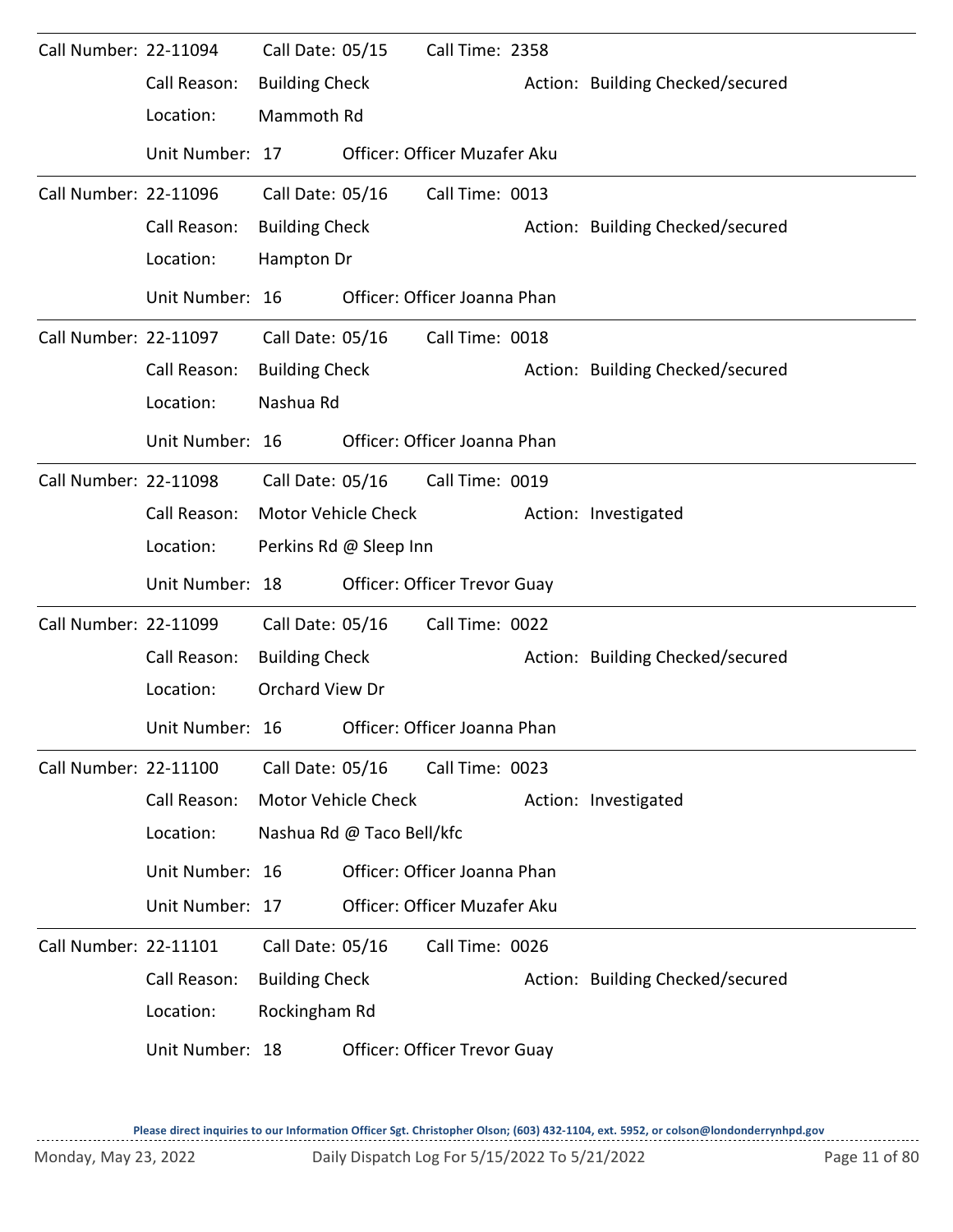Call Number: 22-11094 Call Date: 05/15 Call Time: 2358

Call Reason: Building Check Action: Building Checked/secured

Location: Mammoth Rd

Unit Number: 17 Officer: Officer Muzafer Aku

---

Call Number: 22-11096 Call Date: 05/16 Call Time: 0013

Call Reason: Building Check Action: Building Checked/secured

Location: Hampton Dr

Unit Number: 16 Officer: Officer Joanna Phan

---

Call Number: 22-11097 Call Date: 05/16 Call Time: 0018

Call Reason: Building Check Action: Building Checked/secured

Location: Nashua Rd

Unit Number: 16 Officer: Officer Joanna Phan

---

Call Number: 22-11098 Call Date: 05/16 Call Time: 0019

Call Reason: Motor Vehicle Check Action: Investigated

Location: Perkins Rd @ Sleep Inn

Unit Number: 18 Officer: Officer Trevor Guay

---

Call Number: 22-11099 Call Date: 05/16 Call Time: 0022

Call Reason: Building Check Action: Building Checked/secured

Location: Orchard View Dr

Unit Number: 16 Officer: Officer Joanna Phan

---

Call Number: 22-11100 Call Date: 05/16 Call Time: 0023

Call Reason: Motor Vehicle Check Action: Investigated

Location: Nashua Rd @ Taco Bell/kfc

Unit Number: 16 Officer: Officer Joanna Phan

Unit Number: 17 Officer: Officer Muzafer Aku

---

Call Number: 22-11101 Call Date: 05/16 Call Time: 0026

Call Reason: Building Check Action: Building Checked/secured

Location: Rockingham Rd

Unit Number: 18 Officer: Officer Trevor Guay

Please direct inquiries to our Information Officer Sgt. Christopher Olson; (603) 432-1104, ext. 5952, or colson@londonderrynhpd.gov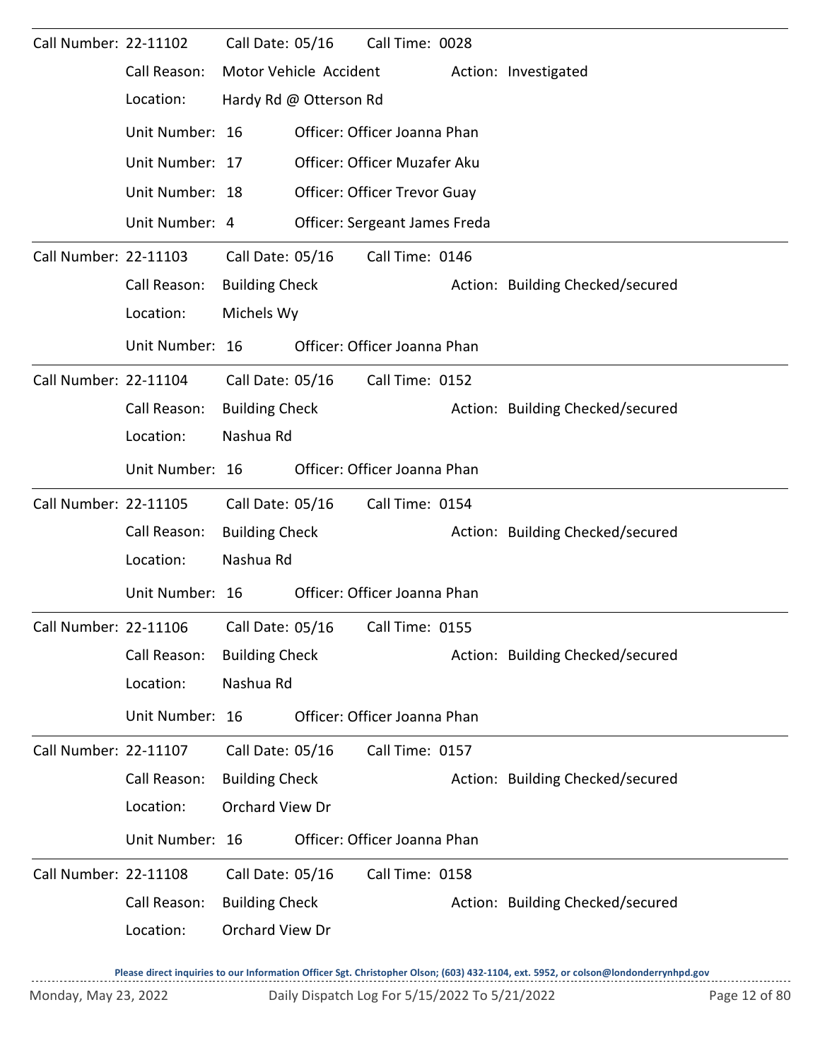Call Number: 22-11102 Call Date: 05/16 Call Time: 0028

Call Reason: Motor Vehicle Accident Action: Investigated

Location: Hardy Rd @ Otterson Rd

Unit Number: 16 Officer: Officer Joanna Phan

Unit Number: 17 Officer: Officer Muzafer Aku

Unit Number: 18 Officer: Officer Trevor Guay

Unit Number: 4 Officer: Sergeant James Freda

---

Call Number: 22-11103 Call Date: 05/16 Call Time: 0146

Call Reason: Building Check Action: Building Checked/secured

Location: Michels Wy

Unit Number: 16 Officer: Officer Joanna Phan

---

Call Number: 22-11104 Call Date: 05/16 Call Time: 0152

Call Reason: Building Check Action: Building Checked/secured

Location: Nashua Rd

Unit Number: 16 Officer: Officer Joanna Phan

---

Call Number: 22-11105 Call Date: 05/16 Call Time: 0154

Call Reason: Building Check Action: Building Checked/secured

Location: Nashua Rd

Unit Number: 16 Officer: Officer Joanna Phan

---

Call Number: 22-11106 Call Date: 05/16 Call Time: 0155

Call Reason: Building Check Action: Building Checked/secured

Location: Nashua Rd

Unit Number: 16 Officer: Officer Joanna Phan

---

Call Number: 22-11107 Call Date: 05/16 Call Time: 0157

Call Reason: Building Check Action: Building Checked/secured

Location: Orchard View Dr

Unit Number: 16 Officer: Officer Joanna Phan

---

Call Number: 22-11108 Call Date: 05/16 Call Time: 0158

Call Reason: Building Check Action: Building Checked/secured

Location: Orchard View Dr

**Please direct inquiries to our Information Officer Sgt. Christopher Olson; (603) 432-1104, ext. 5952, or colson@londonderrynhpd.gov**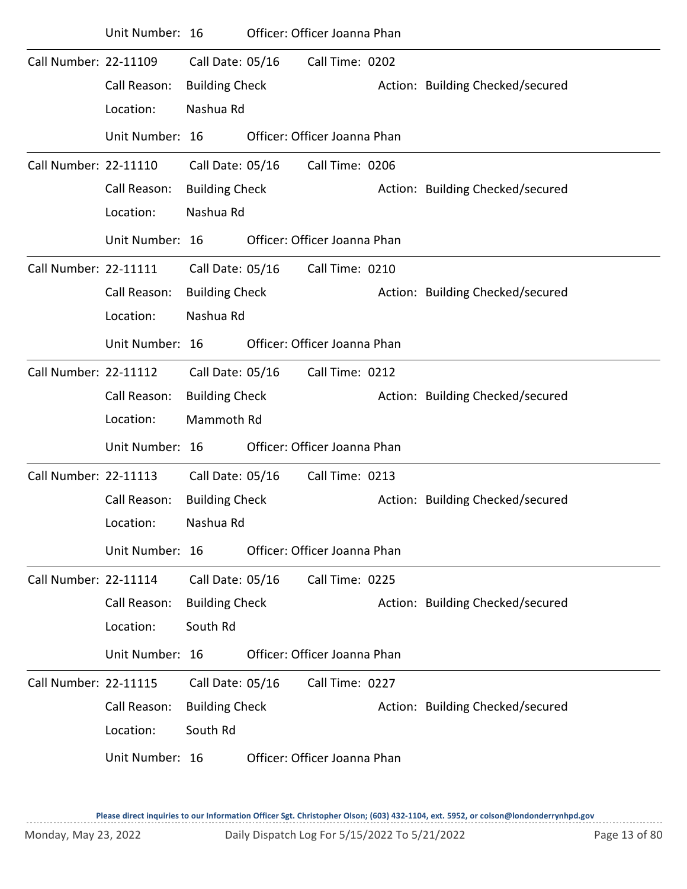Unit Number: 16    Officer: Officer Joanna Phan

---

Call Number: 22-11109    Call Date: 05/16    Call Time: 0202

Call Reason: Building Check    Action: Building Checked/secured

Location: Nashua Rd

Unit Number: 16    Officer: Officer Joanna Phan

---

Call Number: 22-11110    Call Date: 05/16    Call Time: 0206

Call Reason: Building Check    Action: Building Checked/secured

Location: Nashua Rd

Unit Number: 16    Officer: Officer Joanna Phan

---

Call Number: 22-11111    Call Date: 05/16    Call Time: 0210

Call Reason: Building Check    Action: Building Checked/secured

Location: Nashua Rd

Unit Number: 16    Officer: Officer Joanna Phan

---

Call Number: 22-11112    Call Date: 05/16    Call Time: 0212

Call Reason: Building Check    Action: Building Checked/secured

Location: Mammoth Rd

Unit Number: 16    Officer: Officer Joanna Phan

---

Call Number: 22-11113    Call Date: 05/16    Call Time: 0213

Call Reason: Building Check    Action: Building Checked/secured

Location: Nashua Rd

Unit Number: 16    Officer: Officer Joanna Phan

---

Call Number: 22-11114    Call Date: 05/16    Call Time: 0225

Call Reason: Building Check    Action: Building Checked/secured

Location: South Rd

Unit Number: 16    Officer: Officer Joanna Phan

---

Call Number: 22-11115    Call Date: 05/16    Call Time: 0227

Call Reason: Building Check    Action: Building Checked/secured

Location: South Rd

Unit Number: 16    Officer: Officer Joanna Phan

**Please direct inquiries to our Information Officer Sgt. Christopher Olson; (603) 432-1104, ext. 5952, or colson@londonderrynhpd.gov**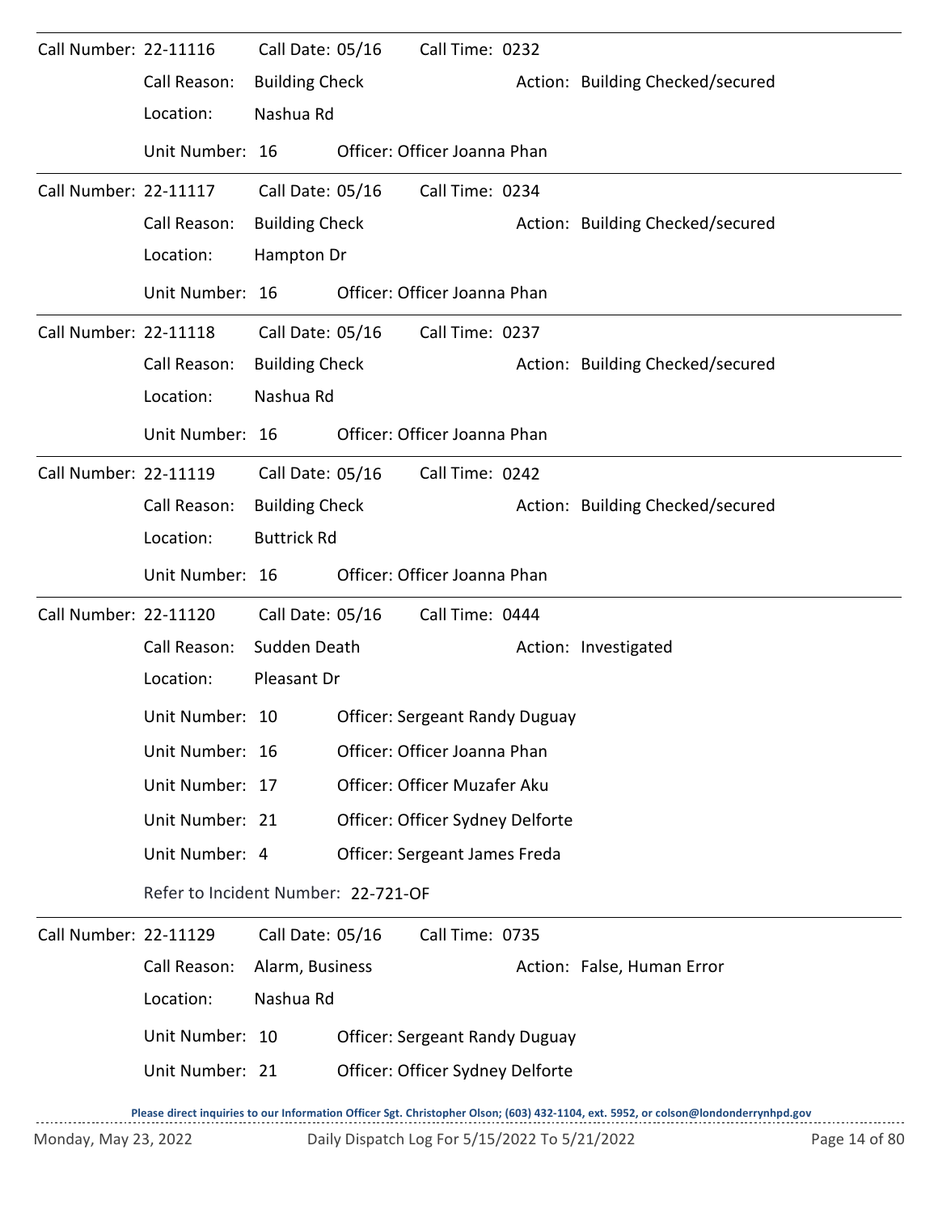Call Number: 22-11116    Call Date: 05/16    Call Time: 0232

Call Reason: Building Check    Action: Building Checked/secured

Location: Nashua Rd

Unit Number: 16    Officer: Officer Joanna Phan

---

Call Number: 22-11117    Call Date: 05/16    Call Time: 0234

Call Reason: Building Check    Action: Building Checked/secured

Location: Hampton Dr

Unit Number: 16    Officer: Officer Joanna Phan

---

Call Number: 22-11118    Call Date: 05/16    Call Time: 0237

Call Reason: Building Check    Action: Building Checked/secured

Location: Nashua Rd

Unit Number: 16    Officer: Officer Joanna Phan

---

Call Number: 22-11119    Call Date: 05/16    Call Time: 0242

Call Reason: Building Check    Action: Building Checked/secured

Location: Buttrick Rd

Unit Number: 16    Officer: Officer Joanna Phan

---

Call Number: 22-11120    Call Date: 05/16    Call Time: 0444

Call Reason: Sudden Death    Action: Investigated

Location: Pleasant Dr

Unit Number: 10    Officer: Sergeant Randy Duguay

Unit Number: 16    Officer: Officer Joanna Phan

Unit Number: 17    Officer: Officer Muzafer Aku

Unit Number: 21    Officer: Officer Sydney Delforte

Unit Number: 4    Officer: Sergeant James Freda

Refer to Incident Number: 22-721-OF

---

Call Number: 22-11129    Call Date: 05/16    Call Time: 0735

Call Reason: Alarm, Business    Action: False, Human Error

Location: Nashua Rd

Unit Number: 10    Officer: Sergeant Randy Duguay

Unit Number: 21    Officer: Officer Sydney Delforte

Please direct inquiries to our Information Officer Sgt. Christopher Olson; (603) 432-1104, ext. 5952, or colson@londonderrynhpd.gov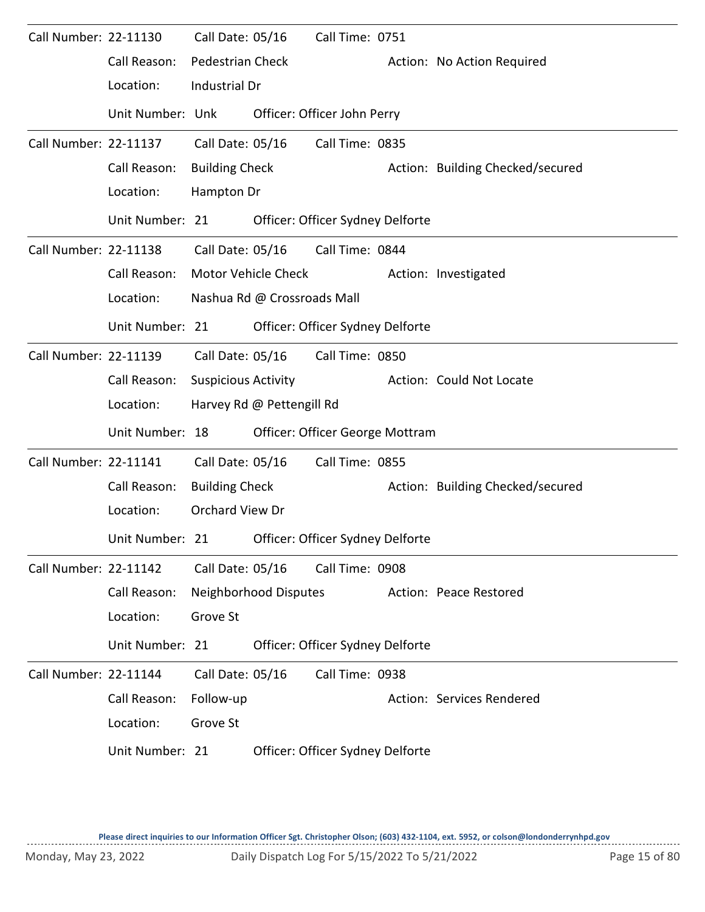Call Number: 22-11130 Call Date: 05/16 Call Time: 0751
Call Reason: Pedestrian Check Action: No Action Required
Location: Industrial Dr
Unit Number: Unk Officer: Officer John Perry

---

Call Number: 22-11137 Call Date: 05/16 Call Time: 0835
Call Reason: Building Check Action: Building Checked/secured
Location: Hampton Dr
Unit Number: 21 Officer: Officer Sydney Delforte

---

Call Number: 22-11138 Call Date: 05/16 Call Time: 0844
Call Reason: Motor Vehicle Check Action: Investigated
Location: Nashua Rd @ Crossroads Mall
Unit Number: 21 Officer: Officer Sydney Delforte

---

Call Number: 22-11139 Call Date: 05/16 Call Time: 0850
Call Reason: Suspicious Activity Action: Could Not Locate
Location: Harvey Rd @ Pettengill Rd
Unit Number: 18 Officer: Officer George Mottram

---

Call Number: 22-11141 Call Date: 05/16 Call Time: 0855
Call Reason: Building Check Action: Building Checked/secured
Location: Orchard View Dr
Unit Number: 21 Officer: Officer Sydney Delforte

---

Call Number: 22-11142 Call Date: 05/16 Call Time: 0908
Call Reason: Neighborhood Disputes Action: Peace Restored
Location: Grove St
Unit Number: 21 Officer: Officer Sydney Delforte

---

Call Number: 22-11144 Call Date: 05/16 Call Time: 0938
Call Reason: Follow-up Action: Services Rendered
Location: Grove St
Unit Number: 21 Officer: Officer Sydney Delforte

**Please direct inquiries to our Information Officer Sgt. Christopher Olson; (603) 432-1104, ext. 5952, or colson@londonderrynhpd.gov**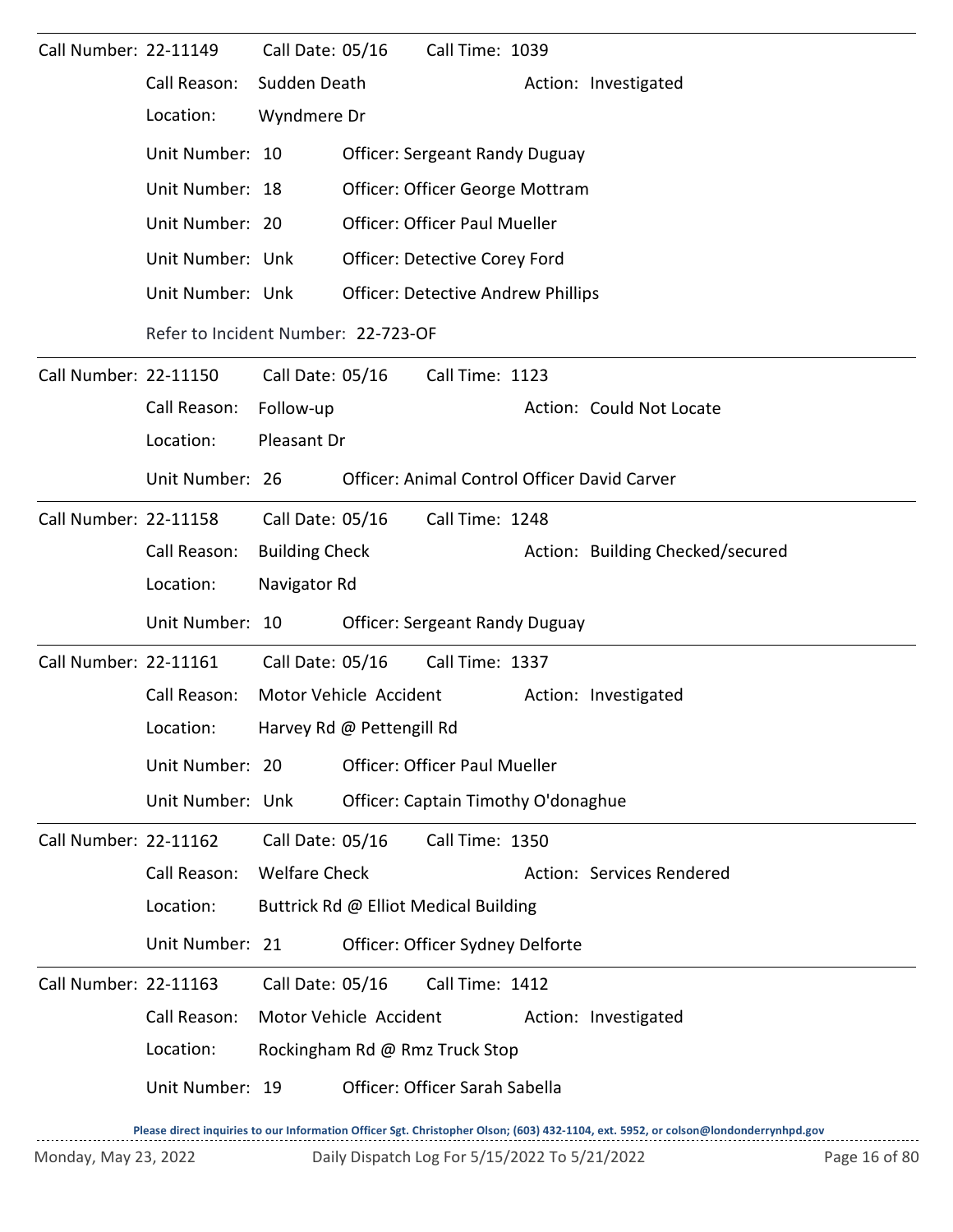Call Number: 22-11149 Call Date: 05/16 Call Time: 1039

Call Reason: Sudden Death Action: Investigated

Location: Wyndmere Dr

Unit Number: 10 Officer: Sergeant Randy Duguay

Unit Number: 18 Officer: Officer George Mottram

Unit Number: 20 Officer: Officer Paul Mueller

Unit Number: Unk Officer: Detective Corey Ford

Unit Number: Unk Officer: Detective Andrew Phillips

Refer to Incident Number: 22-723-OF

---

Call Number: 22-11150 Call Date: 05/16 Call Time: 1123

Call Reason: Follow-up Action: Could Not Locate

Location: Pleasant Dr

Unit Number: 26 Officer: Animal Control Officer David Carver

---

Call Number: 22-11158 Call Date: 05/16 Call Time: 1248

Call Reason: Building Check Action: Building Checked/secured

Location: Navigator Rd

Unit Number: 10 Officer: Sergeant Randy Duguay

---

Call Number: 22-11161 Call Date: 05/16 Call Time: 1337

Call Reason: Motor Vehicle Accident Action: Investigated

Location: Harvey Rd @ Pettengill Rd

Unit Number: 20 Officer: Officer Paul Mueller

Unit Number: Unk Officer: Captain Timothy O'donaghue

---

Call Number: 22-11162 Call Date: 05/16 Call Time: 1350

Call Reason: Welfare Check Action: Services Rendered

Location: Buttrick Rd @ Elliot Medical Building

Unit Number: 21 Officer: Officer Sydney Delforte

---

Call Number: 22-11163 Call Date: 05/16 Call Time: 1412

Call Reason: Motor Vehicle Accident Action: Investigated

Location: Rockingham Rd @ Rmz Truck Stop

Unit Number: 19 Officer: Officer Sarah Sabella

**Please direct inquiries to our Information Officer Sgt. Christopher Olson; (603) 432-1104, ext. 5952, or colson@londonderrynhpd.gov**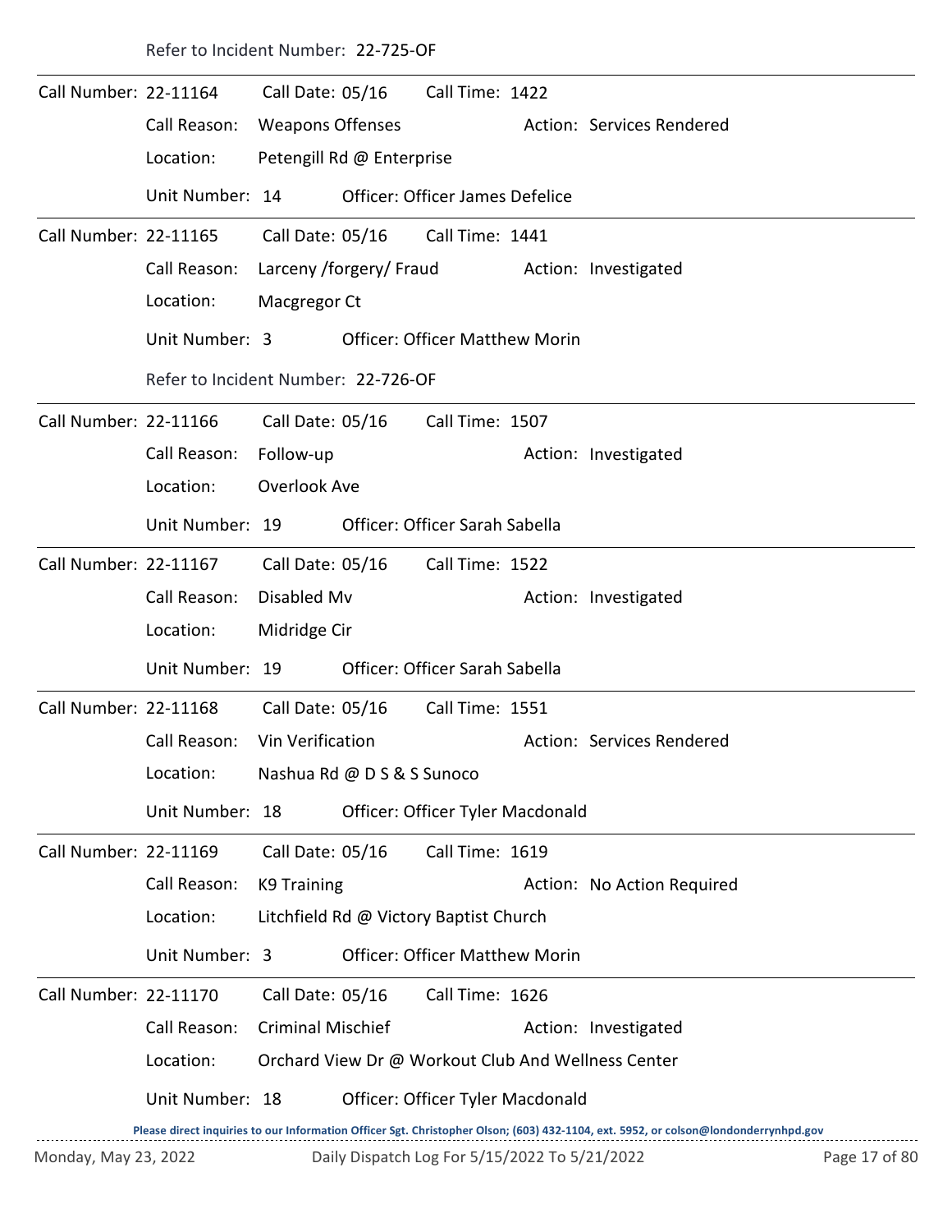Refer to Incident Number: 22-725-OF

---

Call Number: 22-11164 Call Date: 05/16 Call Time: 1422

Call Reason: Weapons Offenses Action: Services Rendered

Location: Petengill Rd @ Enterprise

Unit Number: 14 Officer: Officer James Defelice

---

Call Number: 22-11165 Call Date: 05/16 Call Time: 1441

Call Reason: Larceny /forgery/ Fraud Action: Investigated

Location: Macgregor Ct

Unit Number: 3 Officer: Officer Matthew Morin

Refer to Incident Number: 22-726-OF

---

Call Number: 22-11166 Call Date: 05/16 Call Time: 1507

Call Reason: Follow-up Action: Investigated

Location: Overlook Ave

Unit Number: 19 Officer: Officer Sarah Sabella

---

Call Number: 22-11167 Call Date: 05/16 Call Time: 1522

Call Reason: Disabled Mv Action: Investigated

Location: Midridge Cir

Unit Number: 19 Officer: Officer Sarah Sabella

---

Call Number: 22-11168 Call Date: 05/16 Call Time: 1551

Call Reason: Vin Verification Action: Services Rendered

Location: Nashua Rd @ D S & S Sunoco

Unit Number: 18 Officer: Officer Tyler Macdonald

---

Call Number: 22-11169 Call Date: 05/16 Call Time: 1619

Call Reason: K9 Training Action: No Action Required

Location: Litchfield Rd @ Victory Baptist Church

Unit Number: 3 Officer: Officer Matthew Morin

---

Call Number: 22-11170 Call Date: 05/16 Call Time: 1626

Call Reason: Criminal Mischief Action: Investigated

Location: Orchard View Dr @ Workout Club And Wellness Center

Unit Number: 18 Officer: Officer Tyler Macdonald

Please direct inquiries to our Information Officer Sgt. Christopher Olson; (603) 432-1104, ext. 5952, or colson@londonderrynhpd.gov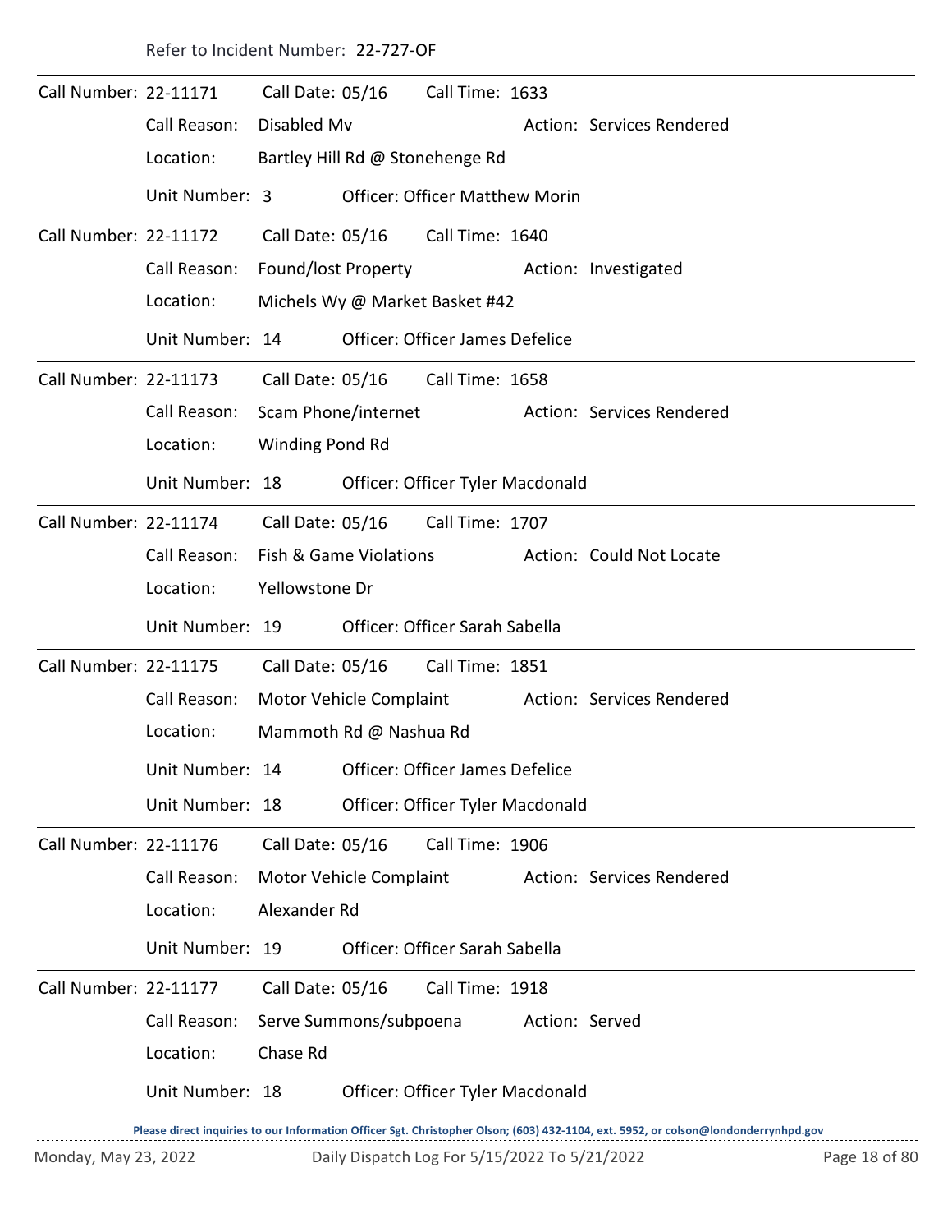Refer to Incident Number: 22-727-OF

---

Call Number: 22-11171 Call Date: 05/16 Call Time: 1633

Call Reason: Disabled Mv Action: Services Rendered

Location: Bartley Hill Rd @ Stonehenge Rd

Unit Number: 3 Officer: Officer Matthew Morin

---

Call Number: 22-11172 Call Date: 05/16 Call Time: 1640

Call Reason: Found/lost Property Action: Investigated

Location: Michels Wy @ Market Basket #42

Unit Number: 14 Officer: Officer James Defelice

---

Call Number: 22-11173 Call Date: 05/16 Call Time: 1658

Call Reason: Scam Phone/internet Action: Services Rendered

Location: Winding Pond Rd

Unit Number: 18 Officer: Officer Tyler Macdonald

---

Call Number: 22-11174 Call Date: 05/16 Call Time: 1707

Call Reason: Fish & Game Violations Action: Could Not Locate

Location: Yellowstone Dr

Unit Number: 19 Officer: Officer Sarah Sabella

---

Call Number: 22-11175 Call Date: 05/16 Call Time: 1851

Call Reason: Motor Vehicle Complaint Action: Services Rendered

Location: Mammoth Rd @ Nashua Rd

Unit Number: 14 Officer: Officer James Defelice

Unit Number: 18 Officer: Officer Tyler Macdonald

---

Call Number: 22-11176 Call Date: 05/16 Call Time: 1906

Call Reason: Motor Vehicle Complaint Action: Services Rendered

Location: Alexander Rd

Unit Number: 19 Officer: Officer Sarah Sabella

---

Call Number: 22-11177 Call Date: 05/16 Call Time: 1918

Call Reason: Serve Summons/subpoena Action: Served

Location: Chase Rd

Unit Number: 18 Officer: Officer Tyler Macdonald

Please direct inquiries to our Information Officer Sgt. Christopher Olson; (603) 432-1104, ext. 5952, or colson@londonderrynhpd.gov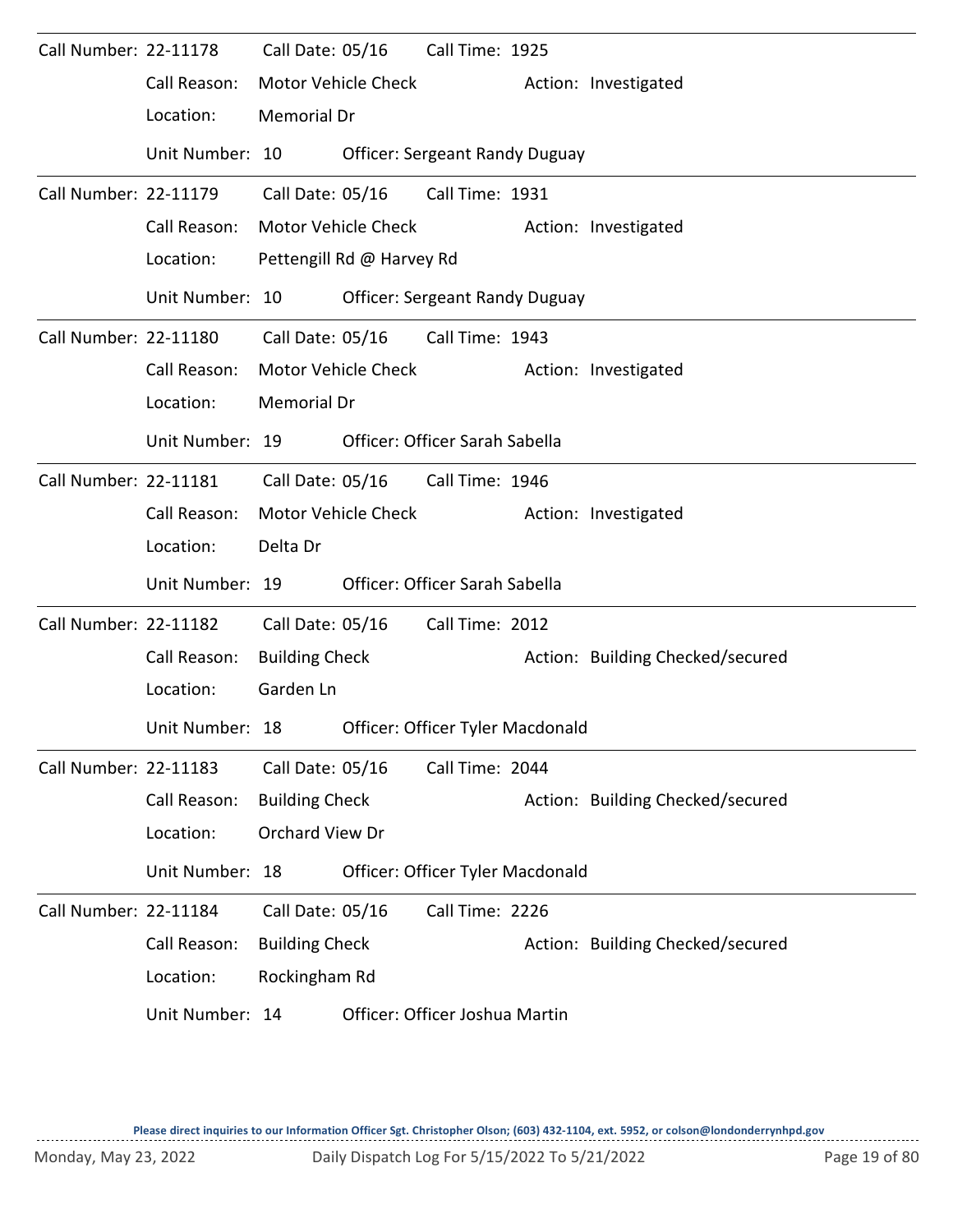Call Number: 22-11178 Call Date: 05/16 Call Time: 1925

Call Reason: Motor Vehicle Check Action: Investigated

Location: Memorial Dr

Unit Number: 10 Officer: Sergeant Randy Duguay

---

Call Number: 22-11179 Call Date: 05/16 Call Time: 1931

Call Reason: Motor Vehicle Check Action: Investigated

Location: Pettengill Rd @ Harvey Rd

Unit Number: 10 Officer: Sergeant Randy Duguay

---

Call Number: 22-11180 Call Date: 05/16 Call Time: 1943

Call Reason: Motor Vehicle Check Action: Investigated

Location: Memorial Dr

Unit Number: 19 Officer: Officer Sarah Sabella

---

Call Number: 22-11181 Call Date: 05/16 Call Time: 1946

Call Reason: Motor Vehicle Check Action: Investigated

Location: Delta Dr

Unit Number: 19 Officer: Officer Sarah Sabella

---

Call Number: 22-11182 Call Date: 05/16 Call Time: 2012

Call Reason: Building Check Action: Building Checked/secured

Location: Garden Ln

Unit Number: 18 Officer: Officer Tyler Macdonald

---

Call Number: 22-11183 Call Date: 05/16 Call Time: 2044

Call Reason: Building Check Action: Building Checked/secured

Location: Orchard View Dr

Unit Number: 18 Officer: Officer Tyler Macdonald

---

Call Number: 22-11184 Call Date: 05/16 Call Time: 2226

Call Reason: Building Check Action: Building Checked/secured

Location: Rockingham Rd

Unit Number: 14 Officer: Officer Joshua Martin

**Please direct inquiries to our Information Officer Sgt. Christopher Olson; (603) 432-1104, ext. 5952, or colson@londonderrynhpd.gov**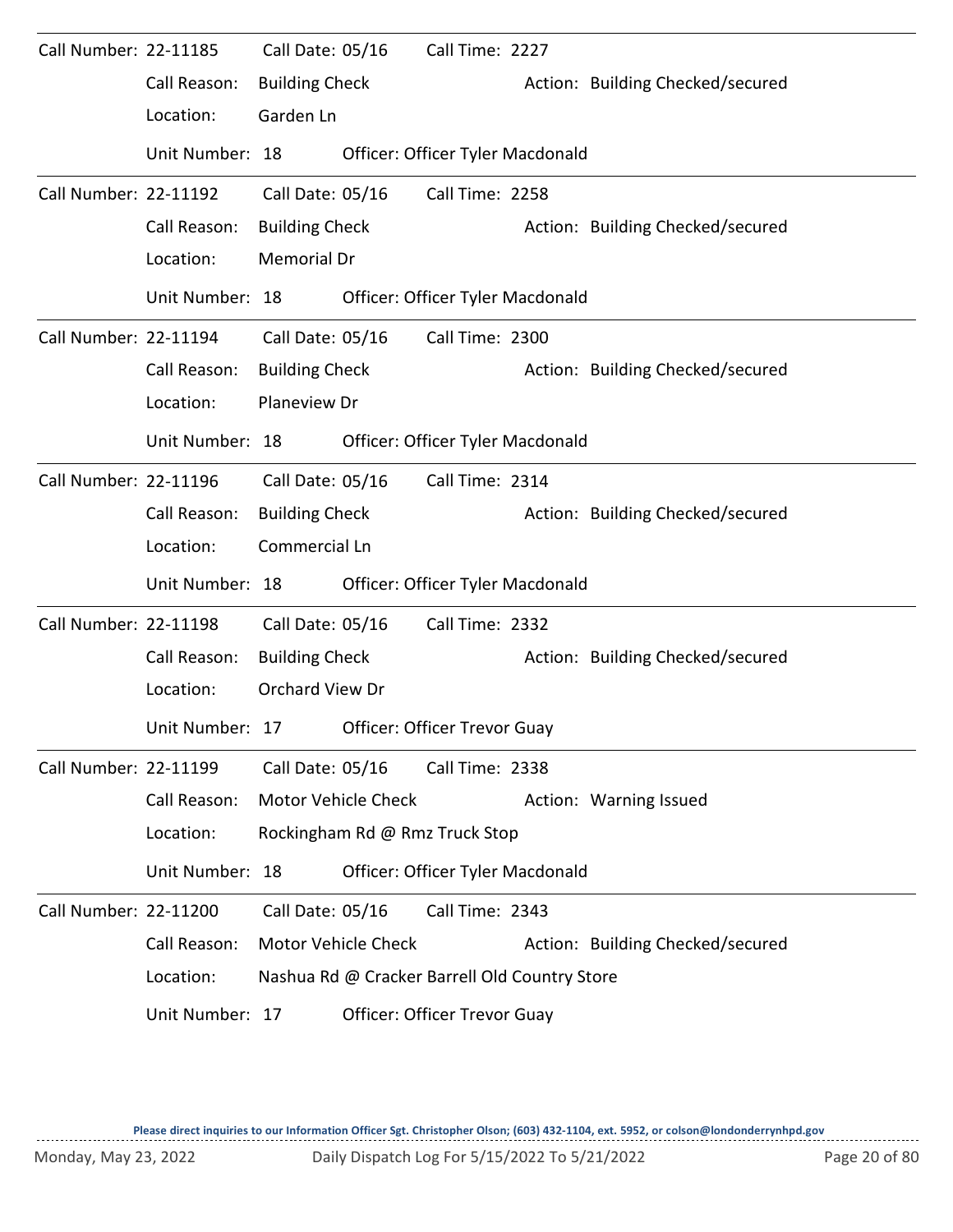Call Number: 22-11185 Call Date: 05/16 Call Time: 2227

Call Reason: Building Check Action: Building Checked/secured

Location: Garden Ln

Unit Number: 18 Officer: Officer Tyler Macdonald

---

Call Number: 22-11192 Call Date: 05/16 Call Time: 2258

Call Reason: Building Check Action: Building Checked/secured

Location: Memorial Dr

Unit Number: 18 Officer: Officer Tyler Macdonald

---

Call Number: 22-11194 Call Date: 05/16 Call Time: 2300

Call Reason: Building Check Action: Building Checked/secured

Location: Planeview Dr

Unit Number: 18 Officer: Officer Tyler Macdonald

---

Call Number: 22-11196 Call Date: 05/16 Call Time: 2314

Call Reason: Building Check Action: Building Checked/secured

Location: Commercial Ln

Unit Number: 18 Officer: Officer Tyler Macdonald

---

Call Number: 22-11198 Call Date: 05/16 Call Time: 2332

Call Reason: Building Check Action: Building Checked/secured

Location: Orchard View Dr

Unit Number: 17 Officer: Officer Trevor Guay

---

Call Number: 22-11199 Call Date: 05/16 Call Time: 2338

Call Reason: Motor Vehicle Check Action: Warning Issued

Location: Rockingham Rd @ Rmz Truck Stop

Unit Number: 18 Officer: Officer Tyler Macdonald

---

Call Number: 22-11200 Call Date: 05/16 Call Time: 2343

Call Reason: Motor Vehicle Check Action: Building Checked/secured

Location: Nashua Rd @ Cracker Barrell Old Country Store

Unit Number: 17 Officer: Officer Trevor Guay

Please direct inquiries to our Information Officer Sgt. Christopher Olson; (603) 432-1104, ext. 5952, or colson@londonderrynhpd.gov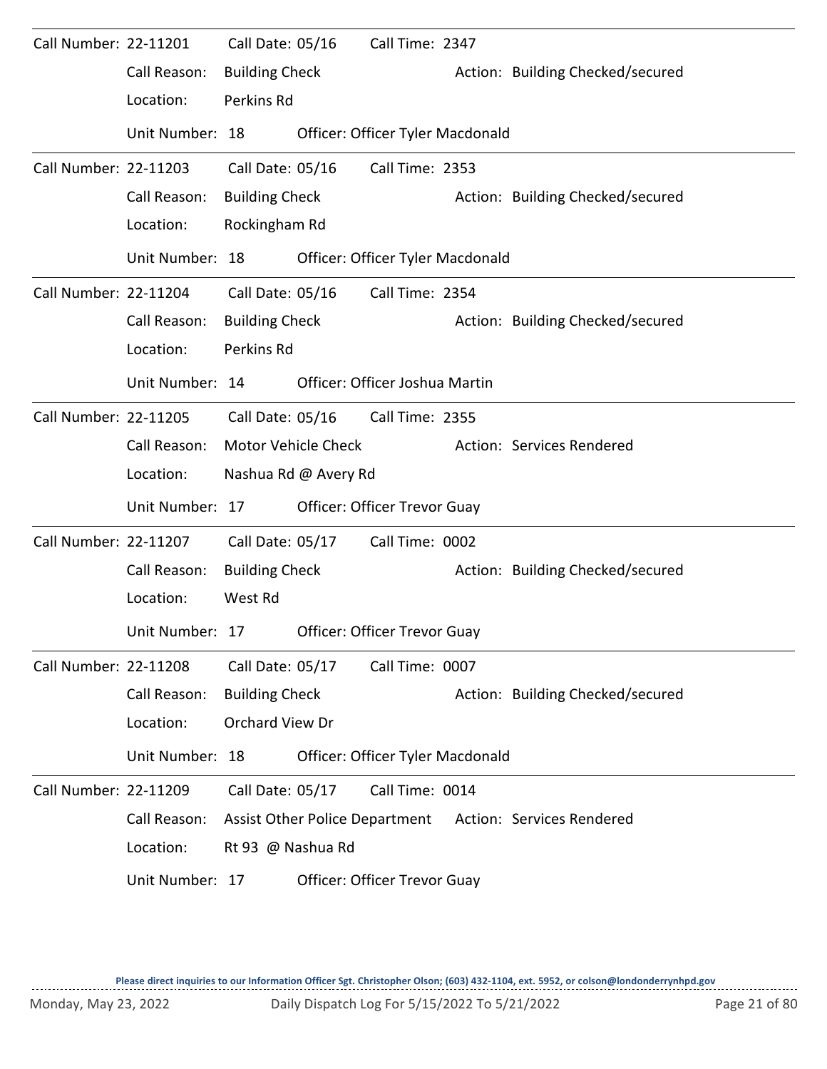Call Number: 22-11201 Call Date: 05/16 Call Time: 2347

Call Reason: Building Check Action: Building Checked/secured

Location: Perkins Rd

Unit Number: 18 Officer: Officer Tyler Macdonald

---

Call Number: 22-11203 Call Date: 05/16 Call Time: 2353

Call Reason: Building Check Action: Building Checked/secured

Location: Rockingham Rd

Unit Number: 18 Officer: Officer Tyler Macdonald

---

Call Number: 22-11204 Call Date: 05/16 Call Time: 2354

Call Reason: Building Check Action: Building Checked/secured

Location: Perkins Rd

Unit Number: 14 Officer: Officer Joshua Martin

---

Call Number: 22-11205 Call Date: 05/16 Call Time: 2355

Call Reason: Motor Vehicle Check Action: Services Rendered

Location: Nashua Rd @ Avery Rd

Unit Number: 17 Officer: Officer Trevor Guay

---

Call Number: 22-11207 Call Date: 05/17 Call Time: 0002

Call Reason: Building Check Action: Building Checked/secured

Location: West Rd

Unit Number: 17 Officer: Officer Trevor Guay

---

Call Number: 22-11208 Call Date: 05/17 Call Time: 0007

Call Reason: Building Check Action: Building Checked/secured

Location: Orchard View Dr

Unit Number: 18 Officer: Officer Tyler Macdonald

---

Call Number: 22-11209 Call Date: 05/17 Call Time: 0014

Call Reason: Assist Other Police Department Action: Services Rendered

Location: Rt 93 @ Nashua Rd

Unit Number: 17 Officer: Officer Trevor Guay

Please direct inquiries to our Information Officer Sgt. Christopher Olson; (603) 432-1104, ext. 5952, or colson@londonderrynhpd.gov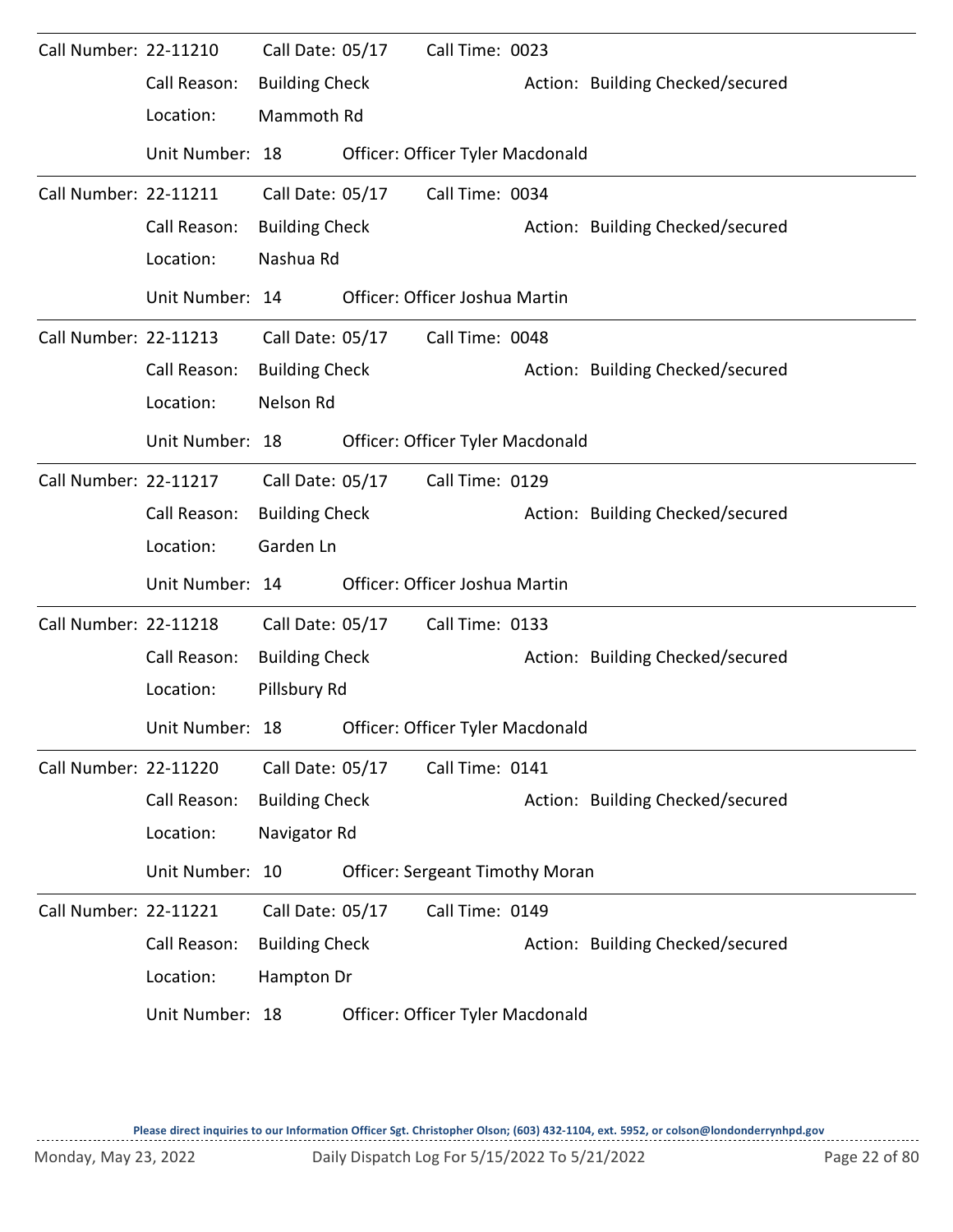Call Number: 22-11210 Call Date: 05/17 Call Time: 0023

Call Reason: Building Check Action: Building Checked/secured

Location: Mammoth Rd

Unit Number: 18 Officer: Officer Tyler Macdonald

---

Call Number: 22-11211 Call Date: 05/17 Call Time: 0034

Call Reason: Building Check Action: Building Checked/secured

Location: Nashua Rd

Unit Number: 14 Officer: Officer Joshua Martin

---

Call Number: 22-11213 Call Date: 05/17 Call Time: 0048

Call Reason: Building Check Action: Building Checked/secured

Location: Nelson Rd

Unit Number: 18 Officer: Officer Tyler Macdonald

---

Call Number: 22-11217 Call Date: 05/17 Call Time: 0129

Call Reason: Building Check Action: Building Checked/secured

Location: Garden Ln

Unit Number: 14 Officer: Officer Joshua Martin

---

Call Number: 22-11218 Call Date: 05/17 Call Time: 0133

Call Reason: Building Check Action: Building Checked/secured

Location: Pillsbury Rd

Unit Number: 18 Officer: Officer Tyler Macdonald

---

Call Number: 22-11220 Call Date: 05/17 Call Time: 0141

Call Reason: Building Check Action: Building Checked/secured

Location: Navigator Rd

Unit Number: 10 Officer: Sergeant Timothy Moran

---

Call Number: 22-11221 Call Date: 05/17 Call Time: 0149

Call Reason: Building Check Action: Building Checked/secured

Location: Hampton Dr

Unit Number: 18 Officer: Officer Tyler Macdonald

**Please direct inquiries to our Information Officer Sgt. Christopher Olson; (603) 432-1104, ext. 5952, or colson@londonderrynhpd.gov**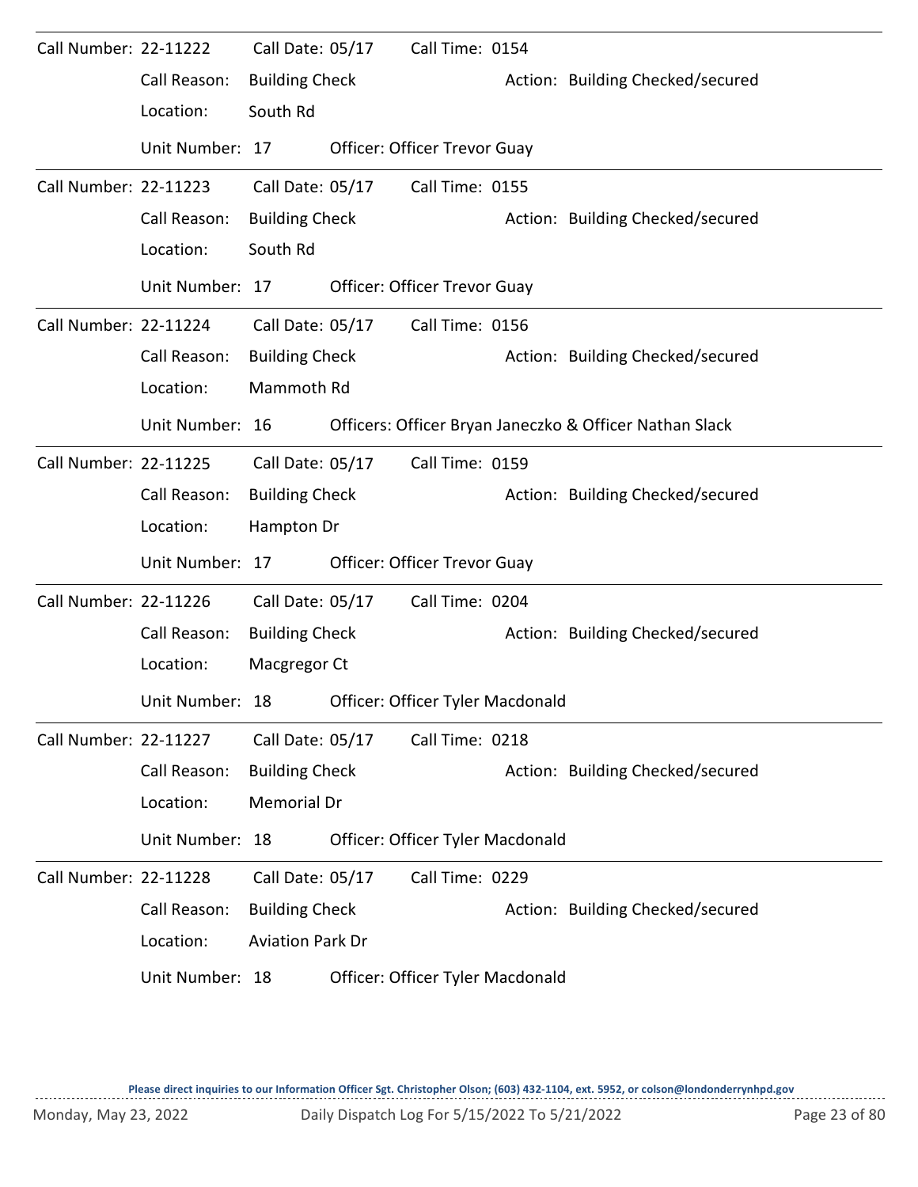Call Number: 22-11222 Call Date: 05/17 Call Time: 0154
Call Reason: Building Check Action: Building Checked/secured
Location: South Rd
Unit Number: 17 Officer: Officer Trevor Guay

---

Call Number: 22-11223 Call Date: 05/17 Call Time: 0155
Call Reason: Building Check Action: Building Checked/secured
Location: South Rd
Unit Number: 17 Officer: Officer Trevor Guay

---

Call Number: 22-11224 Call Date: 05/17 Call Time: 0156
Call Reason: Building Check Action: Building Checked/secured
Location: Mammoth Rd
Unit Number: 16 Officers: Officer Bryan Janeczko & Officer Nathan Slack

---

Call Number: 22-11225 Call Date: 05/17 Call Time: 0159
Call Reason: Building Check Action: Building Checked/secured
Location: Hampton Dr
Unit Number: 17 Officer: Officer Trevor Guay

---

Call Number: 22-11226 Call Date: 05/17 Call Time: 0204
Call Reason: Building Check Action: Building Checked/secured
Location: Macgregor Ct
Unit Number: 18 Officer: Officer Tyler Macdonald

---

Call Number: 22-11227 Call Date: 05/17 Call Time: 0218
Call Reason: Building Check Action: Building Checked/secured
Location: Memorial Dr
Unit Number: 18 Officer: Officer Tyler Macdonald

---

Call Number: 22-11228 Call Date: 05/17 Call Time: 0229
Call Reason: Building Check Action: Building Checked/secured
Location: Aviation Park Dr
Unit Number: 18 Officer: Officer Tyler Macdonald

Please direct inquiries to our Information Officer Sgt. Christopher Olson; (603) 432-1104, ext. 5952, or colson@londonderrynhpd.gov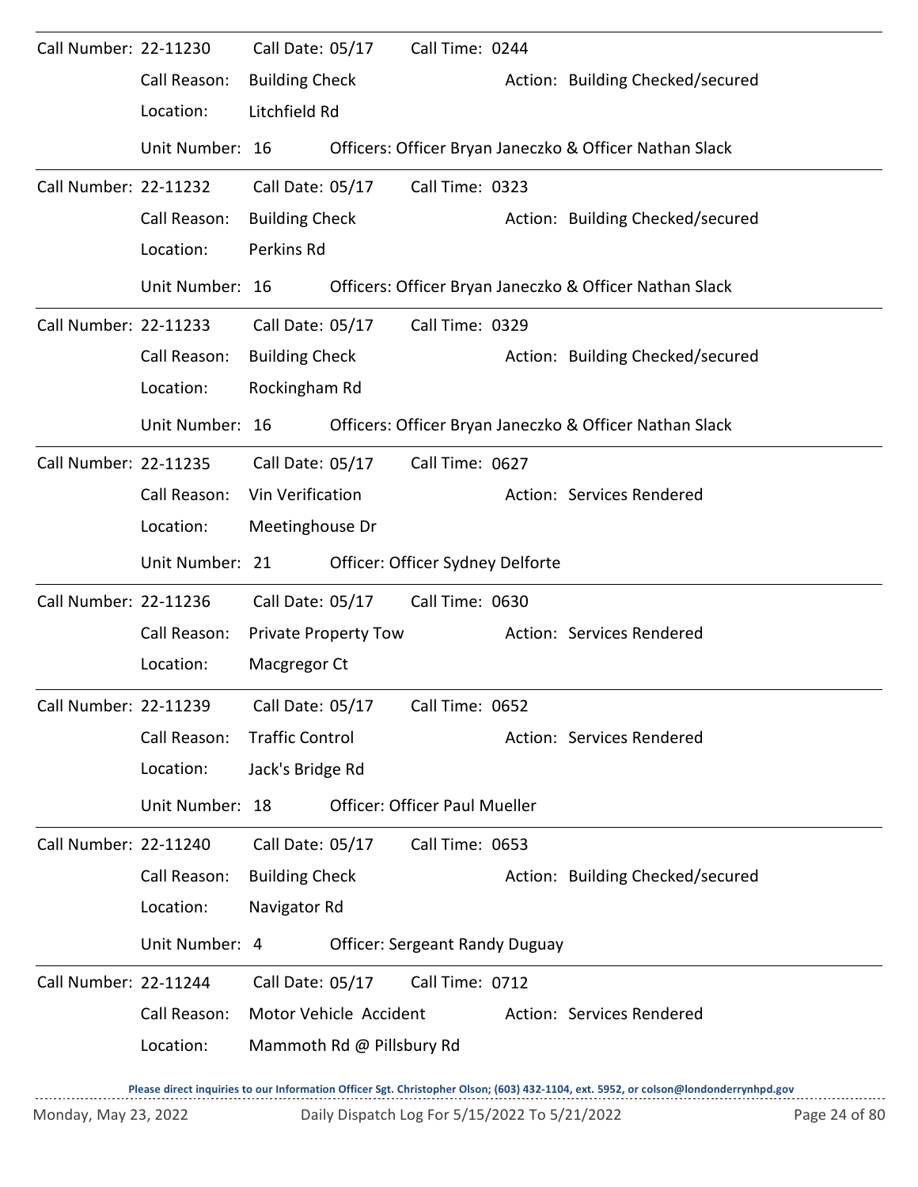Call Number: 22-11230 Call Date: 05/17 Call Time: 0244

Call Reason: Building Check Action: Building Checked/secured

Location: Litchfield Rd

Unit Number: 16 Officers: Officer Bryan Janeczko & Officer Nathan Slack

---

Call Number: 22-11232 Call Date: 05/17 Call Time: 0323

Call Reason: Building Check Action: Building Checked/secured

Location: Perkins Rd

Unit Number: 16 Officers: Officer Bryan Janeczko & Officer Nathan Slack

---

Call Number: 22-11233 Call Date: 05/17 Call Time: 0329

Call Reason: Building Check Action: Building Checked/secured

Location: Rockingham Rd

Unit Number: 16 Officers: Officer Bryan Janeczko & Officer Nathan Slack

---

Call Number: 22-11235 Call Date: 05/17 Call Time: 0627

Call Reason: Vin Verification Action: Services Rendered

Location: Meetinghouse Dr

Unit Number: 21 Officer: Officer Sydney Delforte

---

Call Number: 22-11236 Call Date: 05/17 Call Time: 0630

Call Reason: Private Property Tow Action: Services Rendered

Location: Macgregor Ct

---

Call Number: 22-11239 Call Date: 05/17 Call Time: 0652

Call Reason: Traffic Control Action: Services Rendered

Location: Jack's Bridge Rd

Unit Number: 18 Officer: Officer Paul Mueller

---

Call Number: 22-11240 Call Date: 05/17 Call Time: 0653

Call Reason: Building Check Action: Building Checked/secured

Location: Navigator Rd

Unit Number: 4 Officer: Sergeant Randy Duguay

---

Call Number: 22-11244 Call Date: 05/17 Call Time: 0712

Call Reason: Motor Vehicle Accident Action: Services Rendered

Location: Mammoth Rd @ Pillsbury Rd

**Please direct inquiries to our Information Officer Sgt. Christopher Olson; (603) 432-1104, ext. 5952, or colson@londonderrynhpd.gov**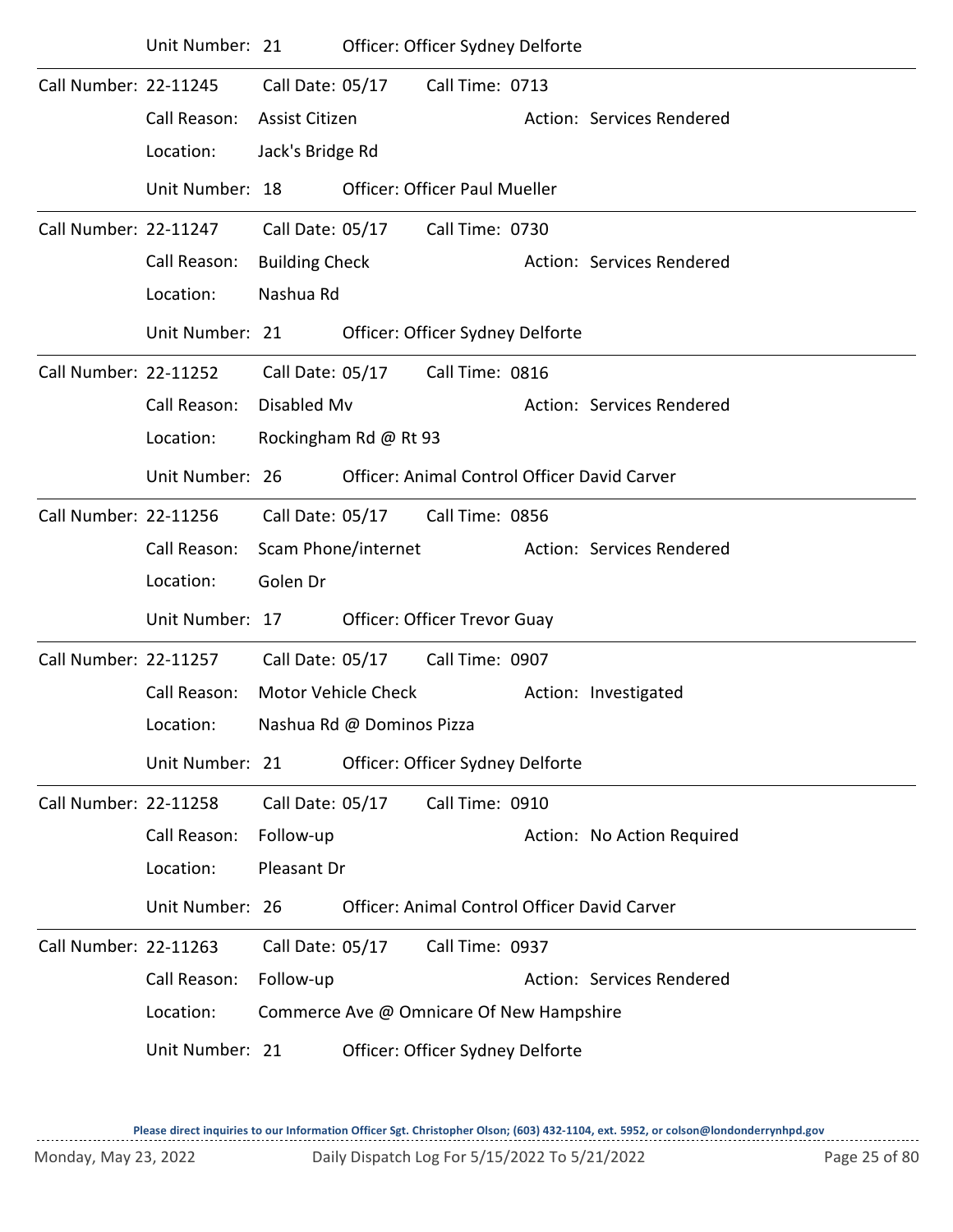Unit Number: 21 Officer: Officer Sydney Delforte

---

Call Number: 22-11245 Call Date: 05/17 Call Time: 0713

Call Reason: Assist Citizen Action: Services Rendered

Location: Jack's Bridge Rd

Unit Number: 18 Officer: Officer Paul Mueller

---

Call Number: 22-11247 Call Date: 05/17 Call Time: 0730

Call Reason: Building Check Action: Services Rendered

Location: Nashua Rd

Unit Number: 21 Officer: Officer Sydney Delforte

---

Call Number: 22-11252 Call Date: 05/17 Call Time: 0816

Call Reason: Disabled Mv Action: Services Rendered

Location: Rockingham Rd @ Rt 93

Unit Number: 26 Officer: Animal Control Officer David Carver

---

Call Number: 22-11256 Call Date: 05/17 Call Time: 0856

Call Reason: Scam Phone/internet Action: Services Rendered

Location: Golen Dr

Unit Number: 17 Officer: Officer Trevor Guay

---

Call Number: 22-11257 Call Date: 05/17 Call Time: 0907

Call Reason: Motor Vehicle Check Action: Investigated

Location: Nashua Rd @ Dominos Pizza

Unit Number: 21 Officer: Officer Sydney Delforte

---

Call Number: 22-11258 Call Date: 05/17 Call Time: 0910

Call Reason: Follow-up Action: No Action Required

Location: Pleasant Dr

Unit Number: 26 Officer: Animal Control Officer David Carver

---

Call Number: 22-11263 Call Date: 05/17 Call Time: 0937

Call Reason: Follow-up Action: Services Rendered

Location: Commerce Ave @ Omnicare Of New Hampshire

Unit Number: 21 Officer: Officer Sydney Delforte

---

Please direct inquiries to our Information Officer Sgt. Christopher Olson; (603) 432-1104, ext. 5952, or colson@londonderrynhpd.gov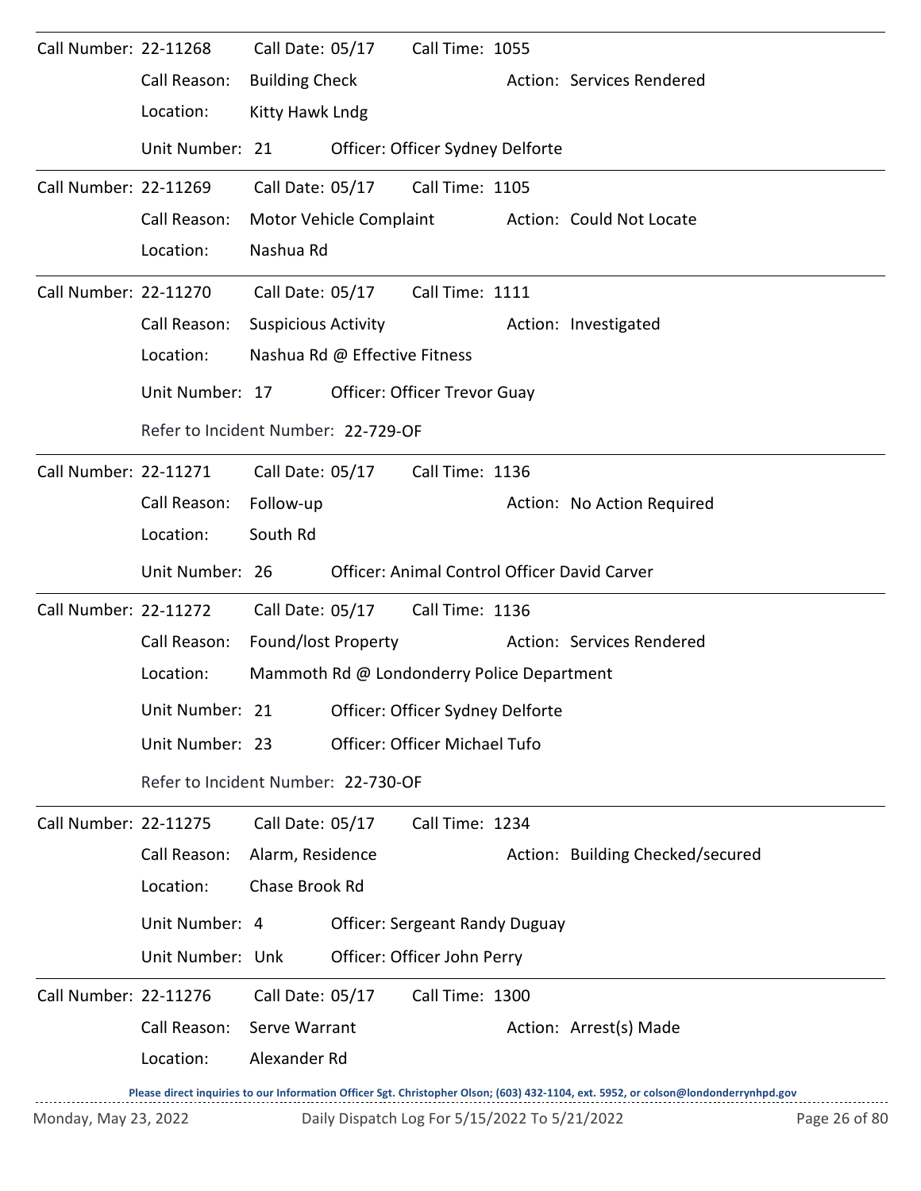**Call Number:** 22-11268 **Call Date:** 05/17 **Call Time:** 1055
Call Reason: Building Check Action: Services Rendered
Location: Kitty Hawk Lndg
Unit Number: 21 Officer: Officer Sydney Delforte

---

**Call Number:** 22-11269 **Call Date:** 05/17 **Call Time:** 1105
Call Reason: Motor Vehicle Complaint Action: Could Not Locate
Location: Nashua Rd

---

**Call Number:** 22-11270 **Call Date:** 05/17 **Call Time:** 1111
Call Reason: Suspicious Activity Action: Investigated
Location: Nashua Rd @ Effective Fitness
Unit Number: 17 Officer: Officer Trevor Guay
Refer to Incident Number: 22-729-OF

---

**Call Number:** 22-11271 **Call Date:** 05/17 **Call Time:** 1136
Call Reason: Follow-up Action: No Action Required
Location: South Rd
Unit Number: 26 Officer: Animal Control Officer David Carver

---

**Call Number:** 22-11272 **Call Date:** 05/17 **Call Time:** 1136
Call Reason: Found/lost Property Action: Services Rendered
Location: Mammoth Rd @ Londonderry Police Department
Unit Number: 21 Officer: Officer Sydney Delforte
Unit Number: 23 Officer: Officer Michael Tufo
Refer to Incident Number: 22-730-OF

---

**Call Number:** 22-11275 **Call Date:** 05/17 **Call Time:** 1234
Call Reason: Alarm, Residence Action: Building Checked/secured
Location: Chase Brook Rd
Unit Number: 4 Officer: Sergeant Randy Duguay
Unit Number: Unk Officer: Officer John Perry

---

**Call Number:** 22-11276 **Call Date:** 05/17 **Call Time:** 1300
Call Reason: Serve Warrant Action: Arrest(s) Made
Location: Alexander Rd

Please direct inquiries to our Information Officer Sgt. Christopher Olson; (603) 432-1104, ext. 5952, or colson@londonderrynhpd.gov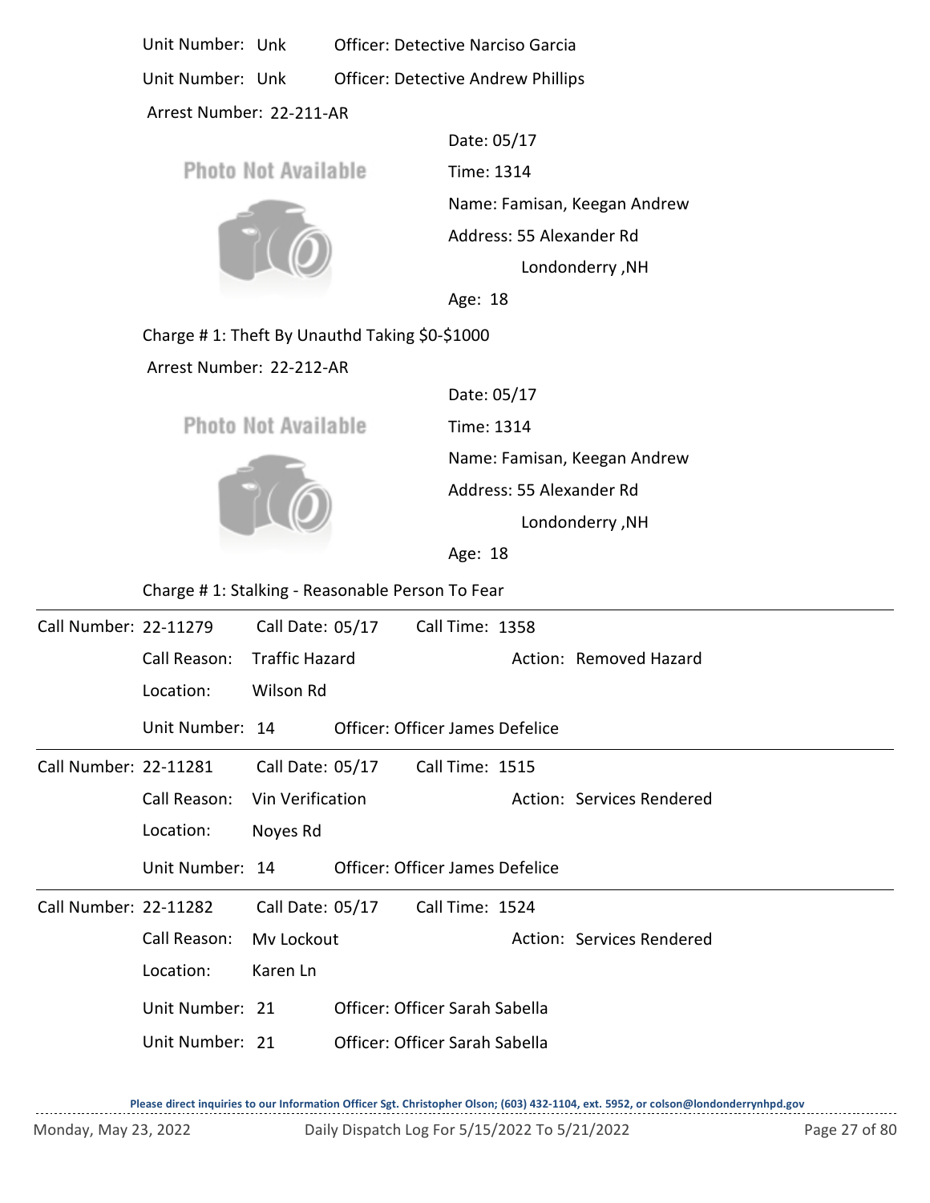Unit Number: Unk    Officer: Detective Narciso Garcia

Unit Number: Unk    Officer: Detective Andrew Phillips

Arrest Number: 22-211-AR

Photo Not Available

Date: 05/17

Time: 1314

Name: Famisan, Keegan Andrew

Address: 55 Alexander Rd

Londonderry ,NH

Age: 18

Charge # 1: Theft By Unauthd Taking $0-$1000

Arrest Number: 22-212-AR

Photo Not Available

Date: 05/17

Time: 1314

Name: Famisan, Keegan Andrew

Address: 55 Alexander Rd

Londonderry ,NH

Age: 18

Charge # 1: Stalking - Reasonable Person To Fear

---

Call Number: 22-11279    Call Date: 05/17    Call Time: 1358

Call Reason: Traffic Hazard    Action: Removed Hazard

Location: Wilson Rd

Unit Number: 14    Officer: Officer James Defelice

---

Call Number: 22-11281    Call Date: 05/17    Call Time: 1515

Call Reason: Vin Verification    Action: Services Rendered

Location: Noyes Rd

Unit Number: 14    Officer: Officer James Defelice

---

Call Number: 22-11282    Call Date: 05/17    Call Time: 1524

Call Reason: Mv Lockout    Action: Services Rendered

Location: Karen Ln

Unit Number: 21    Officer: Officer Sarah Sabella

Unit Number: 21    Officer: Officer Sarah Sabella

**Please direct inquiries to our Information Officer Sgt. Christopher Olson; (603) 432-1104, ext. 5952, or colson@londonderrynhpd.gov**

Monday, May 23, 2022    Daily Dispatch Log For 5/15/2022 To 5/21/2022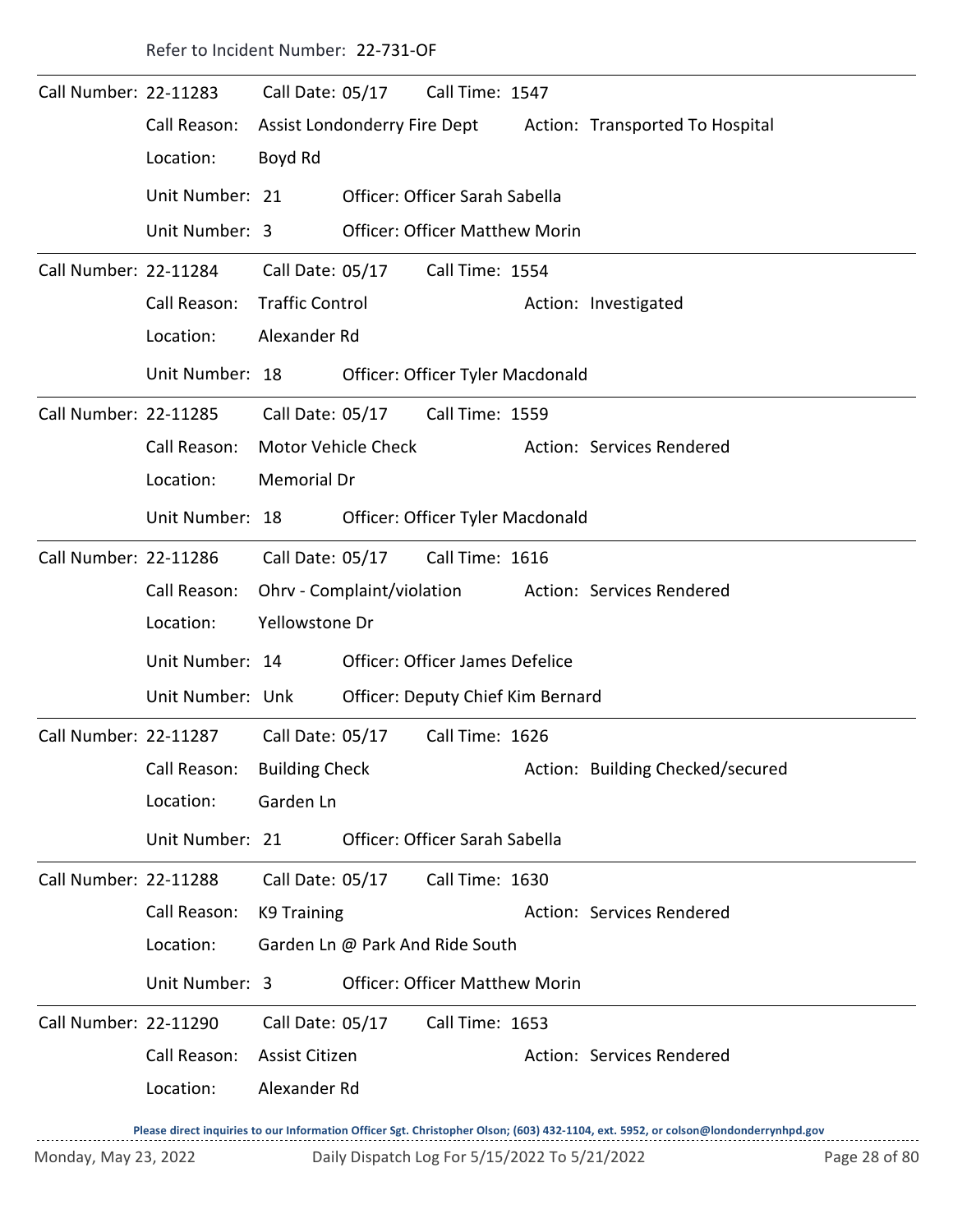Refer to Incident Number: 22-731-OF

---

Call Number: 22-11283 Call Date: 05/17 Call Time: 1547
Call Reason: Assist Londonderry Fire Dept Action: Transported To Hospital
Location: Boyd Rd
Unit Number: 21 Officer: Officer Sarah Sabella
Unit Number: 3 Officer: Officer Matthew Morin

---

Call Number: 22-11284 Call Date: 05/17 Call Time: 1554
Call Reason: Traffic Control Action: Investigated
Location: Alexander Rd
Unit Number: 18 Officer: Officer Tyler Macdonald

---

Call Number: 22-11285 Call Date: 05/17 Call Time: 1559
Call Reason: Motor Vehicle Check Action: Services Rendered
Location: Memorial Dr
Unit Number: 18 Officer: Officer Tyler Macdonald

---

Call Number: 22-11286 Call Date: 05/17 Call Time: 1616
Call Reason: Ohrv - Complaint/violation Action: Services Rendered
Location: Yellowstone Dr
Unit Number: 14 Officer: Officer James Defelice
Unit Number: Unk Officer: Deputy Chief Kim Bernard

---

Call Number: 22-11287 Call Date: 05/17 Call Time: 1626
Call Reason: Building Check Action: Building Checked/secured
Location: Garden Ln
Unit Number: 21 Officer: Officer Sarah Sabella

---

Call Number: 22-11288 Call Date: 05/17 Call Time: 1630
Call Reason: K9 Training Action: Services Rendered
Location: Garden Ln @ Park And Ride South
Unit Number: 3 Officer: Officer Matthew Morin

---

Call Number: 22-11290 Call Date: 05/17 Call Time: 1653
Call Reason: Assist Citizen Action: Services Rendered
Location: Alexander Rd

**Please direct inquiries to our Information Officer Sgt. Christopher Olson; (603) 432-1104, ext. 5952, or colson@londonderrynhpd.gov**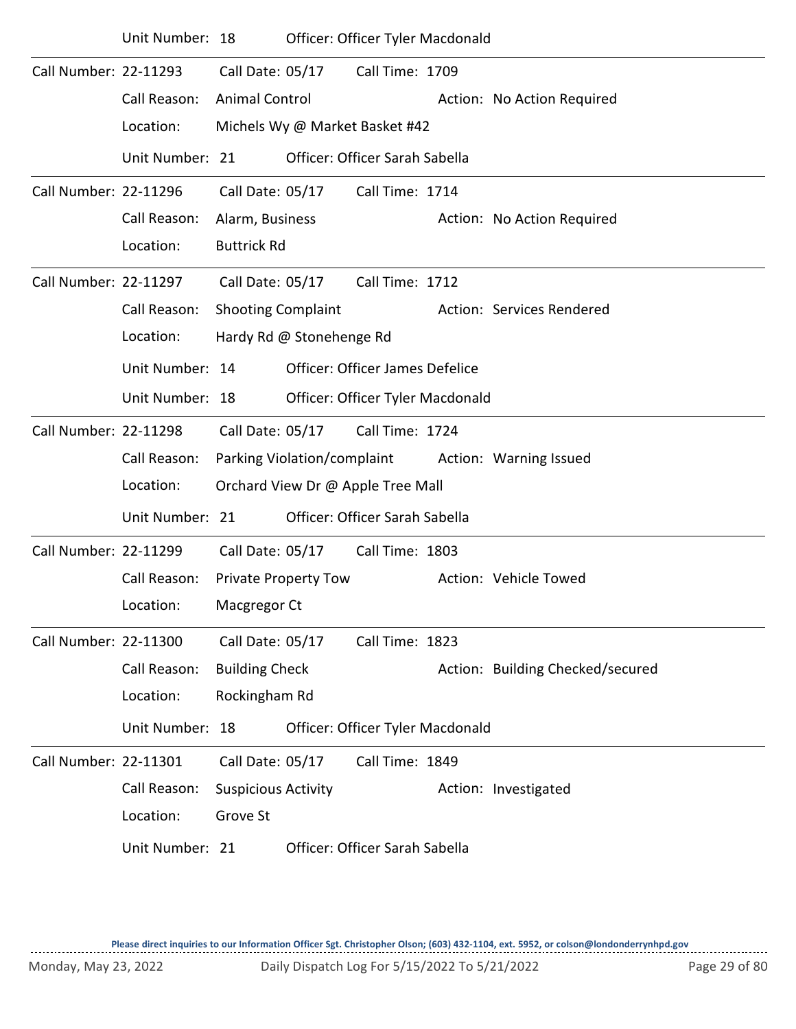Unit Number: 18 Officer: Officer Tyler Macdonald

---

Call Number: 22-11293 Call Date: 05/17 Call Time: 1709

Call Reason: Animal Control Action: No Action Required

Location: Michels Wy @ Market Basket #42

Unit Number: 21 Officer: Officer Sarah Sabella

---

Call Number: 22-11296 Call Date: 05/17 Call Time: 1714

Call Reason: Alarm, Business Action: No Action Required

Location: Buttrick Rd

---

Call Number: 22-11297 Call Date: 05/17 Call Time: 1712

Call Reason: Shooting Complaint Action: Services Rendered

Location: Hardy Rd @ Stonehenge Rd

Unit Number: 14 Officer: Officer James Defelice

Unit Number: 18 Officer: Officer Tyler Macdonald

---

Call Number: 22-11298 Call Date: 05/17 Call Time: 1724

Call Reason: Parking Violation/complaint Action: Warning Issued

Location: Orchard View Dr @ Apple Tree Mall

Unit Number: 21 Officer: Officer Sarah Sabella

---

Call Number: 22-11299 Call Date: 05/17 Call Time: 1803

Call Reason: Private Property Tow Action: Vehicle Towed

Location: Macgregor Ct

---

Call Number: 22-11300 Call Date: 05/17 Call Time: 1823

Call Reason: Building Check Action: Building Checked/secured

Location: Rockingham Rd

Unit Number: 18 Officer: Officer Tyler Macdonald

---

Call Number: 22-11301 Call Date: 05/17 Call Time: 1849

Call Reason: Suspicious Activity Action: Investigated

Location: Grove St

Unit Number: 21 Officer: Officer Sarah Sabella

---

**Please direct inquiries to our Information Officer Sgt. Christopher Olson; (603) 432-1104, ext. 5952, or colson@londonderrynhpd.gov**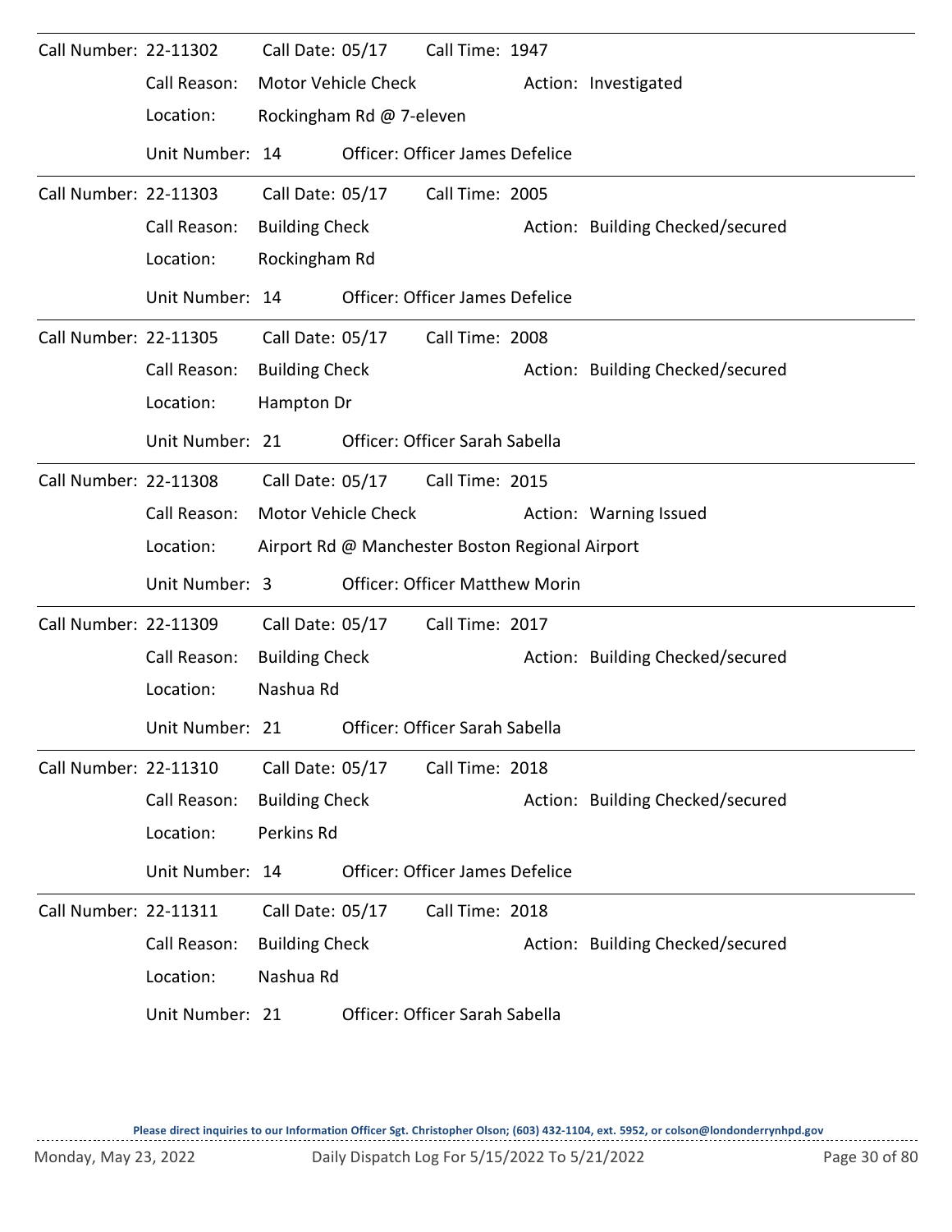Call Number: 22-11302 Call Date: 05/17 Call Time: 1947

Call Reason: Motor Vehicle Check Action: Investigated

Location: Rockingham Rd @ 7-eleven

Unit Number: 14 Officer: Officer James Defelice

---

Call Number: 22-11303 Call Date: 05/17 Call Time: 2005

Call Reason: Building Check Action: Building Checked/secured

Location: Rockingham Rd

Unit Number: 14 Officer: Officer James Defelice

---

Call Number: 22-11305 Call Date: 05/17 Call Time: 2008

Call Reason: Building Check Action: Building Checked/secured

Location: Hampton Dr

Unit Number: 21 Officer: Officer Sarah Sabella

---

Call Number: 22-11308 Call Date: 05/17 Call Time: 2015

Call Reason: Motor Vehicle Check Action: Warning Issued

Location: Airport Rd @ Manchester Boston Regional Airport

Unit Number: 3 Officer: Officer Matthew Morin

---

Call Number: 22-11309 Call Date: 05/17 Call Time: 2017

Call Reason: Building Check Action: Building Checked/secured

Location: Nashua Rd

Unit Number: 21 Officer: Officer Sarah Sabella

---

Call Number: 22-11310 Call Date: 05/17 Call Time: 2018

Call Reason: Building Check Action: Building Checked/secured

Location: Perkins Rd

Unit Number: 14 Officer: Officer James Defelice

---

Call Number: 22-11311 Call Date: 05/17 Call Time: 2018

Call Reason: Building Check Action: Building Checked/secured

Location: Nashua Rd

Unit Number: 21 Officer: Officer Sarah Sabella

**Please direct inquiries to our Information Officer Sgt. Christopher Olson; (603) 432-1104, ext. 5952, or colson@londonderrynhpd.gov**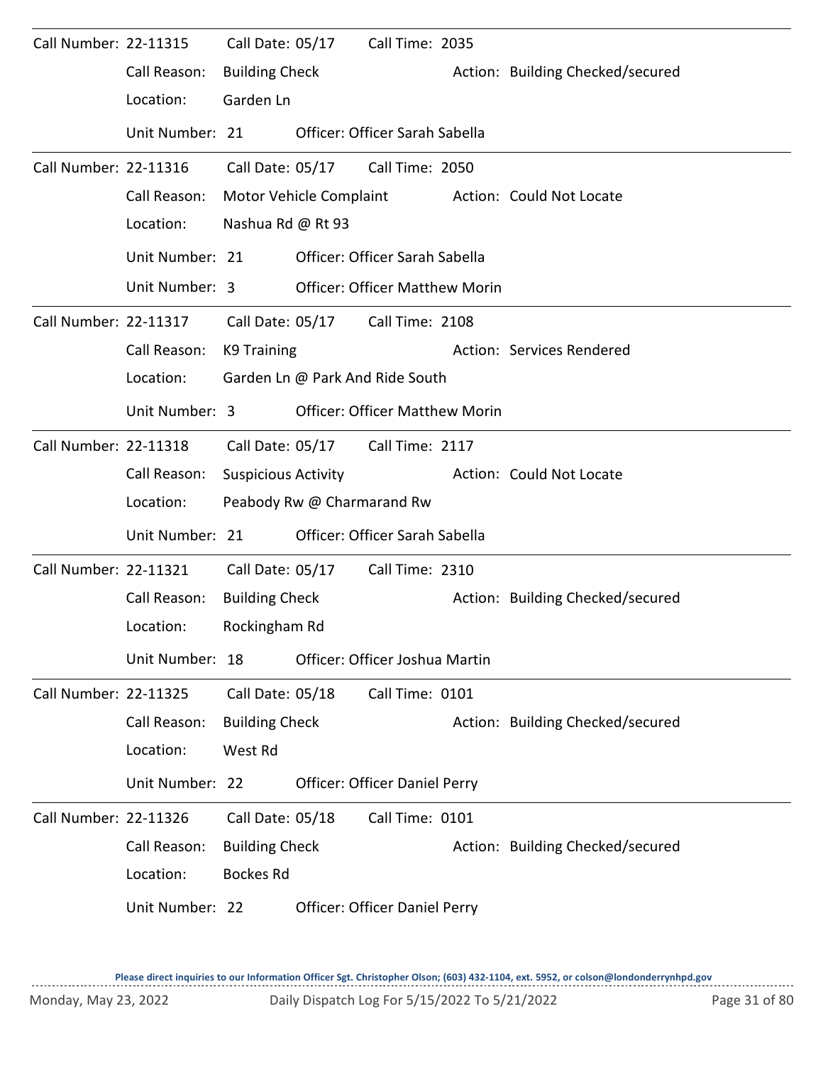Call Number: 22-11315 Call Date: 05/17 Call Time: 2035

Call Reason: Building Check Action: Building Checked/secured

Location: Garden Ln

Unit Number: 21 Officer: Officer Sarah Sabella

---

Call Number: 22-11316 Call Date: 05/17 Call Time: 2050

Call Reason: Motor Vehicle Complaint Action: Could Not Locate

Location: Nashua Rd @ Rt 93

Unit Number: 21 Officer: Officer Sarah Sabella

Unit Number: 3 Officer: Officer Matthew Morin

---

Call Number: 22-11317 Call Date: 05/17 Call Time: 2108

Call Reason: K9 Training Action: Services Rendered

Location: Garden Ln @ Park And Ride South

Unit Number: 3 Officer: Officer Matthew Morin

---

Call Number: 22-11318 Call Date: 05/17 Call Time: 2117

Call Reason: Suspicious Activity Action: Could Not Locate

Location: Peabody Rw @ Charmarand Rw

Unit Number: 21 Officer: Officer Sarah Sabella

---

Call Number: 22-11321 Call Date: 05/17 Call Time: 2310

Call Reason: Building Check Action: Building Checked/secured

Location: Rockingham Rd

Unit Number: 18 Officer: Officer Joshua Martin

---

Call Number: 22-11325 Call Date: 05/18 Call Time: 0101

Call Reason: Building Check Action: Building Checked/secured

Location: West Rd

Unit Number: 22 Officer: Officer Daniel Perry

---

Call Number: 22-11326 Call Date: 05/18 Call Time: 0101

Call Reason: Building Check Action: Building Checked/secured

Location: Bockes Rd

Unit Number: 22 Officer: Officer Daniel Perry

**Please direct inquiries to our Information Officer Sgt. Christopher Olson; (603) 432-1104, ext. 5952, or colson@londonderrynhpd.gov**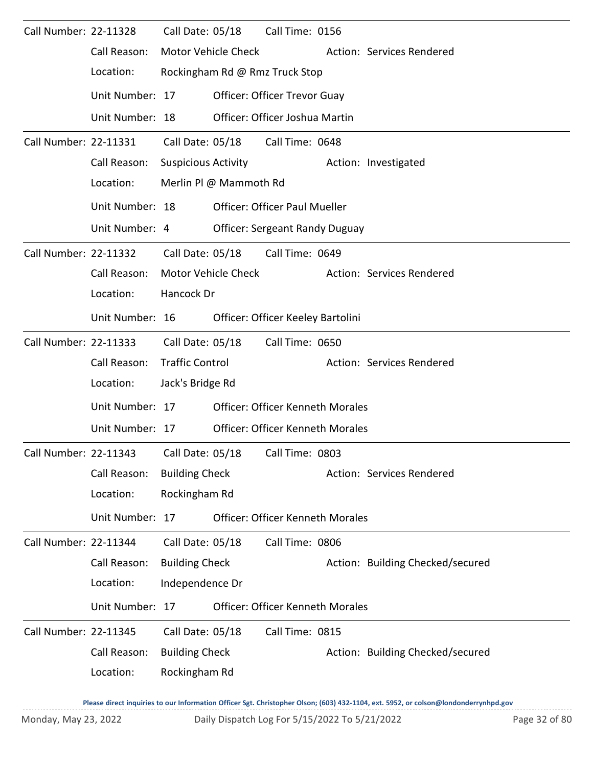Call Number: 22-11328 Call Date: 05/18 Call Time: 0156

Call Reason: Motor Vehicle Check Action: Services Rendered

Location: Rockingham Rd @ Rmz Truck Stop

Unit Number: 17 Officer: Officer Trevor Guay

Unit Number: 18 Officer: Officer Joshua Martin

---

Call Number: 22-11331 Call Date: 05/18 Call Time: 0648

Call Reason: Suspicious Activity Action: Investigated

Location: Merlin Pl @ Mammoth Rd

Unit Number: 18 Officer: Officer Paul Mueller

Unit Number: 4 Officer: Sergeant Randy Duguay

---

Call Number: 22-11332 Call Date: 05/18 Call Time: 0649

Call Reason: Motor Vehicle Check Action: Services Rendered

Location: Hancock Dr

Unit Number: 16 Officer: Officer Keeley Bartolini

---

Call Number: 22-11333 Call Date: 05/18 Call Time: 0650

Call Reason: Traffic Control Action: Services Rendered

Location: Jack's Bridge Rd

Unit Number: 17 Officer: Officer Kenneth Morales

Unit Number: 17 Officer: Officer Kenneth Morales

---

Call Number: 22-11343 Call Date: 05/18 Call Time: 0803

Call Reason: Building Check Action: Services Rendered

Location: Rockingham Rd

Unit Number: 17 Officer: Officer Kenneth Morales

---

Call Number: 22-11344 Call Date: 05/18 Call Time: 0806

Call Reason: Building Check Action: Building Checked/secured

Location: Independence Dr

Unit Number: 17 Officer: Officer Kenneth Morales

---

Call Number: 22-11345 Call Date: 05/18 Call Time: 0815

Call Reason: Building Check Action: Building Checked/secured

Location: Rockingham Rd

Please direct inquiries to our Information Officer Sgt. Christopher Olson; (603) 432-1104, ext. 5952, or colson@londonderrynhpd.gov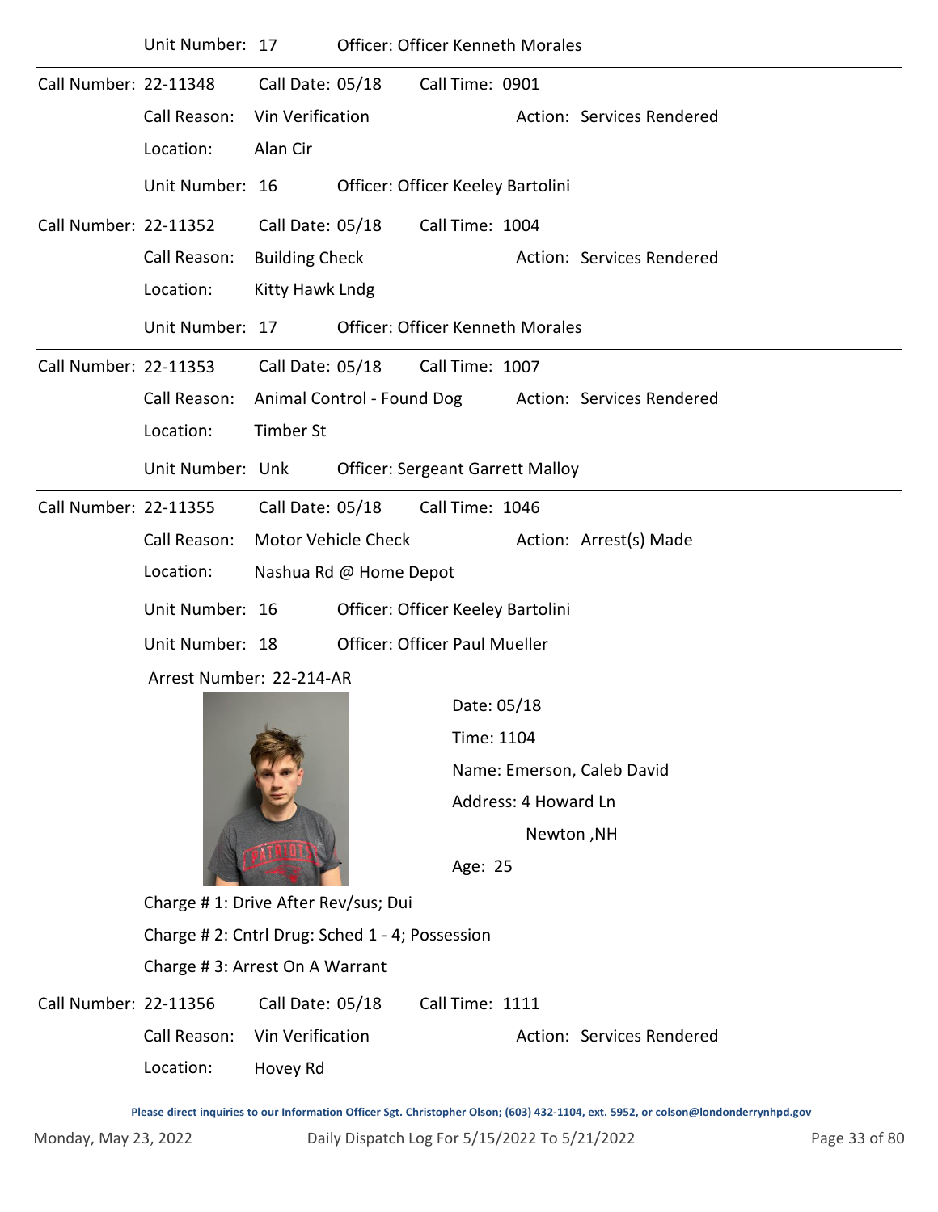Unit Number: 17 Officer: Officer Kenneth Morales

---

Call Number: 22-11348 Call Date: 05/18 Call Time: 0901

Call Reason: Vin Verification Action: Services Rendered

Location: Alan Cir

Unit Number: 16 Officer: Officer Keeley Bartolini

---

Call Number: 22-11352 Call Date: 05/18 Call Time: 1004

Call Reason: Building Check Action: Services Rendered

Location: Kitty Hawk Lndg

Unit Number: 17 Officer: Officer Kenneth Morales

---

Call Number: 22-11353 Call Date: 05/18 Call Time: 1007

Call Reason: Animal Control - Found Dog Action: Services Rendered

Location: Timber St

Unit Number: Unk Officer: Sergeant Garrett Malloy

---

Call Number: 22-11355 Call Date: 05/18 Call Time: 1046

Call Reason: Motor Vehicle Check Action: Arrest(s) Made

Location: Nashua Rd @ Home Depot

Unit Number: 16 Officer: Officer Keeley Bartolini

Unit Number: 18 Officer: Officer Paul Mueller

Arrest Number: 22-214-AR

Date: 05/18

Time: 1104

Name: Emerson, Caleb David

Address: 4 Howard Ln
Newton ,NH

Age: 25

Charge # 1: Drive After Rev/sus; Dui

Charge # 2: Cntrl Drug: Sched 1 - 4; Possession

Charge # 3: Arrest On A Warrant

---

Call Number: 22-11356 Call Date: 05/18 Call Time: 1111

Call Reason: Vin Verification Action: Services Rendered

Location: Hovey Rd

**Please direct inquiries to our Information Officer Sgt. Christopher Olson; (603) 432-1104, ext. 5952, or colson@londonderrynhpd.gov**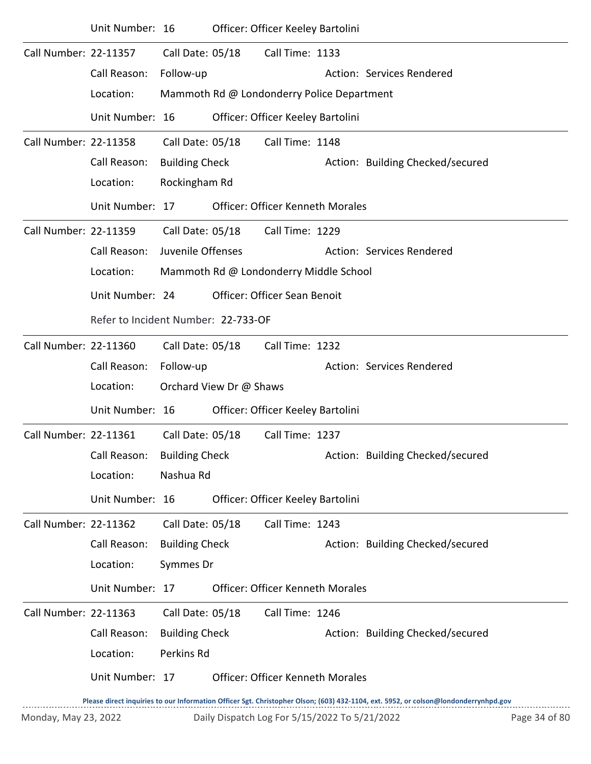Unit Number: 16 Officer: Officer Keeley Bartolini

---

Call Number: 22-11357 Call Date: 05/18 Call Time: 1133

Call Reason: Follow-up Action: Services Rendered

Location: Mammoth Rd @ Londonderry Police Department

Unit Number: 16 Officer: Officer Keeley Bartolini

---

Call Number: 22-11358 Call Date: 05/18 Call Time: 1148

Call Reason: Building Check Action: Building Checked/secured

Location: Rockingham Rd

Unit Number: 17 Officer: Officer Kenneth Morales

---

Call Number: 22-11359 Call Date: 05/18 Call Time: 1229

Call Reason: Juvenile Offenses Action: Services Rendered

Location: Mammoth Rd @ Londonderry Middle School

Unit Number: 24 Officer: Officer Sean Benoit

Refer to Incident Number: 22-733-OF

---

Call Number: 22-11360 Call Date: 05/18 Call Time: 1232

Call Reason: Follow-up Action: Services Rendered

Location: Orchard View Dr @ Shaws

Unit Number: 16 Officer: Officer Keeley Bartolini

---

Call Number: 22-11361 Call Date: 05/18 Call Time: 1237

Call Reason: Building Check Action: Building Checked/secured

Location: Nashua Rd

Unit Number: 16 Officer: Officer Keeley Bartolini

---

Call Number: 22-11362 Call Date: 05/18 Call Time: 1243

Call Reason: Building Check Action: Building Checked/secured

Location: Symmes Dr

Unit Number: 17 Officer: Officer Kenneth Morales

---

Call Number: 22-11363 Call Date: 05/18 Call Time: 1246

Call Reason: Building Check Action: Building Checked/secured

Location: Perkins Rd

Unit Number: 17 Officer: Officer Kenneth Morales

**Please direct inquiries to our Information Officer Sgt. Christopher Olson; (603) 432-1104, ext. 5952, or colson@londonderrynhpd.gov**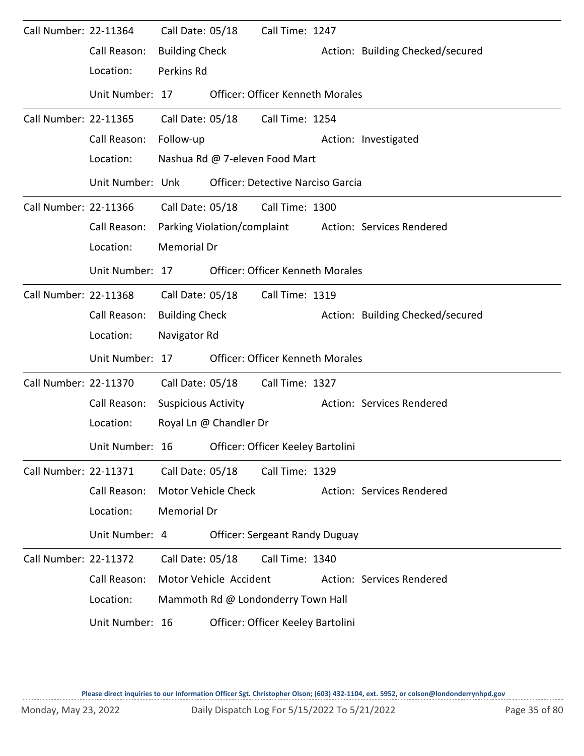Call Number: 22-11364 Call Date: 05/18 Call Time: 1247

Call Reason: Building Check Action: Building Checked/secured

Location: Perkins Rd

Unit Number: 17 Officer: Officer Kenneth Morales

---

Call Number: 22-11365 Call Date: 05/18 Call Time: 1254

Call Reason: Follow-up Action: Investigated

Location: Nashua Rd @ 7-eleven Food Mart

Unit Number: Unk Officer: Detective Narciso Garcia

---

Call Number: 22-11366 Call Date: 05/18 Call Time: 1300

Call Reason: Parking Violation/complaint Action: Services Rendered

Location: Memorial Dr

Unit Number: 17 Officer: Officer Kenneth Morales

---

Call Number: 22-11368 Call Date: 05/18 Call Time: 1319

Call Reason: Building Check Action: Building Checked/secured

Location: Navigator Rd

Unit Number: 17 Officer: Officer Kenneth Morales

---

Call Number: 22-11370 Call Date: 05/18 Call Time: 1327

Call Reason: Suspicious Activity Action: Services Rendered

Location: Royal Ln @ Chandler Dr

Unit Number: 16 Officer: Officer Keeley Bartolini

---

Call Number: 22-11371 Call Date: 05/18 Call Time: 1329

Call Reason: Motor Vehicle Check Action: Services Rendered

Location: Memorial Dr

Unit Number: 4 Officer: Sergeant Randy Duguay

---

Call Number: 22-11372 Call Date: 05/18 Call Time: 1340

Call Reason: Motor Vehicle Accident Action: Services Rendered

Location: Mammoth Rd @ Londonderry Town Hall

Unit Number: 16 Officer: Officer Keeley Bartolini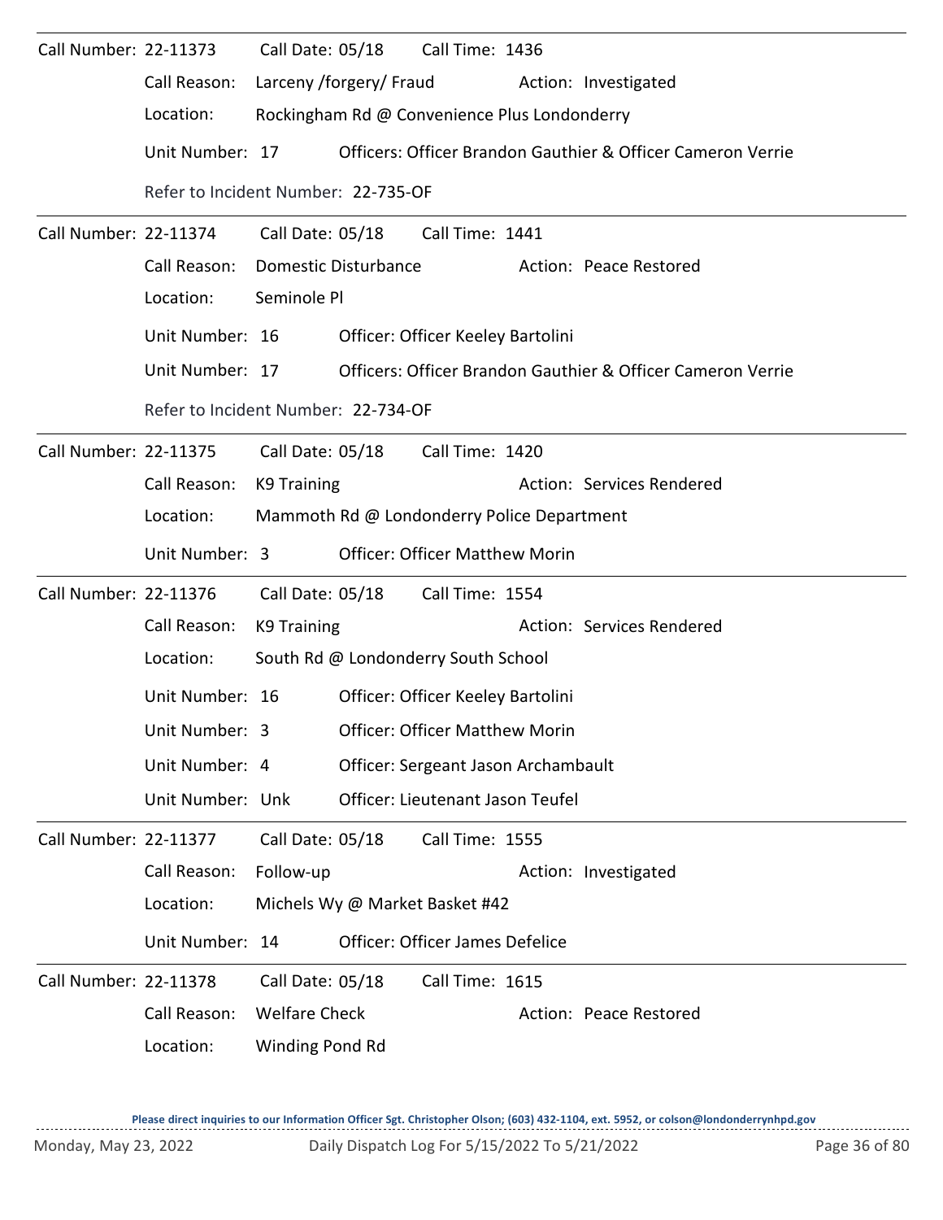Call Number: 22-11373    Call Date: 05/18    Call Time: 1436

Call Reason: Larceny /forgery/ Fraud    Action: Investigated

Location: Rockingham Rd @ Convenience Plus Londonderry

Unit Number: 17    Officers: Officer Brandon Gauthier & Officer Cameron Verrie

Refer to Incident Number: 22-735-OF

---

Call Number: 22-11374    Call Date: 05/18    Call Time: 1441

Call Reason: Domestic Disturbance    Action: Peace Restored

Location: Seminole Pl

Unit Number: 16    Officer: Officer Keeley Bartolini

Unit Number: 17    Officers: Officer Brandon Gauthier & Officer Cameron Verrie

Refer to Incident Number: 22-734-OF

---

Call Number: 22-11375    Call Date: 05/18    Call Time: 1420

Call Reason: K9 Training    Action: Services Rendered

Location: Mammoth Rd @ Londonderry Police Department

Unit Number: 3    Officer: Officer Matthew Morin

---

Call Number: 22-11376    Call Date: 05/18    Call Time: 1554

Call Reason: K9 Training    Action: Services Rendered

Location: South Rd @ Londonderry South School

Unit Number: 16    Officer: Officer Keeley Bartolini

Unit Number: 3    Officer: Officer Matthew Morin

Unit Number: 4    Officer: Sergeant Jason Archambault

Unit Number: Unk    Officer: Lieutenant Jason Teufel

---

Call Number: 22-11377    Call Date: 05/18    Call Time: 1555

Call Reason: Follow-up    Action: Investigated

Location: Michels Wy @ Market Basket #42

Unit Number: 14    Officer: Officer James Defelice

---

Call Number: 22-11378    Call Date: 05/18    Call Time: 1615

Call Reason: Welfare Check    Action: Peace Restored

Location: Winding Pond Rd

Please direct inquiries to our Information Officer Sgt. Christopher Olson; (603) 432-1104, ext. 5952, or colson@londonderrynhpd.gov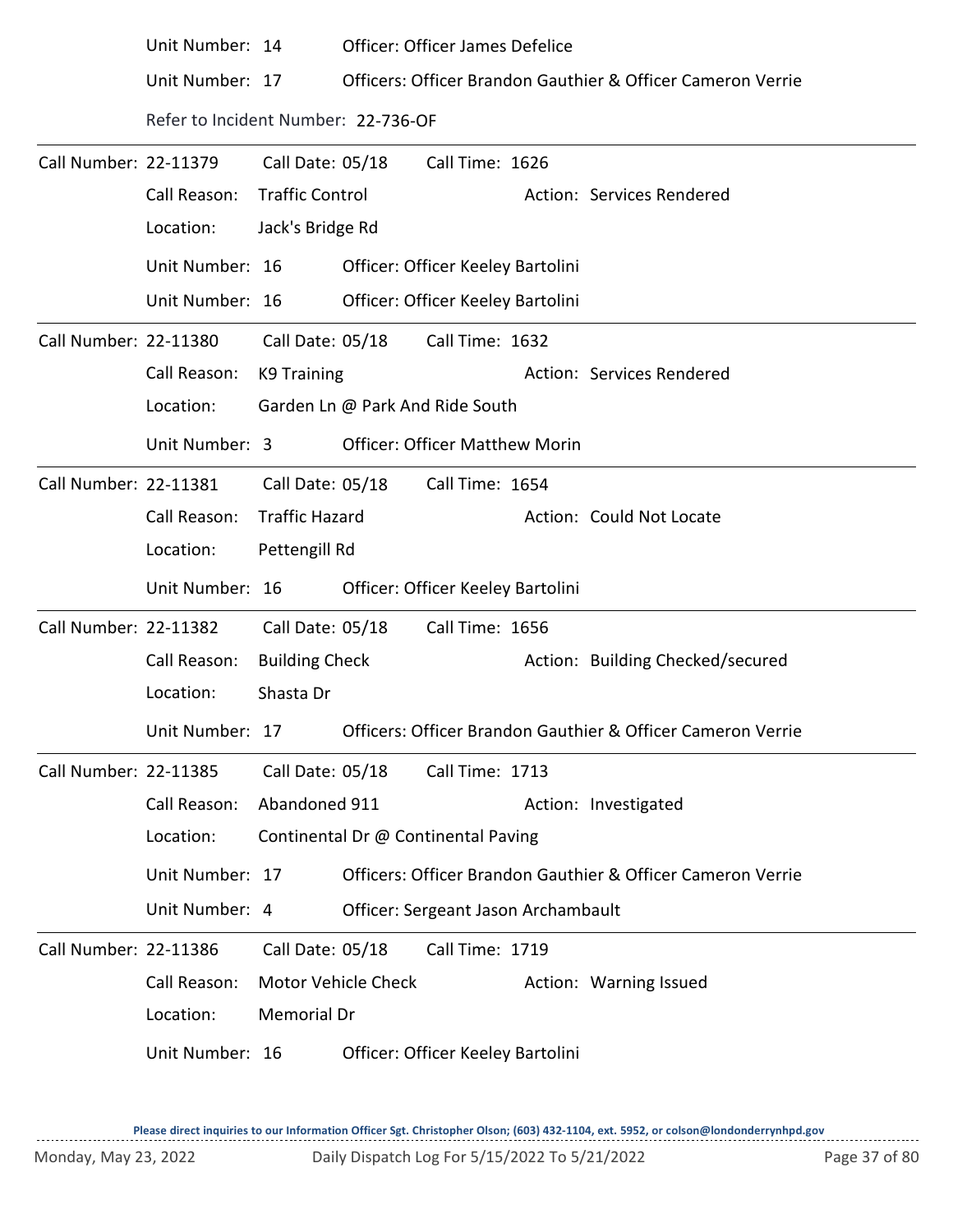Unit Number: 14 Officer: Officer James Defelice

Unit Number: 17 Officers: Officer Brandon Gauthier & Officer Cameron Verrie

Refer to Incident Number: 22-736-OF

---

Call Number: 22-11379 Call Date: 05/18 Call Time: 1626

Call Reason: Traffic Control Action: Services Rendered

Location: Jack's Bridge Rd

Unit Number: 16 Officer: Officer Keeley Bartolini

Unit Number: 16 Officer: Officer Keeley Bartolini

---

Call Number: 22-11380 Call Date: 05/18 Call Time: 1632

Call Reason: K9 Training Action: Services Rendered

Location: Garden Ln @ Park And Ride South

Unit Number: 3 Officer: Officer Matthew Morin

---

Call Number: 22-11381 Call Date: 05/18 Call Time: 1654

Call Reason: Traffic Hazard Action: Could Not Locate

Location: Pettengill Rd

Unit Number: 16 Officer: Officer Keeley Bartolini

---

Call Number: 22-11382 Call Date: 05/18 Call Time: 1656

Call Reason: Building Check Action: Building Checked/secured

Location: Shasta Dr

Unit Number: 17 Officers: Officer Brandon Gauthier & Officer Cameron Verrie

---

Call Number: 22-11385 Call Date: 05/18 Call Time: 1713

Call Reason: Abandoned 911 Action: Investigated

Location: Continental Dr @ Continental Paving

Unit Number: 17 Officers: Officer Brandon Gauthier & Officer Cameron Verrie

Unit Number: 4 Officer: Sergeant Jason Archambault

---

Call Number: 22-11386 Call Date: 05/18 Call Time: 1719

Call Reason: Motor Vehicle Check Action: Warning Issued

Location: Memorial Dr

Unit Number: 16 Officer: Officer Keeley Bartolini

Please direct inquiries to our Information Officer Sgt. Christopher Olson; (603) 432-1104, ext. 5952, or colson@londonderrynhpd.gov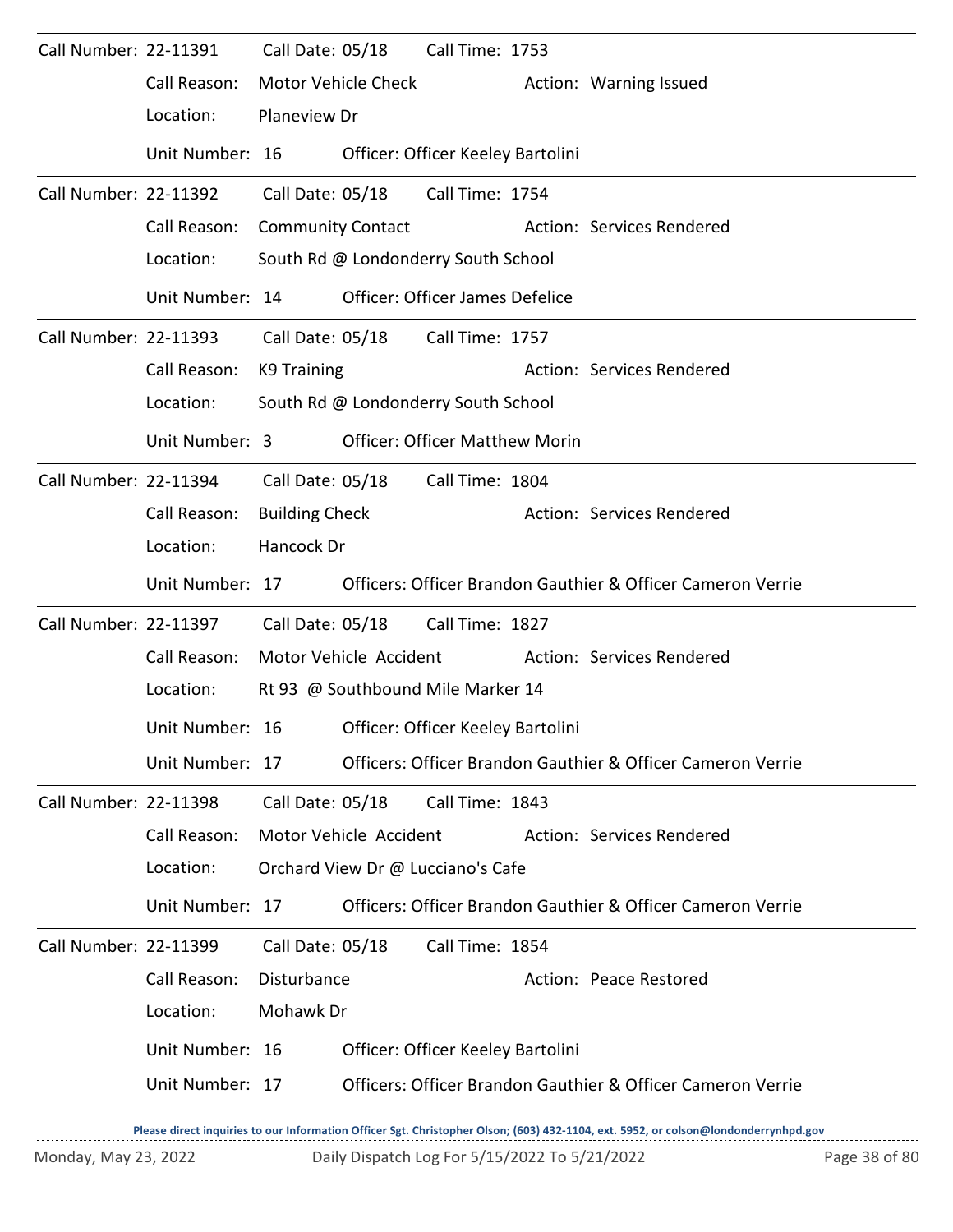Call Number: 22-11391 Call Date: 05/18 Call Time: 1753

Call Reason: Motor Vehicle Check Action: Warning Issued

Location: Planeview Dr

Unit Number: 16 Officer: Officer Keeley Bartolini

---

Call Number: 22-11392 Call Date: 05/18 Call Time: 1754

Call Reason: Community Contact Action: Services Rendered

Location: South Rd @ Londonderry South School

Unit Number: 14 Officer: Officer James Defelice

---

Call Number: 22-11393 Call Date: 05/18 Call Time: 1757

Call Reason: K9 Training Action: Services Rendered

Location: South Rd @ Londonderry South School

Unit Number: 3 Officer: Officer Matthew Morin

---

Call Number: 22-11394 Call Date: 05/18 Call Time: 1804

Call Reason: Building Check Action: Services Rendered

Location: Hancock Dr

Unit Number: 17 Officers: Officer Brandon Gauthier & Officer Cameron Verrie

---

Call Number: 22-11397 Call Date: 05/18 Call Time: 1827

Call Reason: Motor Vehicle Accident Action: Services Rendered

Location: Rt 93 @ Southbound Mile Marker 14

Unit Number: 16 Officer: Officer Keeley Bartolini

Unit Number: 17 Officers: Officer Brandon Gauthier & Officer Cameron Verrie

---

Call Number: 22-11398 Call Date: 05/18 Call Time: 1843

Call Reason: Motor Vehicle Accident Action: Services Rendered

Location: Orchard View Dr @ Lucciano's Cafe

Unit Number: 17 Officers: Officer Brandon Gauthier & Officer Cameron Verrie

---

Call Number: 22-11399 Call Date: 05/18 Call Time: 1854

Call Reason: Disturbance Action: Peace Restored

Location: Mohawk Dr

Unit Number: 16 Officer: Officer Keeley Bartolini

Unit Number: 17 Officers: Officer Brandon Gauthier & Officer Cameron Verrie

Please direct inquiries to our Information Officer Sgt. Christopher Olson; (603) 432-1104, ext. 5952, or colson@londonderrynhpd.gov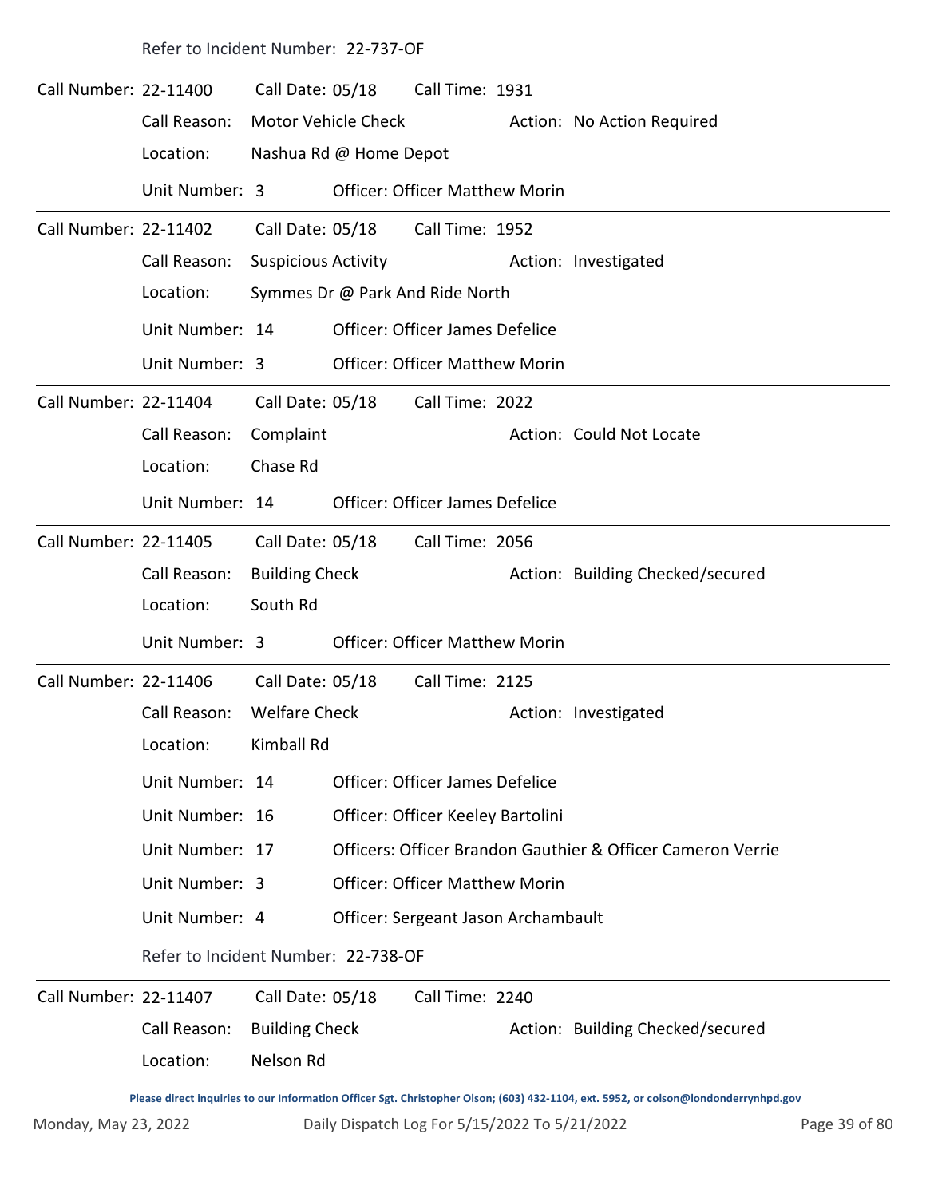Refer to Incident Number: 22-737-OF

---

Call Number: 22-11400 Call Date: 05/18 Call Time: 1931

Call Reason: Motor Vehicle Check Action: No Action Required

Location: Nashua Rd @ Home Depot

Unit Number: 3 Officer: Officer Matthew Morin

---

Call Number: 22-11402 Call Date: 05/18 Call Time: 1952

Call Reason: Suspicious Activity Action: Investigated

Location: Symmes Dr @ Park And Ride North

Unit Number: 14 Officer: Officer James Defelice

Unit Number: 3 Officer: Officer Matthew Morin

---

Call Number: 22-11404 Call Date: 05/18 Call Time: 2022

Call Reason: Complaint Action: Could Not Locate

Location: Chase Rd

Unit Number: 14 Officer: Officer James Defelice

---

Call Number: 22-11405 Call Date: 05/18 Call Time: 2056

Call Reason: Building Check Action: Building Checked/secured

Location: South Rd

Unit Number: 3 Officer: Officer Matthew Morin

---

Call Number: 22-11406 Call Date: 05/18 Call Time: 2125

Call Reason: Welfare Check Action: Investigated

Location: Kimball Rd

Unit Number: 14 Officer: Officer James Defelice

Unit Number: 16 Officer: Officer Keeley Bartolini

Unit Number: 17 Officers: Officer Brandon Gauthier & Officer Cameron Verrie

Unit Number: 3 Officer: Officer Matthew Morin

Unit Number: 4 Officer: Sergeant Jason Archambault

Refer to Incident Number: 22-738-OF

---

Call Number: 22-11407 Call Date: 05/18 Call Time: 2240

Call Reason: Building Check Action: Building Checked/secured

Location: Nelson Rd

Please direct inquiries to our Information Officer Sgt. Christopher Olson; (603) 432-1104, ext. 5952, or colson@londonderrynhpd.gov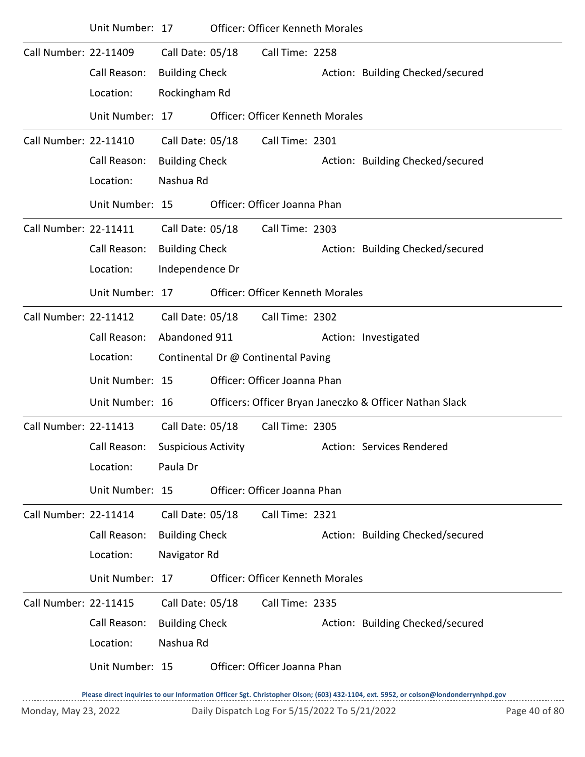Unit Number: 17 Officer: Officer Kenneth Morales

---

Call Number: 22-11409 Call Date: 05/18 Call Time: 2258

Call Reason: Building Check Action: Building Checked/secured

Location: Rockingham Rd

Unit Number: 17 Officer: Officer Kenneth Morales

---

Call Number: 22-11410 Call Date: 05/18 Call Time: 2301

Call Reason: Building Check Action: Building Checked/secured

Location: Nashua Rd

Unit Number: 15 Officer: Officer Joanna Phan

---

Call Number: 22-11411 Call Date: 05/18 Call Time: 2303

Call Reason: Building Check Action: Building Checked/secured

Location: Independence Dr

Unit Number: 17 Officer: Officer Kenneth Morales

---

Call Number: 22-11412 Call Date: 05/18 Call Time: 2302

Call Reason: Abandoned 911 Action: Investigated

Location: Continental Dr @ Continental Paving

Unit Number: 15 Officer: Officer Joanna Phan

Unit Number: 16 Officers: Officer Bryan Janeczko & Officer Nathan Slack

---

Call Number: 22-11413 Call Date: 05/18 Call Time: 2305

Call Reason: Suspicious Activity Action: Services Rendered

Location: Paula Dr

Unit Number: 15 Officer: Officer Joanna Phan

---

Call Number: 22-11414 Call Date: 05/18 Call Time: 2321

Call Reason: Building Check Action: Building Checked/secured

Location: Navigator Rd

Unit Number: 17 Officer: Officer Kenneth Morales

---

Call Number: 22-11415 Call Date: 05/18 Call Time: 2335

Call Reason: Building Check Action: Building Checked/secured

Location: Nashua Rd

Unit Number: 15 Officer: Officer Joanna Phan

**Please direct inquiries to our Information Officer Sgt. Christopher Olson; (603) 432-1104, ext. 5952, or colson@londonderrynhpd.gov**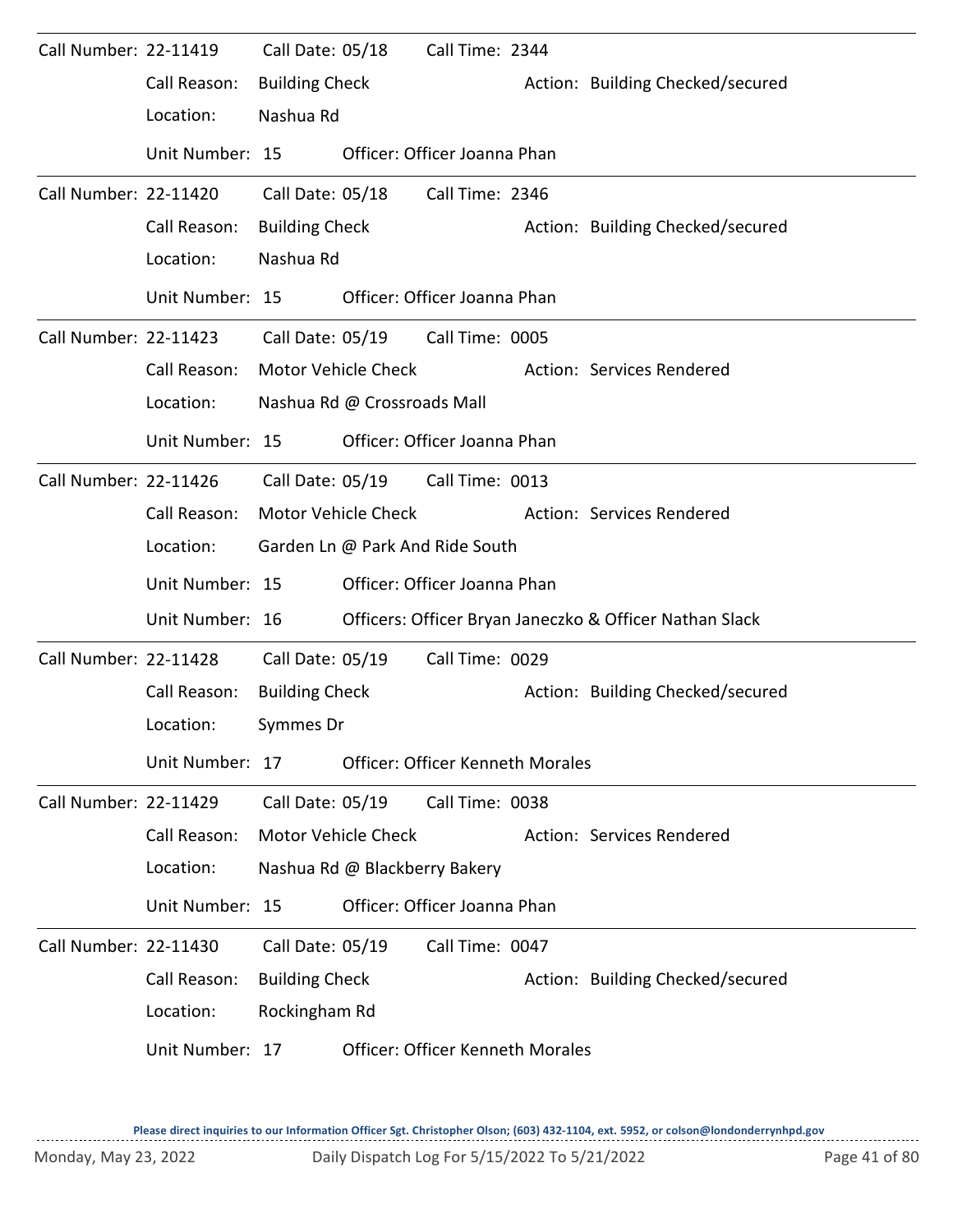Call Number: 22-11419 Call Date: 05/18 Call Time: 2344

Call Reason: Building Check Action: Building Checked/secured

Location: Nashua Rd

Unit Number: 15 Officer: Officer Joanna Phan

---

Call Number: 22-11420 Call Date: 05/18 Call Time: 2346

Call Reason: Building Check Action: Building Checked/secured

Location: Nashua Rd

Unit Number: 15 Officer: Officer Joanna Phan

---

Call Number: 22-11423 Call Date: 05/19 Call Time: 0005

Call Reason: Motor Vehicle Check Action: Services Rendered

Location: Nashua Rd @ Crossroads Mall

Unit Number: 15 Officer: Officer Joanna Phan

---

Call Number: 22-11426 Call Date: 05/19 Call Time: 0013

Call Reason: Motor Vehicle Check Action: Services Rendered

Location: Garden Ln @ Park And Ride South

Unit Number: 15 Officer: Officer Joanna Phan

Unit Number: 16 Officers: Officer Bryan Janeczko & Officer Nathan Slack

---

Call Number: 22-11428 Call Date: 05/19 Call Time: 0029

Call Reason: Building Check Action: Building Checked/secured

Location: Symmes Dr

Unit Number: 17 Officer: Officer Kenneth Morales

---

Call Number: 22-11429 Call Date: 05/19 Call Time: 0038

Call Reason: Motor Vehicle Check Action: Services Rendered

Location: Nashua Rd @ Blackberry Bakery

Unit Number: 15 Officer: Officer Joanna Phan

---

Call Number: 22-11430 Call Date: 05/19 Call Time: 0047

Call Reason: Building Check Action: Building Checked/secured

Location: Rockingham Rd

Unit Number: 17 Officer: Officer Kenneth Morales

**Please direct inquiries to our Information Officer Sgt. Christopher Olson; (603) 432-1104, ext. 5952, or colson@londonderrynhpd.gov**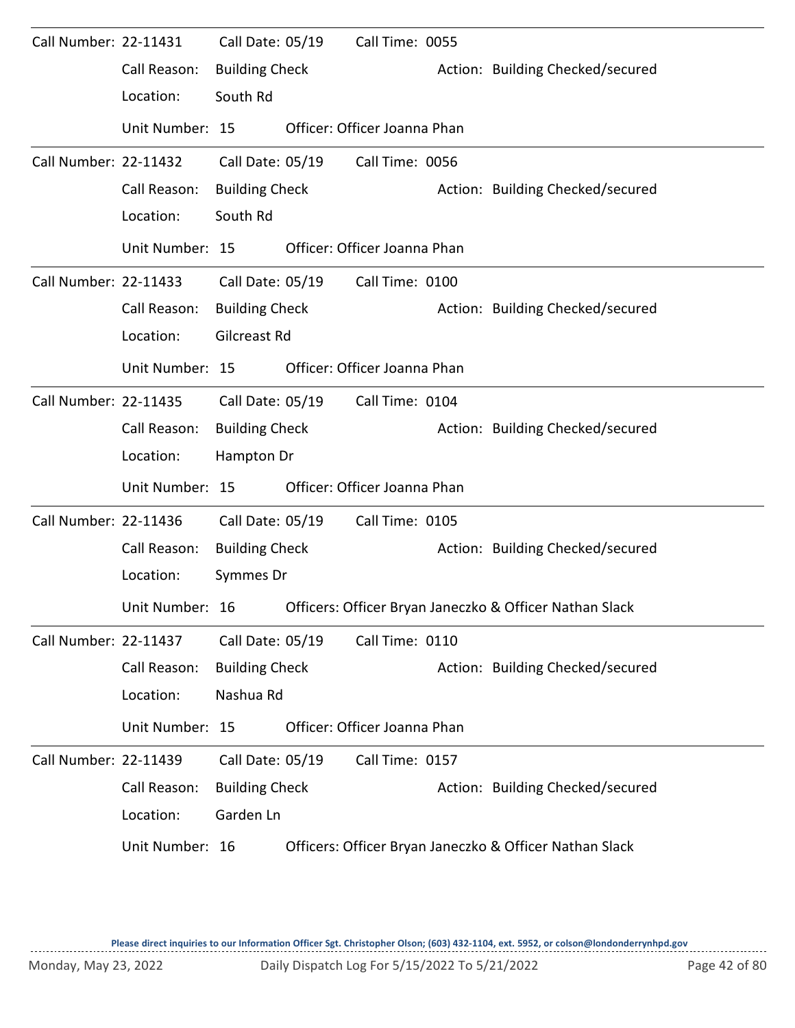Call Number: 22-11431    Call Date: 05/19    Call Time: 0055
Call Reason: Building Check    Action: Building Checked/secured
Location: South Rd
Unit Number: 15    Officer: Officer Joanna Phan

---

Call Number: 22-11432    Call Date: 05/19    Call Time: 0056
Call Reason: Building Check    Action: Building Checked/secured
Location: South Rd
Unit Number: 15    Officer: Officer Joanna Phan

---

Call Number: 22-11433    Call Date: 05/19    Call Time: 0100
Call Reason: Building Check    Action: Building Checked/secured
Location: Gilcreast Rd
Unit Number: 15    Officer: Officer Joanna Phan

---

Call Number: 22-11435    Call Date: 05/19    Call Time: 0104
Call Reason: Building Check    Action: Building Checked/secured
Location: Hampton Dr
Unit Number: 15    Officer: Officer Joanna Phan

---

Call Number: 22-11436    Call Date: 05/19    Call Time: 0105
Call Reason: Building Check    Action: Building Checked/secured
Location: Symmes Dr
Unit Number: 16    Officers: Officer Bryan Janeczko & Officer Nathan Slack

---

Call Number: 22-11437    Call Date: 05/19    Call Time: 0110
Call Reason: Building Check    Action: Building Checked/secured
Location: Nashua Rd
Unit Number: 15    Officer: Officer Joanna Phan

---

Call Number: 22-11439    Call Date: 05/19    Call Time: 0157
Call Reason: Building Check    Action: Building Checked/secured
Location: Garden Ln
Unit Number: 16    Officers: Officer Bryan Janeczko & Officer Nathan Slack

Please direct inquiries to our Information Officer Sgt. Christopher Olson; (603) 432-1104, ext. 5952, or colson@londonderrynhpd.gov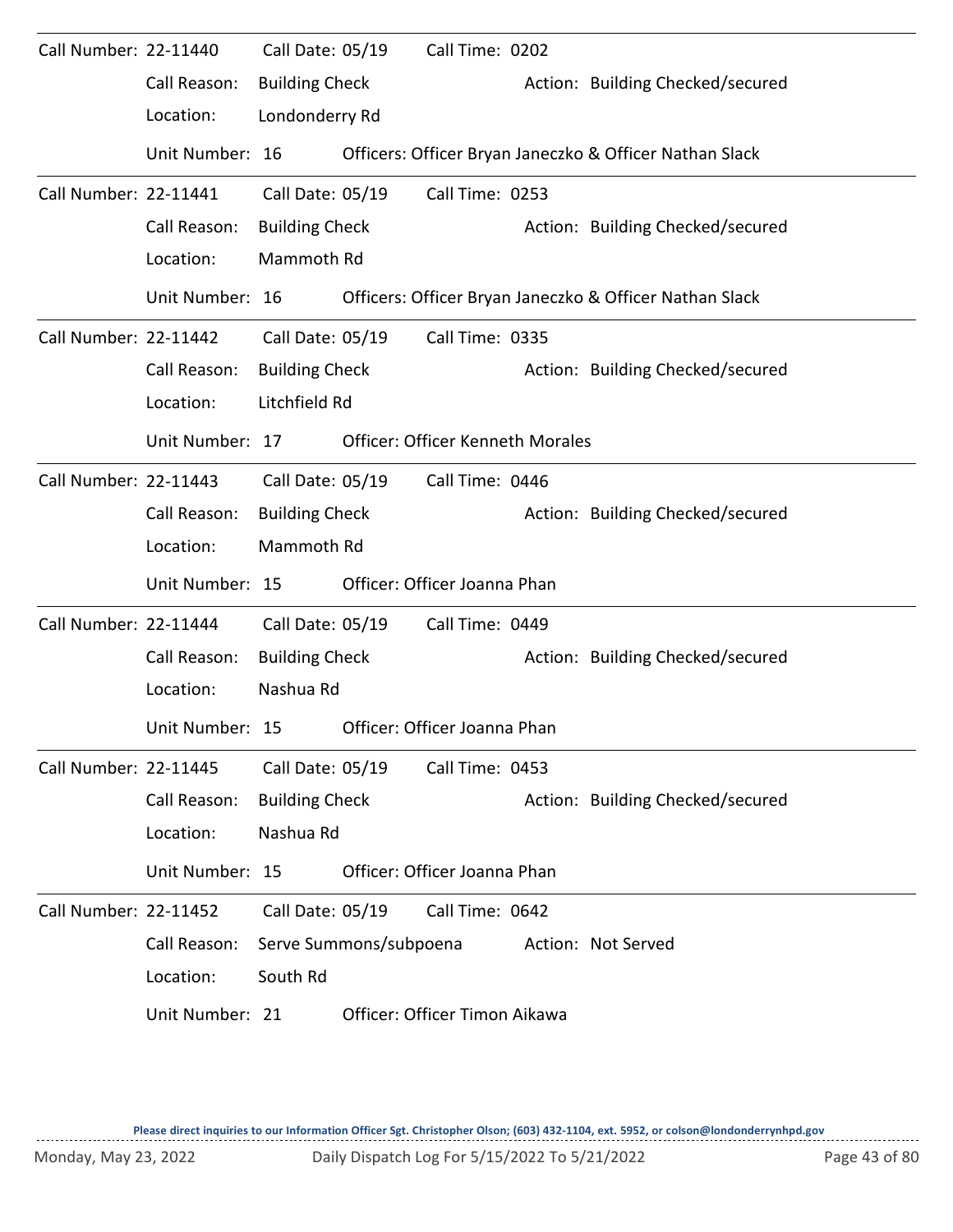Call Number: 22-11440 Call Date: 05/19 Call Time: 0202

Call Reason: Building Check Action: Building Checked/secured

Location: Londonderry Rd

Unit Number: 16 Officers: Officer Bryan Janeczko & Officer Nathan Slack

---

Call Number: 22-11441 Call Date: 05/19 Call Time: 0253

Call Reason: Building Check Action: Building Checked/secured

Location: Mammoth Rd

Unit Number: 16 Officers: Officer Bryan Janeczko & Officer Nathan Slack

---

Call Number: 22-11442 Call Date: 05/19 Call Time: 0335

Call Reason: Building Check Action: Building Checked/secured

Location: Litchfield Rd

Unit Number: 17 Officer: Officer Kenneth Morales

---

Call Number: 22-11443 Call Date: 05/19 Call Time: 0446

Call Reason: Building Check Action: Building Checked/secured

Location: Mammoth Rd

Unit Number: 15 Officer: Officer Joanna Phan

---

Call Number: 22-11444 Call Date: 05/19 Call Time: 0449

Call Reason: Building Check Action: Building Checked/secured

Location: Nashua Rd

Unit Number: 15 Officer: Officer Joanna Phan

---

Call Number: 22-11445 Call Date: 05/19 Call Time: 0453

Call Reason: Building Check Action: Building Checked/secured

Location: Nashua Rd

Unit Number: 15 Officer: Officer Joanna Phan

---

Call Number: 22-11452 Call Date: 05/19 Call Time: 0642

Call Reason: Serve Summons/subpoena Action: Not Served

Location: South Rd

Unit Number: 21 Officer: Officer Timon Aikawa

**Please direct inquiries to our Information Officer Sgt. Christopher Olson; (603) 432-1104, ext. 5952, or colson@londonderrynhpd.gov**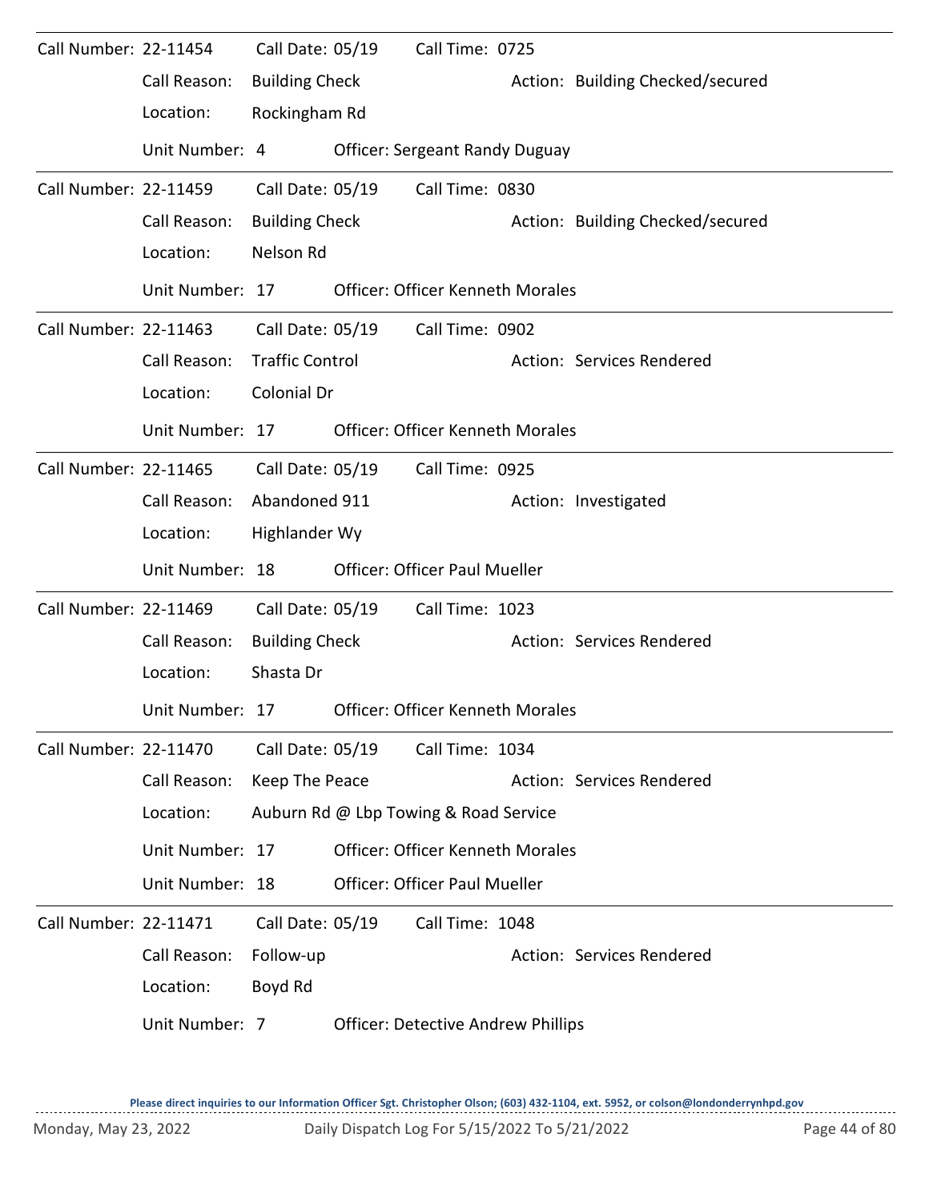Call Number: 22-11454 Call Date: 05/19 Call Time: 0725

Call Reason: Building Check Action: Building Checked/secured

Location: Rockingham Rd

Unit Number: 4 Officer: Sergeant Randy Duguay

---

Call Number: 22-11459 Call Date: 05/19 Call Time: 0830

Call Reason: Building Check Action: Building Checked/secured

Location: Nelson Rd

Unit Number: 17 Officer: Officer Kenneth Morales

---

Call Number: 22-11463 Call Date: 05/19 Call Time: 0902

Call Reason: Traffic Control Action: Services Rendered

Location: Colonial Dr

Unit Number: 17 Officer: Officer Kenneth Morales

---

Call Number: 22-11465 Call Date: 05/19 Call Time: 0925

Call Reason: Abandoned 911 Action: Investigated

Location: Highlander Wy

Unit Number: 18 Officer: Officer Paul Mueller

---

Call Number: 22-11469 Call Date: 05/19 Call Time: 1023

Call Reason: Building Check Action: Services Rendered

Location: Shasta Dr

Unit Number: 17 Officer: Officer Kenneth Morales

---

Call Number: 22-11470 Call Date: 05/19 Call Time: 1034

Call Reason: Keep The Peace Action: Services Rendered

Location: Auburn Rd @ Lbp Towing & Road Service

Unit Number: 17 Officer: Officer Kenneth Morales

Unit Number: 18 Officer: Officer Paul Mueller

---

Call Number: 22-11471 Call Date: 05/19 Call Time: 1048

Call Reason: Follow-up Action: Services Rendered

Location: Boyd Rd

Unit Number: 7 Officer: Detective Andrew Phillips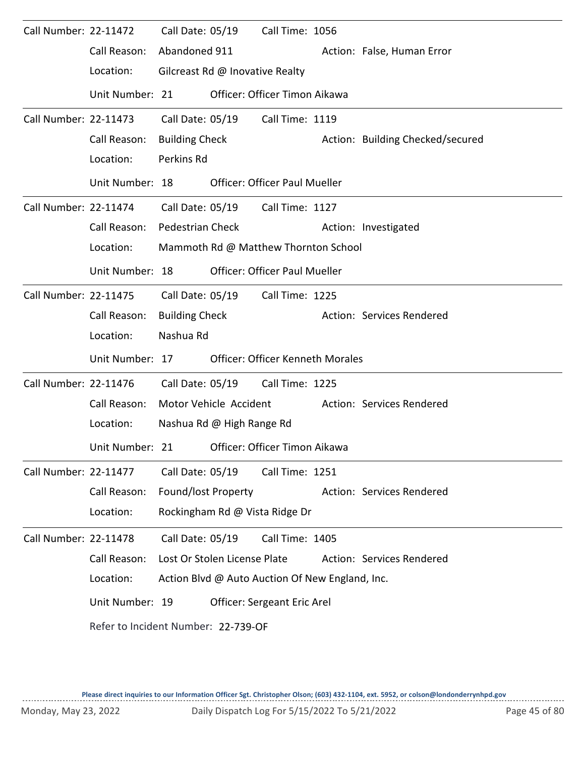Call Number: 22-11472 Call Date: 05/19 Call Time: 1056

Call Reason: Abandoned 911 Action: False, Human Error

Location: Gilcreast Rd @ Inovative Realty

Unit Number: 21 Officer: Officer Timon Aikawa

---

Call Number: 22-11473 Call Date: 05/19 Call Time: 1119

Call Reason: Building Check Action: Building Checked/secured

Location: Perkins Rd

Unit Number: 18 Officer: Officer Paul Mueller

---

Call Number: 22-11474 Call Date: 05/19 Call Time: 1127

Call Reason: Pedestrian Check Action: Investigated

Location: Mammoth Rd @ Matthew Thornton School

Unit Number: 18 Officer: Officer Paul Mueller

---

Call Number: 22-11475 Call Date: 05/19 Call Time: 1225

Call Reason: Building Check Action: Services Rendered

Location: Nashua Rd

Unit Number: 17 Officer: Officer Kenneth Morales

---

Call Number: 22-11476 Call Date: 05/19 Call Time: 1225

Call Reason: Motor Vehicle Accident Action: Services Rendered

Location: Nashua Rd @ High Range Rd

Unit Number: 21 Officer: Officer Timon Aikawa

---

Call Number: 22-11477 Call Date: 05/19 Call Time: 1251

Call Reason: Found/lost Property Action: Services Rendered

Location: Rockingham Rd @ Vista Ridge Dr

---

Call Number: 22-11478 Call Date: 05/19 Call Time: 1405

Call Reason: Lost Or Stolen License Plate Action: Services Rendered

Location: Action Blvd @ Auto Auction Of New England, Inc.

Unit Number: 19 Officer: Sergeant Eric Arel

Refer to Incident Number: 22-739-OF

Please direct inquiries to our Information Officer Sgt. Christopher Olson; (603) 432-1104, ext. 5952, or colson@londonderrynhpd.gov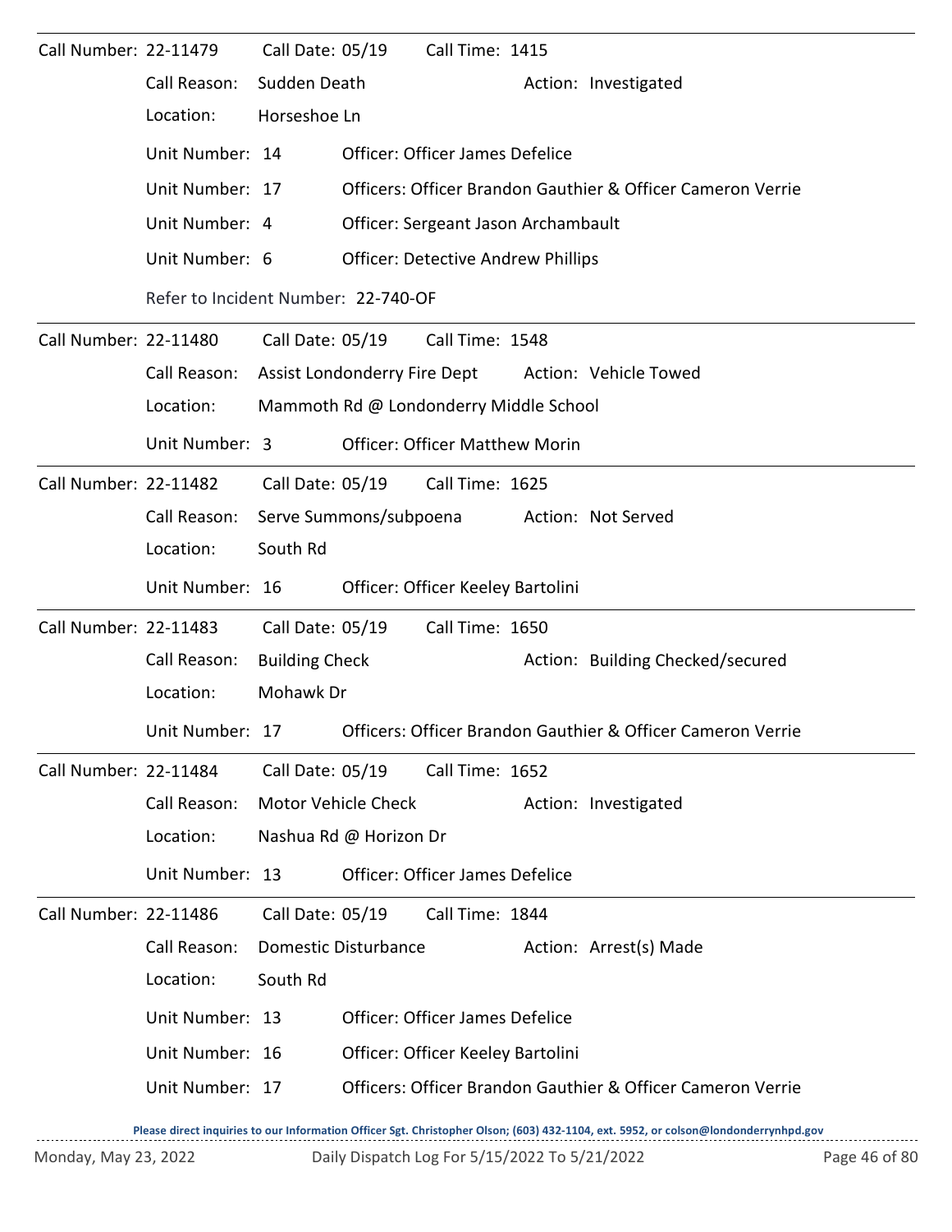Call Number: 22-11479 Call Date: 05/19 Call Time: 1415

Call Reason: Sudden Death Action: Investigated

Location: Horseshoe Ln

Unit Number: 14 Officer: Officer James Defelice

Unit Number: 17 Officers: Officer Brandon Gauthier & Officer Cameron Verrie

Unit Number: 4 Officer: Sergeant Jason Archambault

Unit Number: 6 Officer: Detective Andrew Phillips

Refer to Incident Number: 22-740-OF

---

Call Number: 22-11480 Call Date: 05/19 Call Time: 1548

Call Reason: Assist Londonderry Fire Dept Action: Vehicle Towed

Location: Mammoth Rd @ Londonderry Middle School

Unit Number: 3 Officer: Officer Matthew Morin

---

Call Number: 22-11482 Call Date: 05/19 Call Time: 1625

Call Reason: Serve Summons/subpoena Action: Not Served

Location: South Rd

Unit Number: 16 Officer: Officer Keeley Bartolini

---

Call Number: 22-11483 Call Date: 05/19 Call Time: 1650

Call Reason: Building Check Action: Building Checked/secured

Location: Mohawk Dr

Unit Number: 17 Officers: Officer Brandon Gauthier & Officer Cameron Verrie

---

Call Number: 22-11484 Call Date: 05/19 Call Time: 1652

Call Reason: Motor Vehicle Check Action: Investigated

Location: Nashua Rd @ Horizon Dr

Unit Number: 13 Officer: Officer James Defelice

---

Call Number: 22-11486 Call Date: 05/19 Call Time: 1844

Call Reason: Domestic Disturbance Action: Arrest(s) Made

Location: South Rd

Unit Number: 13 Officer: Officer James Defelice

Unit Number: 16 Officer: Officer Keeley Bartolini

Unit Number: 17 Officers: Officer Brandon Gauthier & Officer Cameron Verrie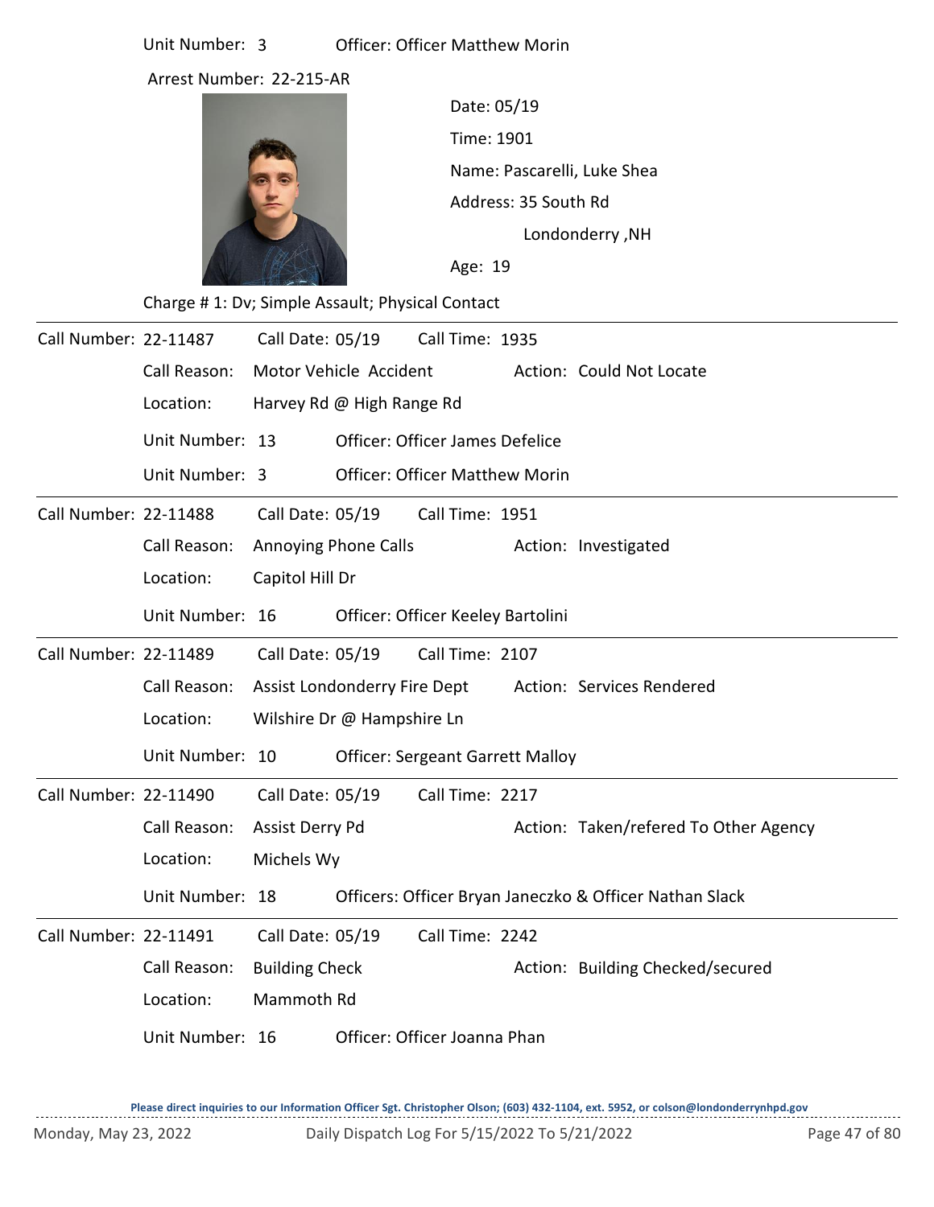Unit Number: 3 Officer: Officer Matthew Morin

Arrest Number: 22-215-AR

Date: 05/19

Time: 1901

Name: Pascarelli, Luke Shea

Address: 35 South Rd

Londonderry ,NH

Age: 19

Charge # 1: Dv; Simple Assault; Physical Contact

---

**Call Number:** 22-11487 **Call Date:** 05/19 **Call Time:** 1935

**Call Reason:** Motor Vehicle Accident **Action:** Could Not Locate

**Location:** Harvey Rd @ High Range Rd

Unit Number: 13 Officer: Officer James Defelice

Unit Number: 3 Officer: Officer Matthew Morin

---

**Call Number:** 22-11488 **Call Date:** 05/19 **Call Time:** 1951

**Call Reason:** Annoying Phone Calls **Action:** Investigated

**Location:** Capitol Hill Dr

Unit Number: 16 Officer: Officer Keeley Bartolini

---

**Call Number:** 22-11489 **Call Date:** 05/19 **Call Time:** 2107

**Call Reason:** Assist Londonderry Fire Dept **Action:** Services Rendered

**Location:** Wilshire Dr @ Hampshire Ln

Unit Number: 10 Officer: Sergeant Garrett Malloy

---

**Call Number:** 22-11490 **Call Date:** 05/19 **Call Time:** 2217

**Call Reason:** Assist Derry Pd **Action:** Taken/refered To Other Agency

**Location:** Michels Wy

Unit Number: 18 Officers: Officer Bryan Janeczko & Officer Nathan Slack

---

**Call Number:** 22-11491 **Call Date:** 05/19 **Call Time:** 2242

**Call Reason:** Building Check **Action:** Building Checked/secured

**Location:** Mammoth Rd

Unit Number: 16 Officer: Officer Joanna Phan

Please direct inquiries to our Information Officer Sgt. Christopher Olson; (603) 432-1104, ext. 5952, or colson@londonderrynhpd.gov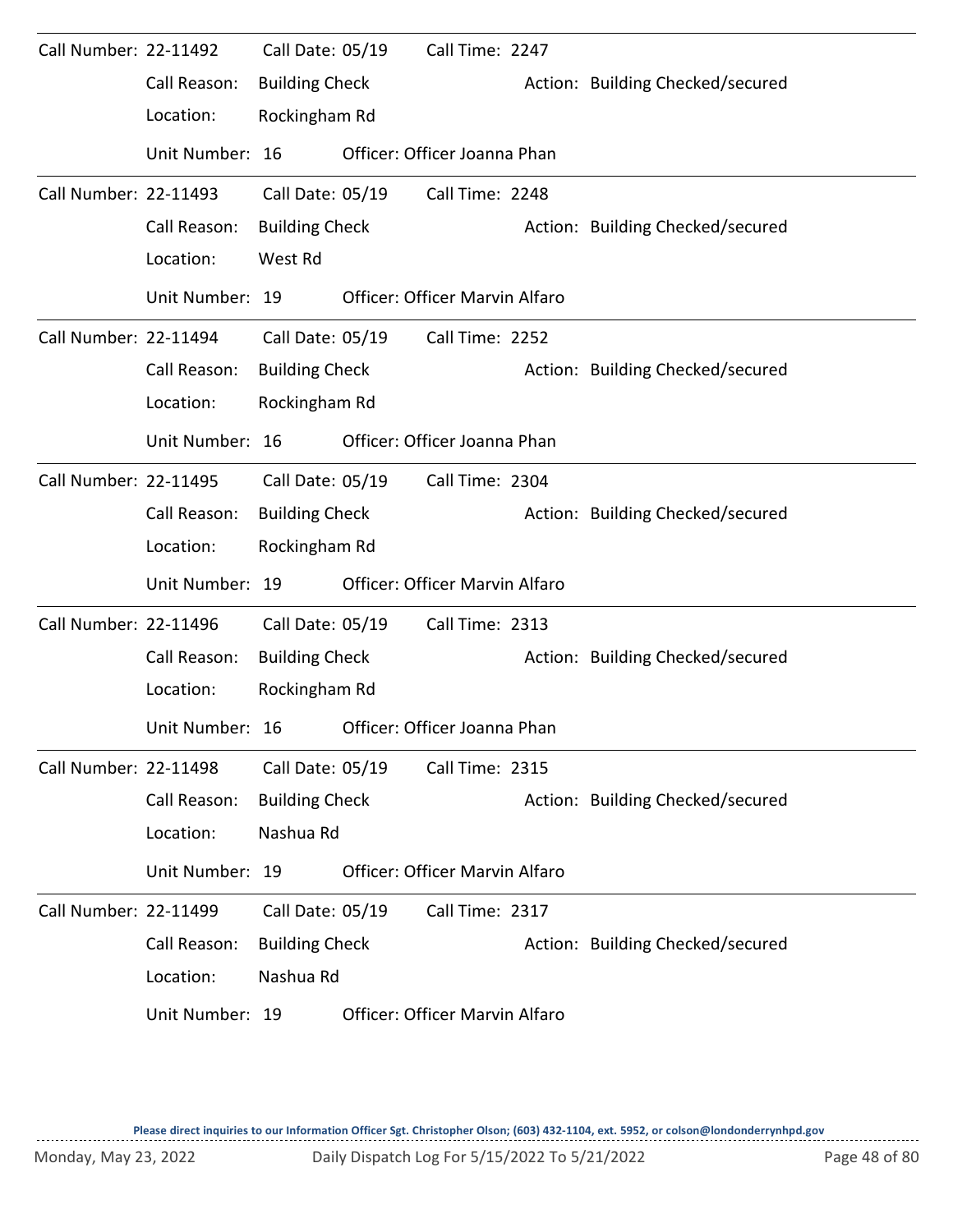Call Number: 22-11492 Call Date: 05/19 Call Time: 2247

Call Reason: Building Check Action: Building Checked/secured

Location: Rockingham Rd

Unit Number: 16 Officer: Officer Joanna Phan

---

Call Number: 22-11493 Call Date: 05/19 Call Time: 2248

Call Reason: Building Check Action: Building Checked/secured

Location: West Rd

Unit Number: 19 Officer: Officer Marvin Alfaro

---

Call Number: 22-11494 Call Date: 05/19 Call Time: 2252

Call Reason: Building Check Action: Building Checked/secured

Location: Rockingham Rd

Unit Number: 16 Officer: Officer Joanna Phan

---

Call Number: 22-11495 Call Date: 05/19 Call Time: 2304

Call Reason: Building Check Action: Building Checked/secured

Location: Rockingham Rd

Unit Number: 19 Officer: Officer Marvin Alfaro

---

Call Number: 22-11496 Call Date: 05/19 Call Time: 2313

Call Reason: Building Check Action: Building Checked/secured

Location: Rockingham Rd

Unit Number: 16 Officer: Officer Joanna Phan

---

Call Number: 22-11498 Call Date: 05/19 Call Time: 2315

Call Reason: Building Check Action: Building Checked/secured

Location: Nashua Rd

Unit Number: 19 Officer: Officer Marvin Alfaro

---

Call Number: 22-11499 Call Date: 05/19 Call Time: 2317

Call Reason: Building Check Action: Building Checked/secured

Location: Nashua Rd

Unit Number: 19 Officer: Officer Marvin Alfaro

**Please direct inquiries to our Information Officer Sgt. Christopher Olson; (603) 432-1104, ext. 5952, or colson@londonderrynhpd.gov**

Monday, May 23, 2022 Daily Dispatch Log For 5/15/2022 To 5/21/2022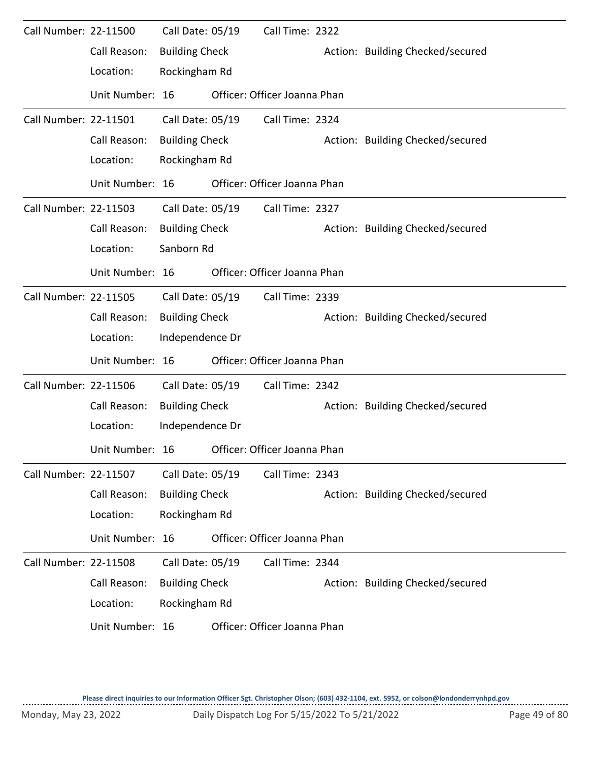Call Number: 22-11500 Call Date: 05/19 Call Time: 2322

Call Reason: Building Check Action: Building Checked/secured

Location: Rockingham Rd

Unit Number: 16 Officer: Officer Joanna Phan

---

Call Number: 22-11501 Call Date: 05/19 Call Time: 2324

Call Reason: Building Check Action: Building Checked/secured

Location: Rockingham Rd

Unit Number: 16 Officer: Officer Joanna Phan

---

Call Number: 22-11503 Call Date: 05/19 Call Time: 2327

Call Reason: Building Check Action: Building Checked/secured

Location: Sanborn Rd

Unit Number: 16 Officer: Officer Joanna Phan

---

Call Number: 22-11505 Call Date: 05/19 Call Time: 2339

Call Reason: Building Check Action: Building Checked/secured

Location: Independence Dr

Unit Number: 16 Officer: Officer Joanna Phan

---

Call Number: 22-11506 Call Date: 05/19 Call Time: 2342

Call Reason: Building Check Action: Building Checked/secured

Location: Independence Dr

Unit Number: 16 Officer: Officer Joanna Phan

---

Call Number: 22-11507 Call Date: 05/19 Call Time: 2343

Call Reason: Building Check Action: Building Checked/secured

Location: Rockingham Rd

Unit Number: 16 Officer: Officer Joanna Phan

---

Call Number: 22-11508 Call Date: 05/19 Call Time: 2344

Call Reason: Building Check Action: Building Checked/secured

Location: Rockingham Rd

Unit Number: 16 Officer: Officer Joanna Phan

Please direct inquiries to our Information Officer Sgt. Christopher Olson; (603) 432-1104, ext. 5952, or colson@londonderrynhpd.gov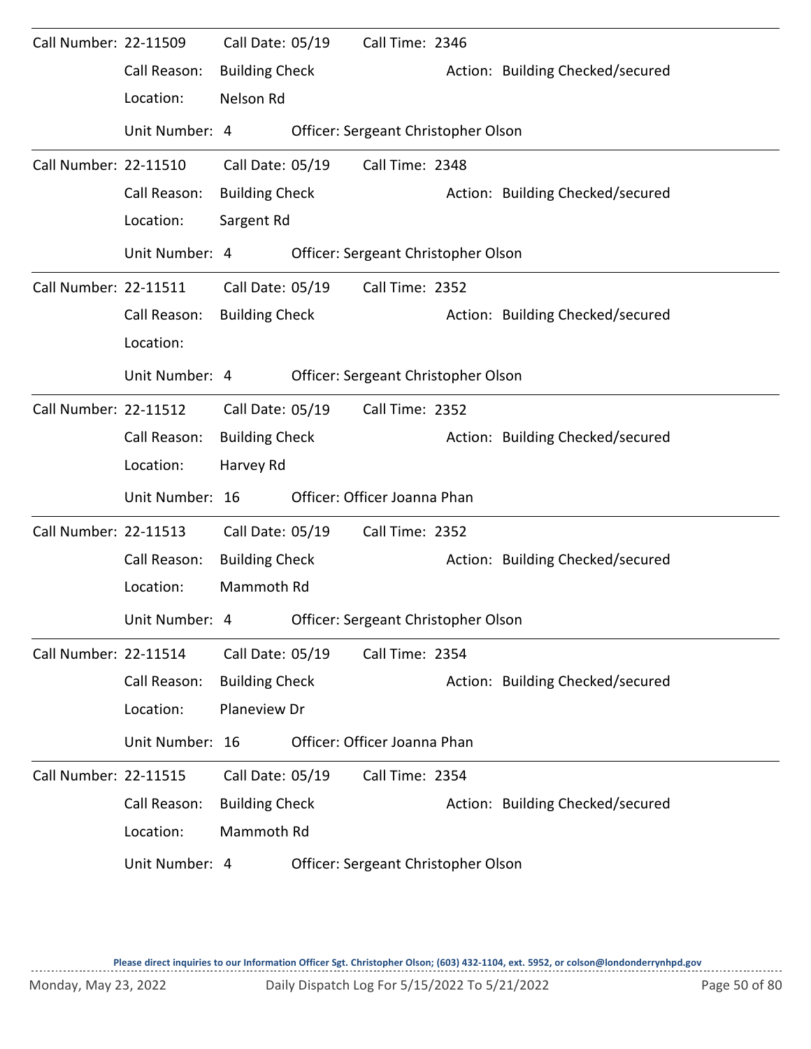Call Number: 22-11509 Call Date: 05/19 Call Time: 2346

Call Reason: Building Check Action: Building Checked/secured

Location: Nelson Rd

Unit Number: 4 Officer: Sergeant Christopher Olson

---

Call Number: 22-11510 Call Date: 05/19 Call Time: 2348

Call Reason: Building Check Action: Building Checked/secured

Location: Sargent Rd

Unit Number: 4 Officer: Sergeant Christopher Olson

---

Call Number: 22-11511 Call Date: 05/19 Call Time: 2352

Call Reason: Building Check Action: Building Checked/secured

Location:

Unit Number: 4 Officer: Sergeant Christopher Olson

---

Call Number: 22-11512 Call Date: 05/19 Call Time: 2352

Call Reason: Building Check Action: Building Checked/secured

Location: Harvey Rd

Unit Number: 16 Officer: Officer Joanna Phan

---

Call Number: 22-11513 Call Date: 05/19 Call Time: 2352

Call Reason: Building Check Action: Building Checked/secured

Location: Mammoth Rd

Unit Number: 4 Officer: Sergeant Christopher Olson

---

Call Number: 22-11514 Call Date: 05/19 Call Time: 2354

Call Reason: Building Check Action: Building Checked/secured

Location: Planeview Dr

Unit Number: 16 Officer: Officer Joanna Phan

---

Call Number: 22-11515 Call Date: 05/19 Call Time: 2354

Call Reason: Building Check Action: Building Checked/secured

Location: Mammoth Rd

Unit Number: 4 Officer: Sergeant Christopher Olson

**Please direct inquiries to our Information Officer Sgt. Christopher Olson; (603) 432-1104, ext. 5952, or colson@londonderrynhpd.gov**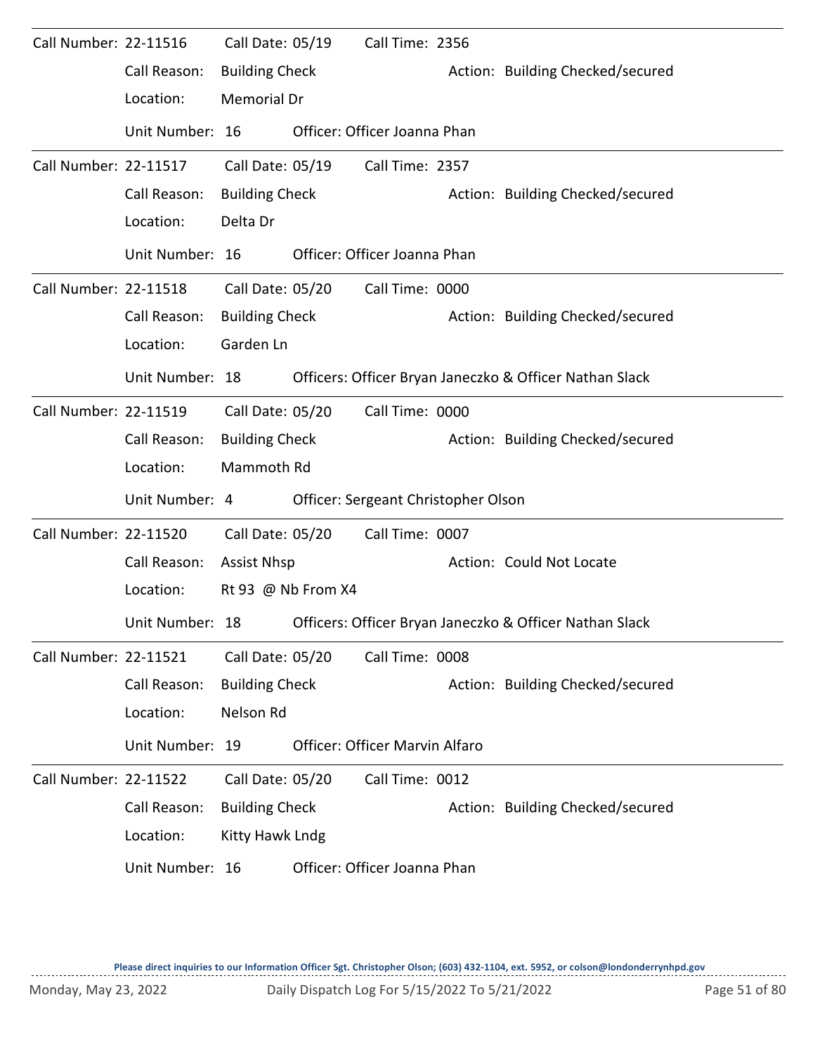Call Number: 22-11516 Call Date: 05/19 Call Time: 2356
Call Reason: Building Check Action: Building Checked/secured
Location: Memorial Dr
Unit Number: 16 Officer: Officer Joanna Phan

---

Call Number: 22-11517 Call Date: 05/19 Call Time: 2357
Call Reason: Building Check Action: Building Checked/secured
Location: Delta Dr
Unit Number: 16 Officer: Officer Joanna Phan

---

Call Number: 22-11518 Call Date: 05/20 Call Time: 0000
Call Reason: Building Check Action: Building Checked/secured
Location: Garden Ln
Unit Number: 18 Officers: Officer Bryan Janeczko & Officer Nathan Slack

---

Call Number: 22-11519 Call Date: 05/20 Call Time: 0000
Call Reason: Building Check Action: Building Checked/secured
Location: Mammoth Rd
Unit Number: 4 Officer: Sergeant Christopher Olson

---

Call Number: 22-11520 Call Date: 05/20 Call Time: 0007
Call Reason: Assist Nhsp Action: Could Not Locate
Location: Rt 93 @ Nb From X4
Unit Number: 18 Officers: Officer Bryan Janeczko & Officer Nathan Slack

---

Call Number: 22-11521 Call Date: 05/20 Call Time: 0008
Call Reason: Building Check Action: Building Checked/secured
Location: Nelson Rd
Unit Number: 19 Officer: Officer Marvin Alfaro

---

Call Number: 22-11522 Call Date: 05/20 Call Time: 0012
Call Reason: Building Check Action: Building Checked/secured
Location: Kitty Hawk Lndg
Unit Number: 16 Officer: Officer Joanna Phan

**Please direct inquiries to our Information Officer Sgt. Christopher Olson; (603) 432-1104, ext. 5952, or colson@londonderrynhpd.gov**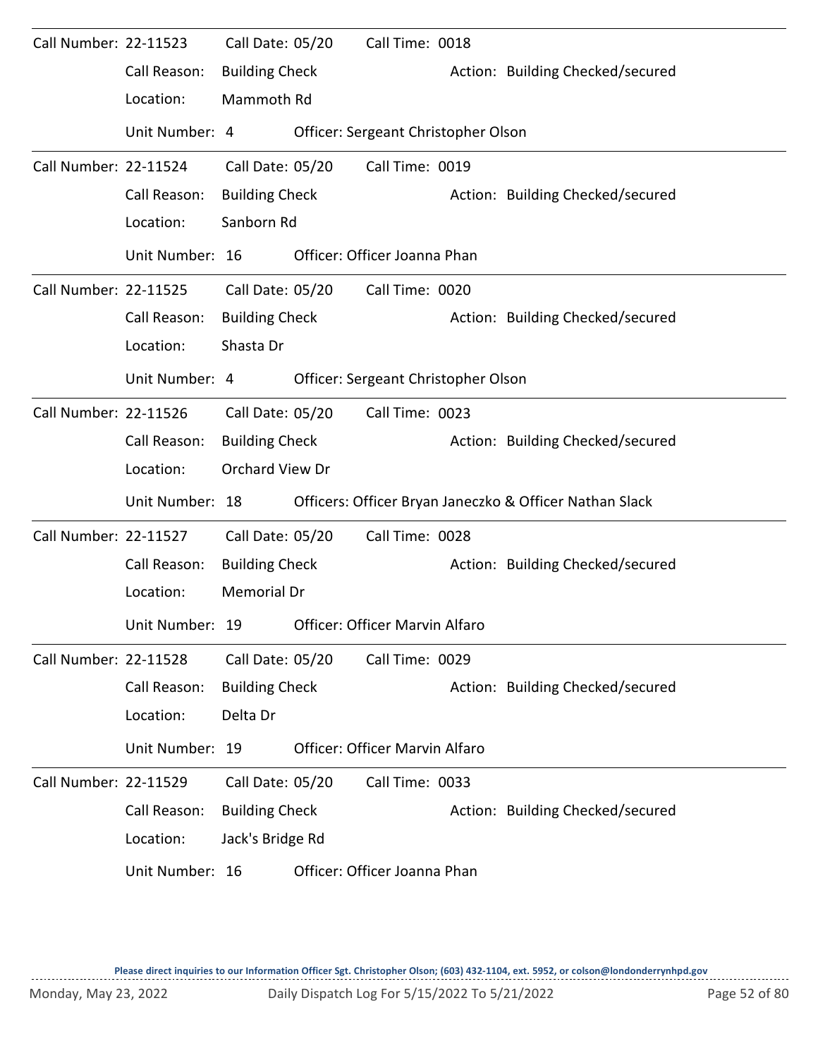Call Number: 22-11523 Call Date: 05/20 Call Time: 0018

Call Reason: Building Check Action: Building Checked/secured

Location: Mammoth Rd

Unit Number: 4 Officer: Sergeant Christopher Olson

---

Call Number: 22-11524 Call Date: 05/20 Call Time: 0019

Call Reason: Building Check Action: Building Checked/secured

Location: Sanborn Rd

Unit Number: 16 Officer: Officer Joanna Phan

---

Call Number: 22-11525 Call Date: 05/20 Call Time: 0020

Call Reason: Building Check Action: Building Checked/secured

Location: Shasta Dr

Unit Number: 4 Officer: Sergeant Christopher Olson

---

Call Number: 22-11526 Call Date: 05/20 Call Time: 0023

Call Reason: Building Check Action: Building Checked/secured

Location: Orchard View Dr

Unit Number: 18 Officers: Officer Bryan Janeczko & Officer Nathan Slack

---

Call Number: 22-11527 Call Date: 05/20 Call Time: 0028

Call Reason: Building Check Action: Building Checked/secured

Location: Memorial Dr

Unit Number: 19 Officer: Officer Marvin Alfaro

---

Call Number: 22-11528 Call Date: 05/20 Call Time: 0029

Call Reason: Building Check Action: Building Checked/secured

Location: Delta Dr

Unit Number: 19 Officer: Officer Marvin Alfaro

---

Call Number: 22-11529 Call Date: 05/20 Call Time: 0033

Call Reason: Building Check Action: Building Checked/secured

Location: Jack's Bridge Rd

Unit Number: 16 Officer: Officer Joanna Phan

**Please direct inquiries to our Information Officer Sgt. Christopher Olson; (603) 432-1104, ext. 5952, or colson@londonderrynhpd.gov**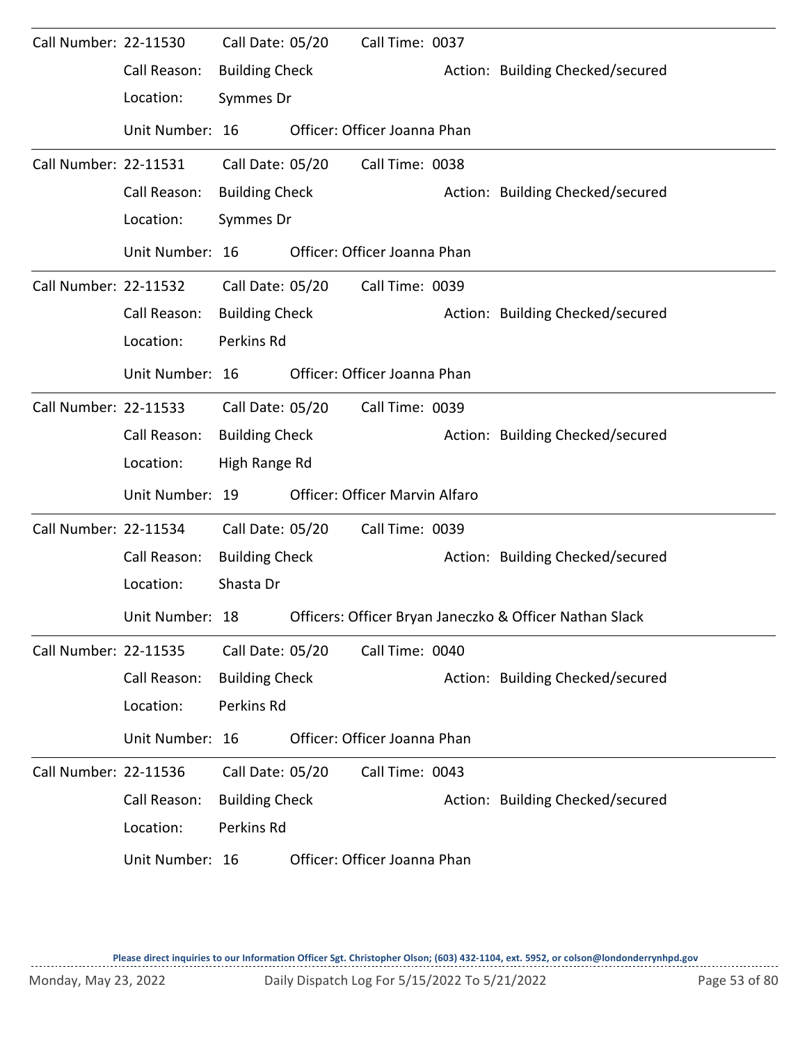Call Number: 22-11530 Call Date: 05/20 Call Time: 0037

Call Reason: Building Check Action: Building Checked/secured

Location: Symmes Dr

Unit Number: 16 Officer: Officer Joanna Phan

---

Call Number: 22-11531 Call Date: 05/20 Call Time: 0038

Call Reason: Building Check Action: Building Checked/secured

Location: Symmes Dr

Unit Number: 16 Officer: Officer Joanna Phan

---

Call Number: 22-11532 Call Date: 05/20 Call Time: 0039

Call Reason: Building Check Action: Building Checked/secured

Location: Perkins Rd

Unit Number: 16 Officer: Officer Joanna Phan

---

Call Number: 22-11533 Call Date: 05/20 Call Time: 0039

Call Reason: Building Check Action: Building Checked/secured

Location: High Range Rd

Unit Number: 19 Officer: Officer Marvin Alfaro

---

Call Number: 22-11534 Call Date: 05/20 Call Time: 0039

Call Reason: Building Check Action: Building Checked/secured

Location: Shasta Dr

Unit Number: 18 Officers: Officer Bryan Janeczko & Officer Nathan Slack

---

Call Number: 22-11535 Call Date: 05/20 Call Time: 0040

Call Reason: Building Check Action: Building Checked/secured

Location: Perkins Rd

Unit Number: 16 Officer: Officer Joanna Phan

---

Call Number: 22-11536 Call Date: 05/20 Call Time: 0043

Call Reason: Building Check Action: Building Checked/secured

Location: Perkins Rd

Unit Number: 16 Officer: Officer Joanna Phan

Please direct inquiries to our Information Officer Sgt. Christopher Olson; (603) 432-1104, ext. 5952, or colson@londonderrynhpd.gov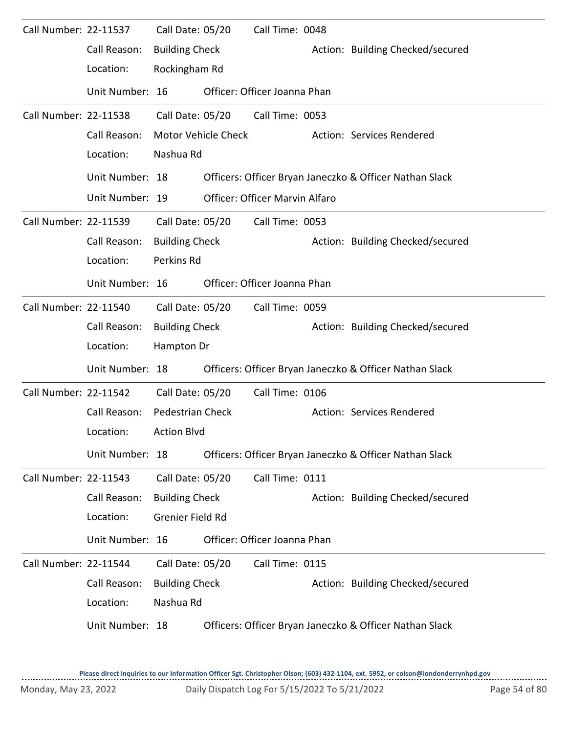Call Number: 22-11537 Call Date: 05/20 Call Time: 0048

Call Reason: Building Check Action: Building Checked/secured

Location: Rockingham Rd

Unit Number: 16 Officer: Officer Joanna Phan

---

Call Number: 22-11538 Call Date: 05/20 Call Time: 0053

Call Reason: Motor Vehicle Check Action: Services Rendered

Location: Nashua Rd

Unit Number: 18 Officers: Officer Bryan Janeczko & Officer Nathan Slack

Unit Number: 19 Officer: Officer Marvin Alfaro

---

Call Number: 22-11539 Call Date: 05/20 Call Time: 0053

Call Reason: Building Check Action: Building Checked/secured

Location: Perkins Rd

Unit Number: 16 Officer: Officer Joanna Phan

---

Call Number: 22-11540 Call Date: 05/20 Call Time: 0059

Call Reason: Building Check Action: Building Checked/secured

Location: Hampton Dr

Unit Number: 18 Officers: Officer Bryan Janeczko & Officer Nathan Slack

---

Call Number: 22-11542 Call Date: 05/20 Call Time: 0106

Call Reason: Pedestrian Check Action: Services Rendered

Location: Action Blvd

Unit Number: 18 Officers: Officer Bryan Janeczko & Officer Nathan Slack

---

Call Number: 22-11543 Call Date: 05/20 Call Time: 0111

Call Reason: Building Check Action: Building Checked/secured

Location: Grenier Field Rd

Unit Number: 16 Officer: Officer Joanna Phan

---

Call Number: 22-11544 Call Date: 05/20 Call Time: 0115

Call Reason: Building Check Action: Building Checked/secured

Location: Nashua Rd

Unit Number: 18 Officers: Officer Bryan Janeczko & Officer Nathan Slack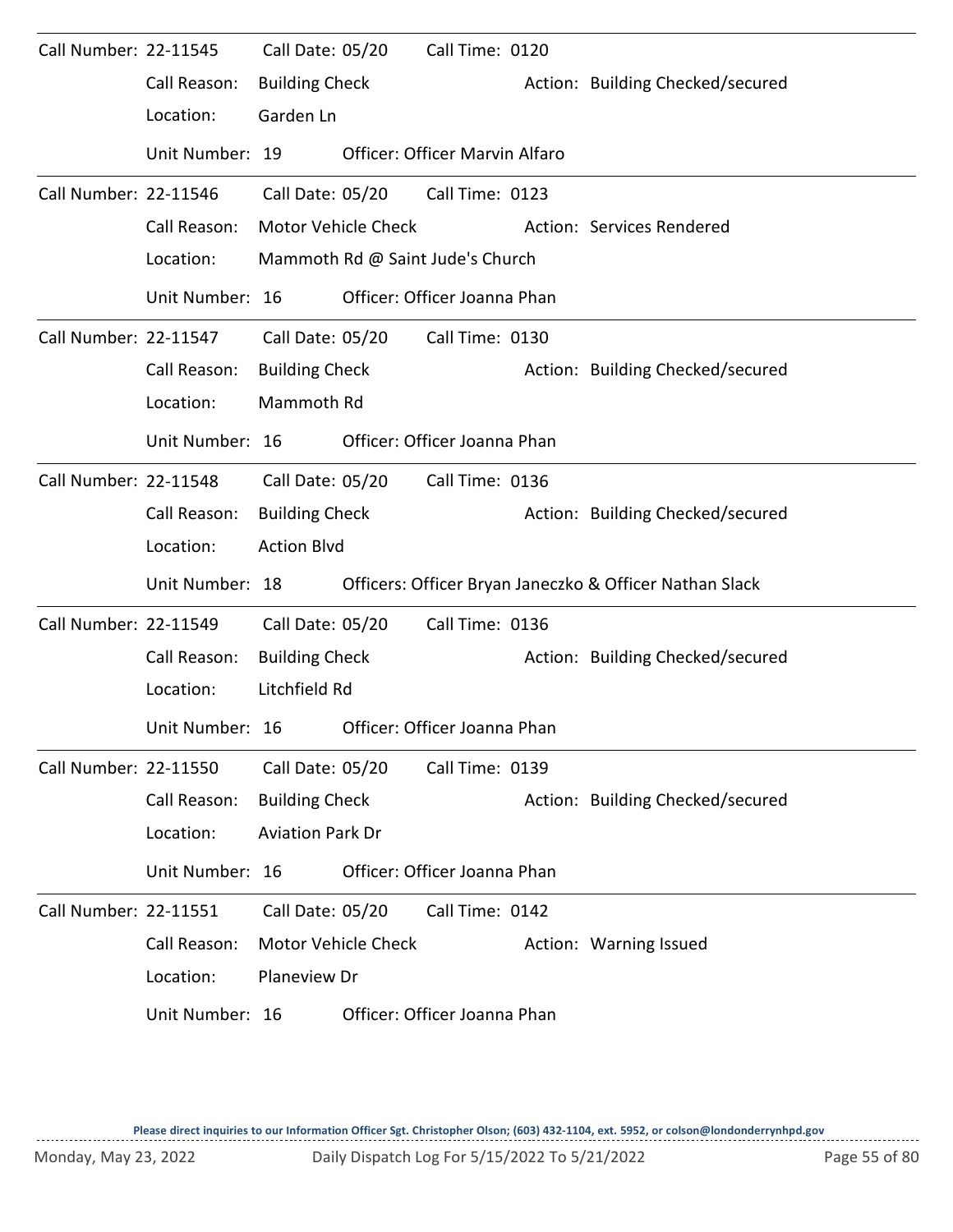Call Number: 22-11545 Call Date: 05/20 Call Time: 0120

Call Reason: Building Check Action: Building Checked/secured

Location: Garden Ln

Unit Number: 19 Officer: Officer Marvin Alfaro

---

Call Number: 22-11546 Call Date: 05/20 Call Time: 0123

Call Reason: Motor Vehicle Check Action: Services Rendered

Location: Mammoth Rd @ Saint Jude's Church

Unit Number: 16 Officer: Officer Joanna Phan

---

Call Number: 22-11547 Call Date: 05/20 Call Time: 0130

Call Reason: Building Check Action: Building Checked/secured

Location: Mammoth Rd

Unit Number: 16 Officer: Officer Joanna Phan

---

Call Number: 22-11548 Call Date: 05/20 Call Time: 0136

Call Reason: Building Check Action: Building Checked/secured

Location: Action Blvd

Unit Number: 18 Officers: Officer Bryan Janeczko & Officer Nathan Slack

---

Call Number: 22-11549 Call Date: 05/20 Call Time: 0136

Call Reason: Building Check Action: Building Checked/secured

Location: Litchfield Rd

Unit Number: 16 Officer: Officer Joanna Phan

---

Call Number: 22-11550 Call Date: 05/20 Call Time: 0139

Call Reason: Building Check Action: Building Checked/secured

Location: Aviation Park Dr

Unit Number: 16 Officer: Officer Joanna Phan

---

Call Number: 22-11551 Call Date: 05/20 Call Time: 0142

Call Reason: Motor Vehicle Check Action: Warning Issued

Location: Planeview Dr

Unit Number: 16 Officer: Officer Joanna Phan

Please direct inquiries to our Information Officer Sgt. Christopher Olson; (603) 432-1104, ext. 5952, or colson@londonderrynhpd.gov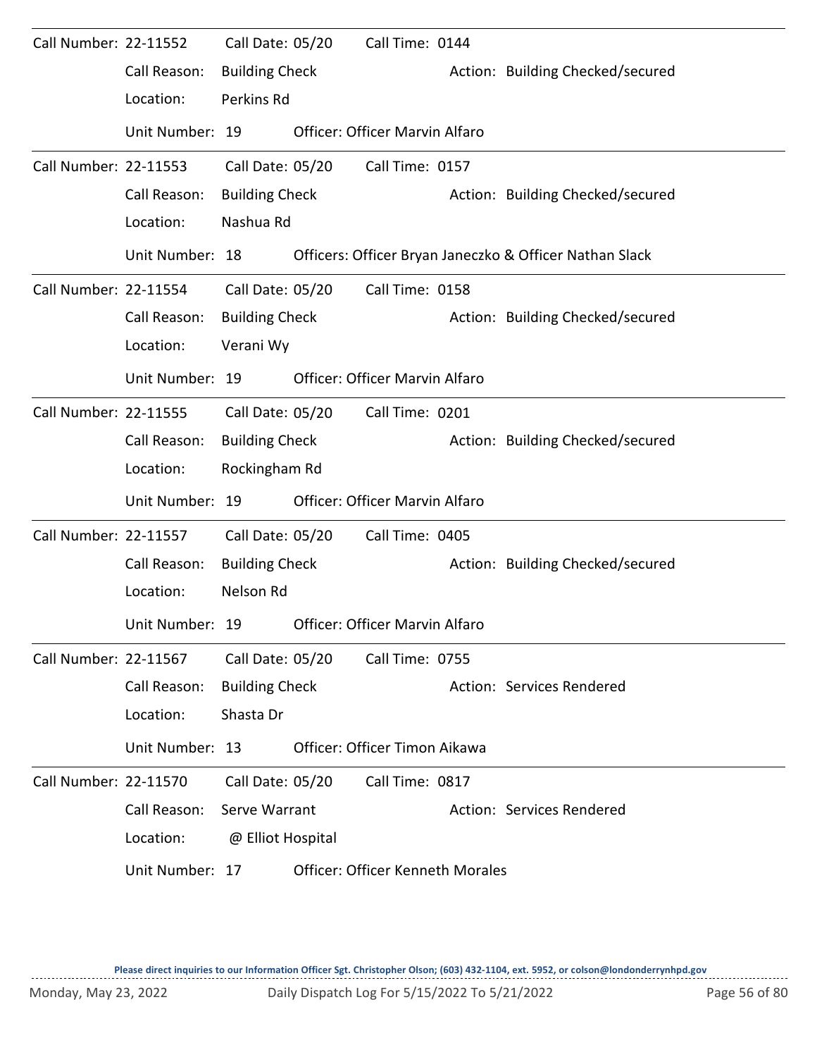Call Number: 22-11552 Call Date: 05/20 Call Time: 0144

Call Reason: Building Check Action: Building Checked/secured

Location: Perkins Rd

Unit Number: 19 Officer: Officer Marvin Alfaro

---

Call Number: 22-11553 Call Date: 05/20 Call Time: 0157

Call Reason: Building Check Action: Building Checked/secured

Location: Nashua Rd

Unit Number: 18 Officers: Officer Bryan Janeczko & Officer Nathan Slack

---

Call Number: 22-11554 Call Date: 05/20 Call Time: 0158

Call Reason: Building Check Action: Building Checked/secured

Location: Verani Wy

Unit Number: 19 Officer: Officer Marvin Alfaro

---

Call Number: 22-11555 Call Date: 05/20 Call Time: 0201

Call Reason: Building Check Action: Building Checked/secured

Location: Rockingham Rd

Unit Number: 19 Officer: Officer Marvin Alfaro

---

Call Number: 22-11557 Call Date: 05/20 Call Time: 0405

Call Reason: Building Check Action: Building Checked/secured

Location: Nelson Rd

Unit Number: 19 Officer: Officer Marvin Alfaro

---

Call Number: 22-11567 Call Date: 05/20 Call Time: 0755

Call Reason: Building Check Action: Services Rendered

Location: Shasta Dr

Unit Number: 13 Officer: Officer Timon Aikawa

---

Call Number: 22-11570 Call Date: 05/20 Call Time: 0817

Call Reason: Serve Warrant Action: Services Rendered

Location: @ Elliot Hospital

Unit Number: 17 Officer: Officer Kenneth Morales

Please direct inquiries to our Information Officer Sgt. Christopher Olson; (603) 432-1104, ext. 5952, or colson@londonderrynhpd.gov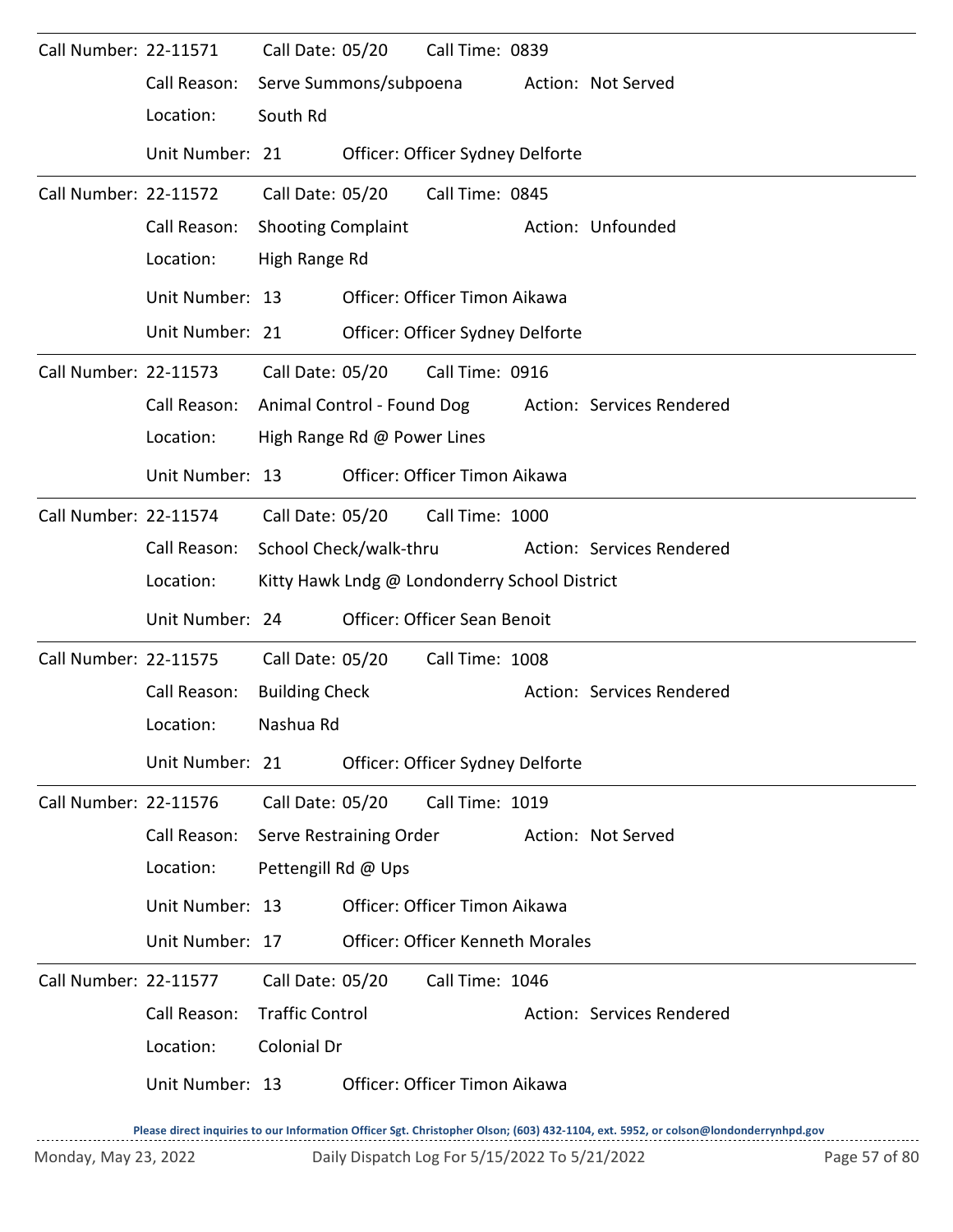Call Number: 22-11571 Call Date: 05/20 Call Time: 0839

Call Reason: Serve Summons/subpoena Action: Not Served

Location: South Rd

Unit Number: 21 Officer: Officer Sydney Delforte

---

Call Number: 22-11572 Call Date: 05/20 Call Time: 0845

Call Reason: Shooting Complaint Action: Unfounded

Location: High Range Rd

Unit Number: 13 Officer: Officer Timon Aikawa

Unit Number: 21 Officer: Officer Sydney Delforte

---

Call Number: 22-11573 Call Date: 05/20 Call Time: 0916

Call Reason: Animal Control - Found Dog Action: Services Rendered

Location: High Range Rd @ Power Lines

Unit Number: 13 Officer: Officer Timon Aikawa

---

Call Number: 22-11574 Call Date: 05/20 Call Time: 1000

Call Reason: School Check/walk-thru Action: Services Rendered

Location: Kitty Hawk Lndg @ Londonderry School District

Unit Number: 24 Officer: Officer Sean Benoit

---

Call Number: 22-11575 Call Date: 05/20 Call Time: 1008

Call Reason: Building Check Action: Services Rendered

Location: Nashua Rd

Unit Number: 21 Officer: Officer Sydney Delforte

---

Call Number: 22-11576 Call Date: 05/20 Call Time: 1019

Call Reason: Serve Restraining Order Action: Not Served

Location: Pettengill Rd @ Ups

Unit Number: 13 Officer: Officer Timon Aikawa

Unit Number: 17 Officer: Officer Kenneth Morales

---

Call Number: 22-11577 Call Date: 05/20 Call Time: 1046

Call Reason: Traffic Control Action: Services Rendered

Location: Colonial Dr

Unit Number: 13 Officer: Officer Timon Aikawa

Please direct inquiries to our Information Officer Sgt. Christopher Olson; (603) 432-1104, ext. 5952, or colson@londonderrynhpd.gov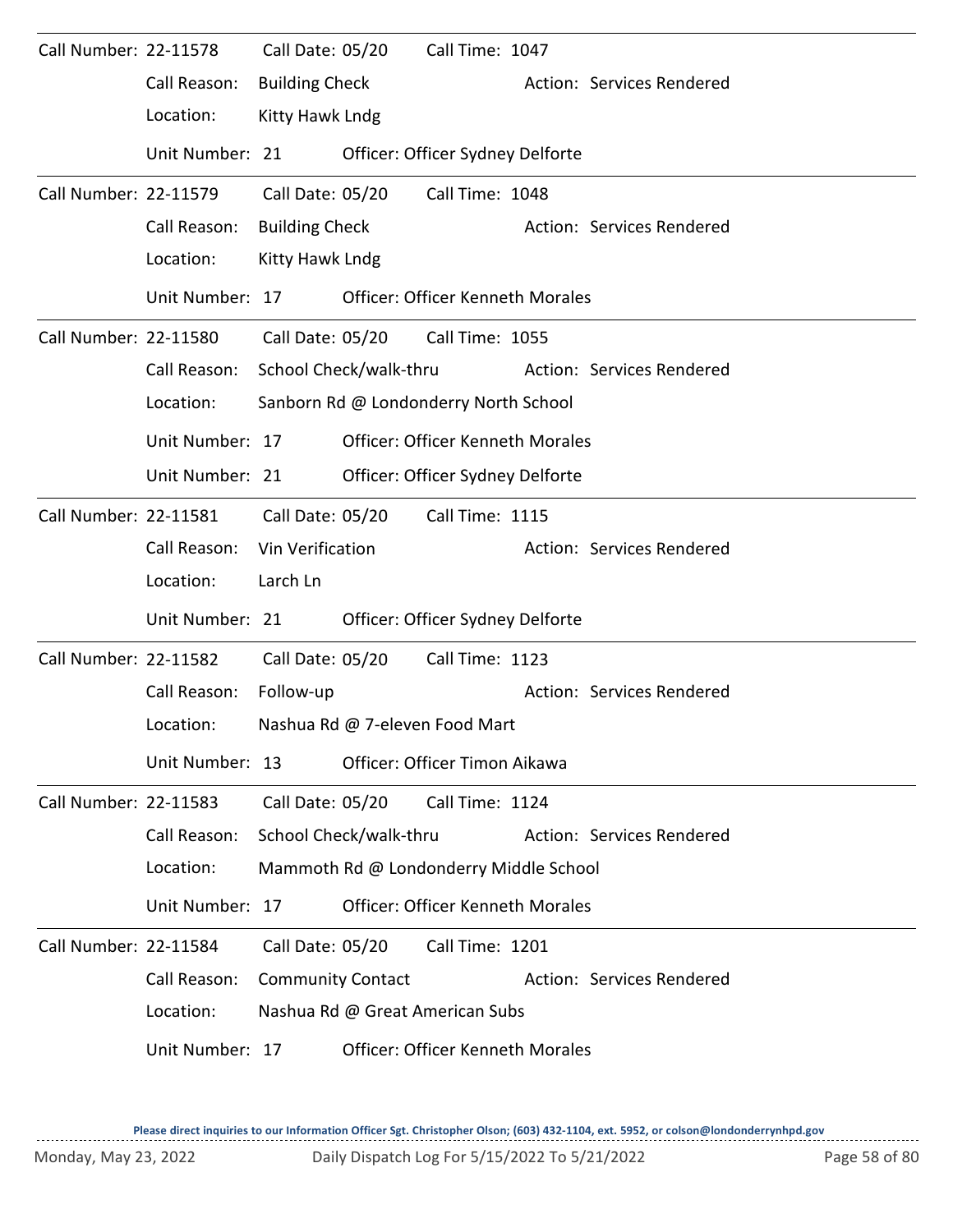**Call Number:** 22-11578 **Call Date:** 05/20 **Call Time:** 1047

- **Call Reason:** Building Check
- **Action:** Services Rendered
- **Location:** Kitty Hawk Lndg
- **Unit Number:** 21 **Officer:** Officer Sydney Delforte

---

**Call Number:** 22-11579 **Call Date:** 05/20 **Call Time:** 1048

- **Call Reason:** Building Check
- **Action:** Services Rendered
- **Location:** Kitty Hawk Lndg
- **Unit Number:** 17 **Officer:** Officer Kenneth Morales

---

**Call Number:** 22-11580 **Call Date:** 05/20 **Call Time:** 1055

- **Call Reason:** School Check/walk-thru
- **Action:** Services Rendered
- **Location:** Sanborn Rd @ Londonderry North School
- **Unit Number:** 17 **Officer:** Officer Kenneth Morales
- **Unit Number:** 21 **Officer:** Officer Sydney Delforte

---

**Call Number:** 22-11581 **Call Date:** 05/20 **Call Time:** 1115

- **Call Reason:** Vin Verification
- **Action:** Services Rendered
- **Location:** Larch Ln
- **Unit Number:** 21 **Officer:** Officer Sydney Delforte

---

**Call Number:** 22-11582 **Call Date:** 05/20 **Call Time:** 1123

- **Call Reason:** Follow-up
- **Action:** Services Rendered
- **Location:** Nashua Rd @ 7-eleven Food Mart
- **Unit Number:** 13 **Officer:** Officer Timon Aikawa

---

**Call Number:** 22-11583 **Call Date:** 05/20 **Call Time:** 1124

- **Call Reason:** School Check/walk-thru
- **Action:** Services Rendered
- **Location:** Mammoth Rd @ Londonderry Middle School
- **Unit Number:** 17 **Officer:** Officer Kenneth Morales

---

**Call Number:** 22-11584 **Call Date:** 05/20 **Call Time:** 1201

- **Call Reason:** Community Contact
- **Action:** Services Rendered
- **Location:** Nashua Rd @ Great American Subs
- **Unit Number:** 17 **Officer:** Officer Kenneth Morales

---

**Please direct inquiries to our Information Officer Sgt. Christopher Olson; (603) 432-1104, ext. 5952, or colson@londonderrynhpd.gov**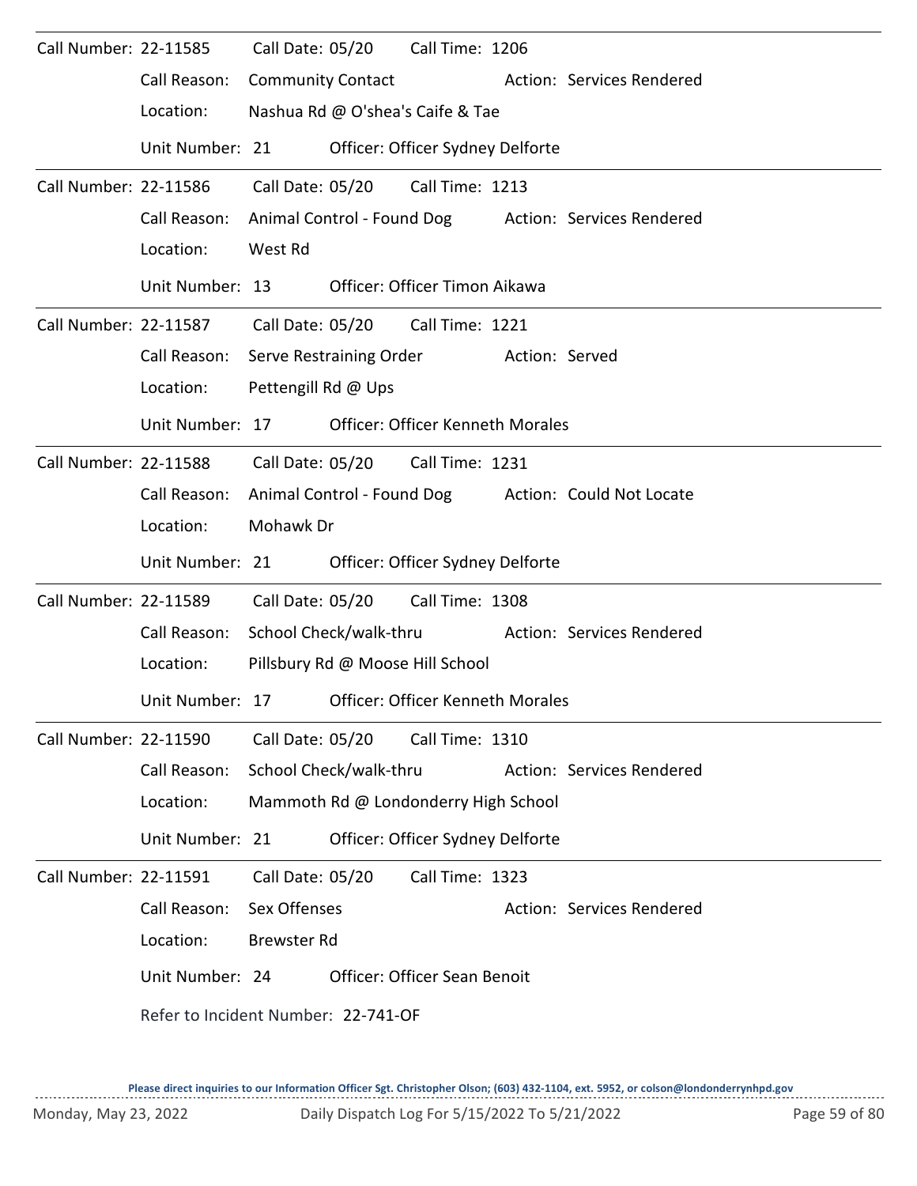Call Number: 22-11585 Call Date: 05/20 Call Time: 1206

Call Reason: Community Contact Action: Services Rendered

Location: Nashua Rd @ O'shea's Caife & Tae

Unit Number: 21 Officer: Officer Sydney Delforte

---

Call Number: 22-11586 Call Date: 05/20 Call Time: 1213

Call Reason: Animal Control - Found Dog Action: Services Rendered

Location: West Rd

Unit Number: 13 Officer: Officer Timon Aikawa

---

Call Number: 22-11587 Call Date: 05/20 Call Time: 1221

Call Reason: Serve Restraining Order Action: Served

Location: Pettengill Rd @ Ups

Unit Number: 17 Officer: Officer Kenneth Morales

---

Call Number: 22-11588 Call Date: 05/20 Call Time: 1231

Call Reason: Animal Control - Found Dog Action: Could Not Locate

Location: Mohawk Dr

Unit Number: 21 Officer: Officer Sydney Delforte

---

Call Number: 22-11589 Call Date: 05/20 Call Time: 1308

Call Reason: School Check/walk-thru Action: Services Rendered

Location: Pillsbury Rd @ Moose Hill School

Unit Number: 17 Officer: Officer Kenneth Morales

---

Call Number: 22-11590 Call Date: 05/20 Call Time: 1310

Call Reason: School Check/walk-thru Action: Services Rendered

Location: Mammoth Rd @ Londonderry High School

Unit Number: 21 Officer: Officer Sydney Delforte

---

Call Number: 22-11591 Call Date: 05/20 Call Time: 1323

Call Reason: Sex Offenses Action: Services Rendered

Location: Brewster Rd

Unit Number: 24 Officer: Officer Sean Benoit

Refer to Incident Number: 22-741-OF

Please direct inquiries to our Information Officer Sgt. Christopher Olson; (603) 432-1104, ext. 5952, or colson@londonderrynhpd.gov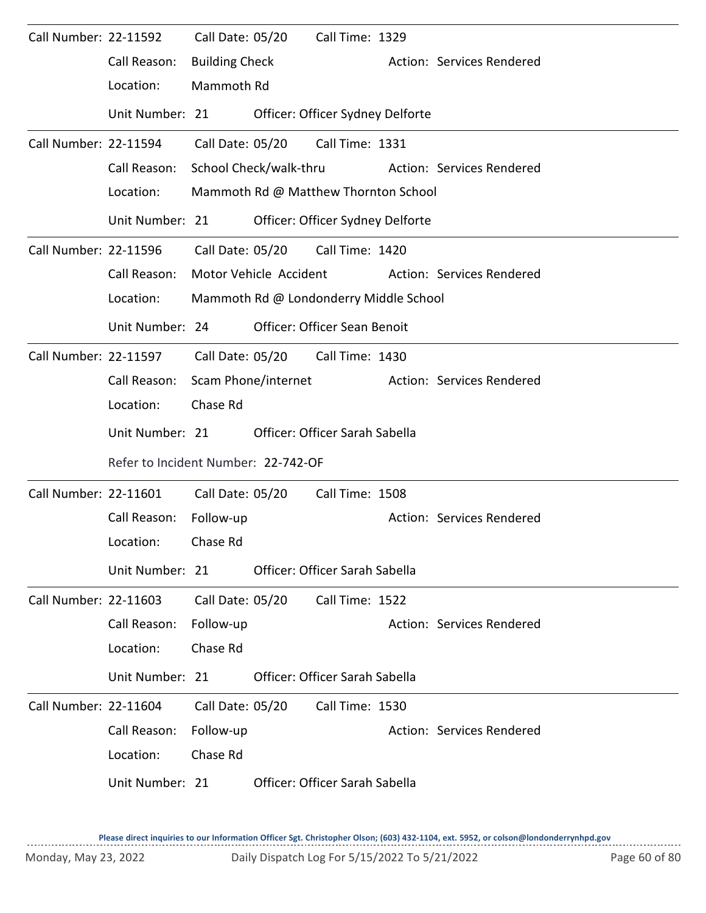Call Number: 22-11592 Call Date: 05/20 Call Time: 1329

Call Reason: Building Check Action: Services Rendered

Location: Mammoth Rd

Unit Number: 21 Officer: Officer Sydney Delforte

---

Call Number: 22-11594 Call Date: 05/20 Call Time: 1331

Call Reason: School Check/walk-thru Action: Services Rendered

Location: Mammoth Rd @ Matthew Thornton School

Unit Number: 21 Officer: Officer Sydney Delforte

---

Call Number: 22-11596 Call Date: 05/20 Call Time: 1420

Call Reason: Motor Vehicle Accident Action: Services Rendered

Location: Mammoth Rd @ Londonderry Middle School

Unit Number: 24 Officer: Officer Sean Benoit

---

Call Number: 22-11597 Call Date: 05/20 Call Time: 1430

Call Reason: Scam Phone/internet Action: Services Rendered

Location: Chase Rd

Unit Number: 21 Officer: Officer Sarah Sabella

Refer to Incident Number: 22-742-OF

---

Call Number: 22-11601 Call Date: 05/20 Call Time: 1508

Call Reason: Follow-up Action: Services Rendered

Location: Chase Rd

Unit Number: 21 Officer: Officer Sarah Sabella

---

Call Number: 22-11603 Call Date: 05/20 Call Time: 1522

Call Reason: Follow-up Action: Services Rendered

Location: Chase Rd

Unit Number: 21 Officer: Officer Sarah Sabella

---

Call Number: 22-11604 Call Date: 05/20 Call Time: 1530

Call Reason: Follow-up Action: Services Rendered

Location: Chase Rd

Unit Number: 21 Officer: Officer Sarah Sabella

**Please direct inquiries to our Information Officer Sgt. Christopher Olson; (603) 432-1104, ext. 5952, or colson@londonderrynhpd.gov**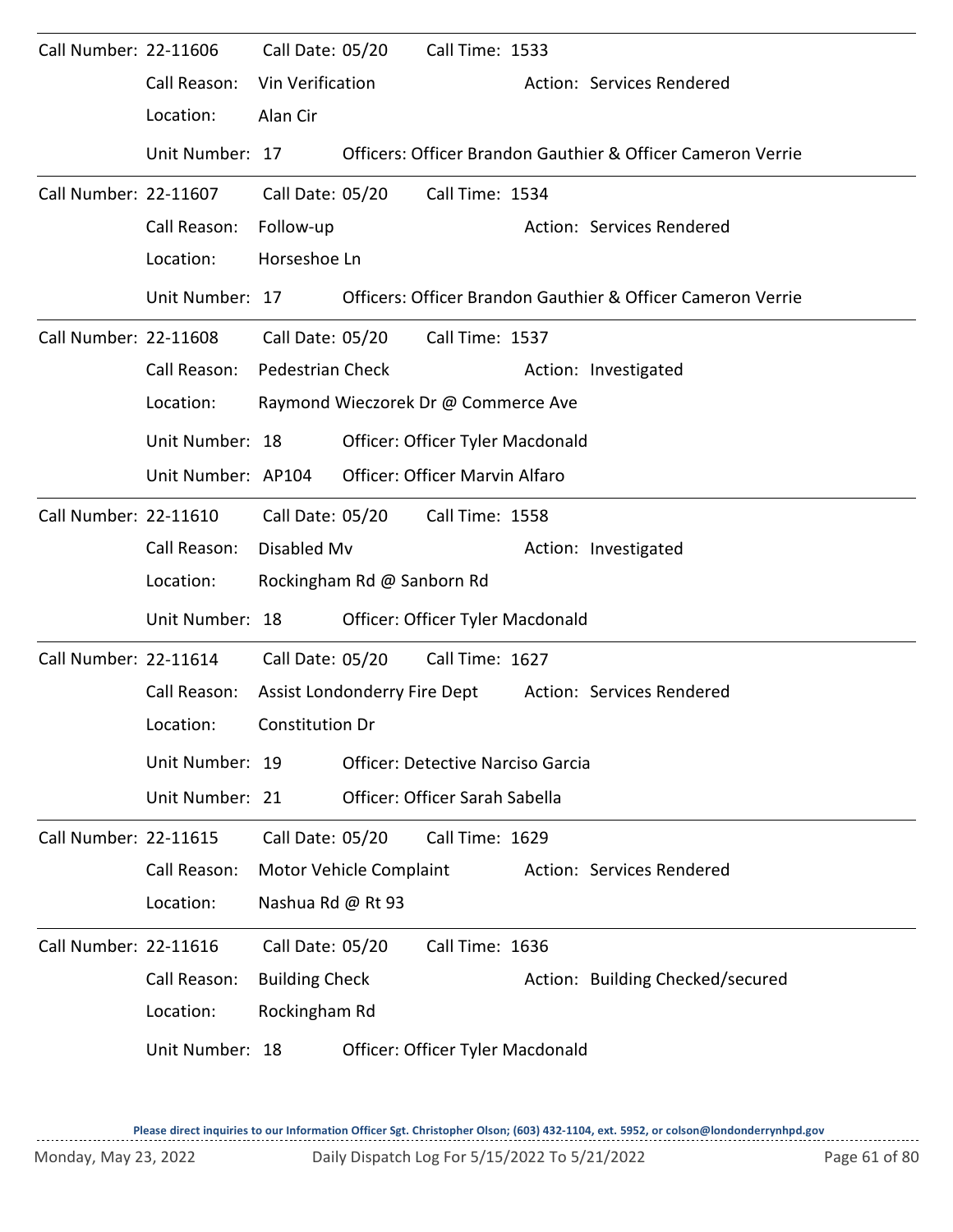Call Number: 22-11606 Call Date: 05/20 Call Time: 1533

Call Reason: Vin Verification Action: Services Rendered

Location: Alan Cir

Unit Number: 17 Officers: Officer Brandon Gauthier & Officer Cameron Verrie

---

Call Number: 22-11607 Call Date: 05/20 Call Time: 1534

Call Reason: Follow-up Action: Services Rendered

Location: Horseshoe Ln

Unit Number: 17 Officers: Officer Brandon Gauthier & Officer Cameron Verrie

---

Call Number: 22-11608 Call Date: 05/20 Call Time: 1537

Call Reason: Pedestrian Check Action: Investigated

Location: Raymond Wieczorek Dr @ Commerce Ave

Unit Number: 18 Officer: Officer Tyler Macdonald

Unit Number: AP104 Officer: Officer Marvin Alfaro

---

Call Number: 22-11610 Call Date: 05/20 Call Time: 1558

Call Reason: Disabled Mv Action: Investigated

Location: Rockingham Rd @ Sanborn Rd

Unit Number: 18 Officer: Officer Tyler Macdonald

---

Call Number: 22-11614 Call Date: 05/20 Call Time: 1627

Call Reason: Assist Londonderry Fire Dept Action: Services Rendered

Location: Constitution Dr

Unit Number: 19 Officer: Detective Narciso Garcia

Unit Number: 21 Officer: Officer Sarah Sabella

---

Call Number: 22-11615 Call Date: 05/20 Call Time: 1629

Call Reason: Motor Vehicle Complaint Action: Services Rendered

Location: Nashua Rd @ Rt 93

---

Call Number: 22-11616 Call Date: 05/20 Call Time: 1636

Call Reason: Building Check Action: Building Checked/secured

Location: Rockingham Rd

Unit Number: 18 Officer: Officer Tyler Macdonald

Please direct inquiries to our Information Officer Sgt. Christopher Olson; (603) 432-1104, ext. 5952, or colson@londonderrynhpd.gov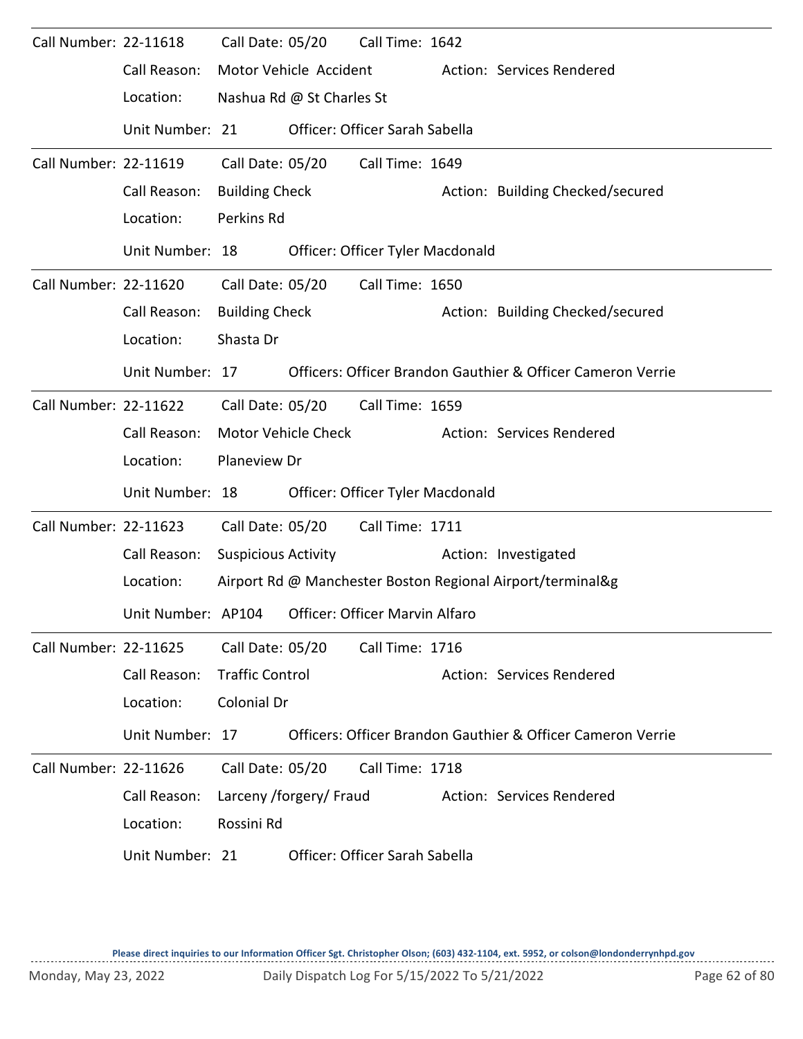Call Number: 22-11618 Call Date: 05/20 Call Time: 1642
Call Reason: Motor Vehicle Accident Action: Services Rendered
Location: Nashua Rd @ St Charles St
Unit Number: 21 Officer: Officer Sarah Sabella

---

Call Number: 22-11619 Call Date: 05/20 Call Time: 1649
Call Reason: Building Check Action: Building Checked/secured
Location: Perkins Rd
Unit Number: 18 Officer: Officer Tyler Macdonald

---

Call Number: 22-11620 Call Date: 05/20 Call Time: 1650
Call Reason: Building Check Action: Building Checked/secured
Location: Shasta Dr
Unit Number: 17 Officers: Officer Brandon Gauthier & Officer Cameron Verrie

---

Call Number: 22-11622 Call Date: 05/20 Call Time: 1659
Call Reason: Motor Vehicle Check Action: Services Rendered
Location: Planeview Dr
Unit Number: 18 Officer: Officer Tyler Macdonald

---

Call Number: 22-11623 Call Date: 05/20 Call Time: 1711
Call Reason: Suspicious Activity Action: Investigated
Location: Airport Rd @ Manchester Boston Regional Airport/terminal&g
Unit Number: AP104 Officer: Officer Marvin Alfaro

---

Call Number: 22-11625 Call Date: 05/20 Call Time: 1716
Call Reason: Traffic Control Action: Services Rendered
Location: Colonial Dr
Unit Number: 17 Officers: Officer Brandon Gauthier & Officer Cameron Verrie

---

Call Number: 22-11626 Call Date: 05/20 Call Time: 1718
Call Reason: Larceny /forgery/ Fraud Action: Services Rendered
Location: Rossini Rd
Unit Number: 21 Officer: Officer Sarah Sabella

Please direct inquiries to our Information Officer Sgt. Christopher Olson; (603) 432-1104, ext. 5952, or colson@londonderrynhpd.gov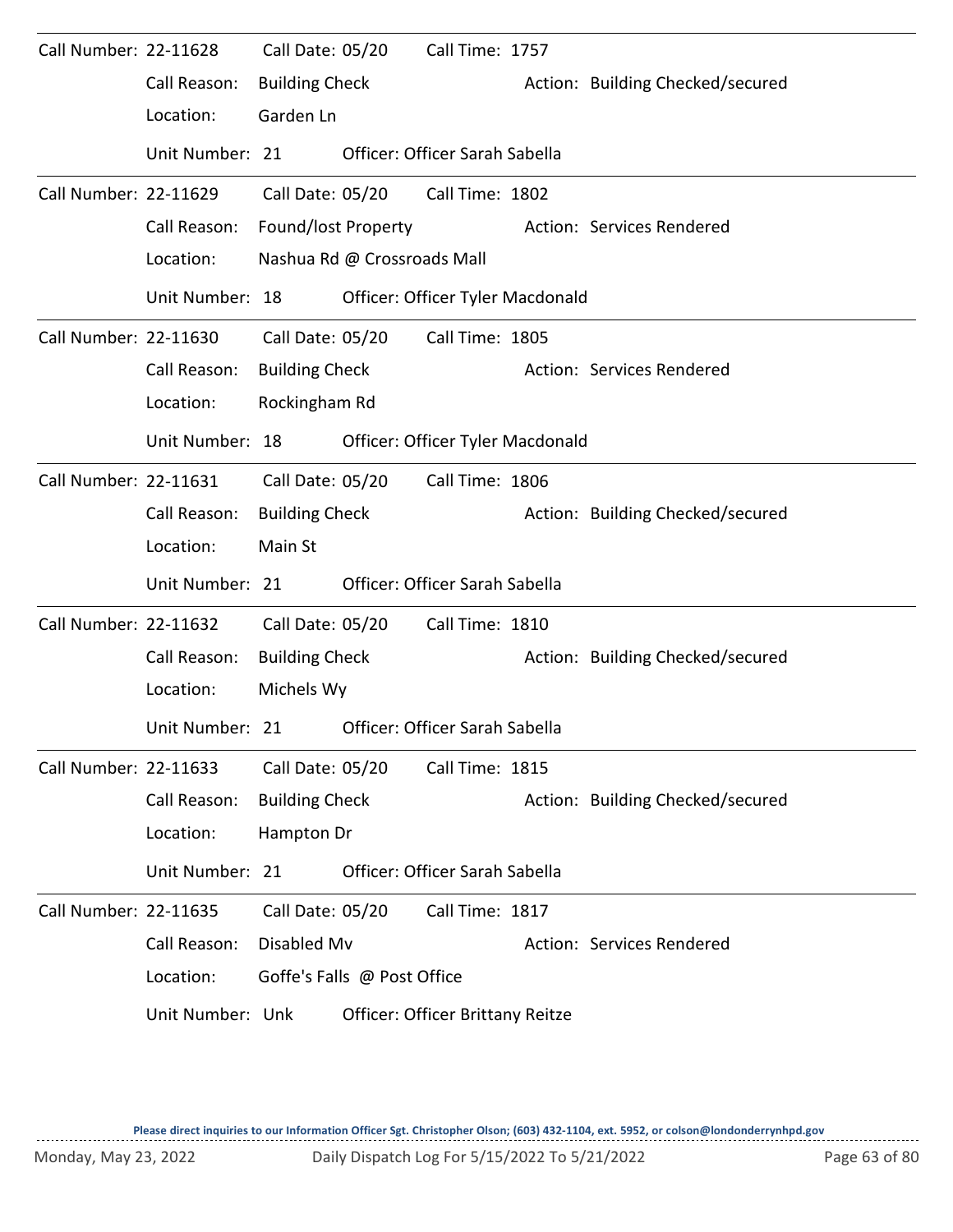Call Number: 22-11628 Call Date: 05/20 Call Time: 1757

Call Reason: Building Check Action: Building Checked/secured

Location: Garden Ln

Unit Number: 21 Officer: Officer Sarah Sabella

---

Call Number: 22-11629 Call Date: 05/20 Call Time: 1802

Call Reason: Found/lost Property Action: Services Rendered

Location: Nashua Rd @ Crossroads Mall

Unit Number: 18 Officer: Officer Tyler Macdonald

---

Call Number: 22-11630 Call Date: 05/20 Call Time: 1805

Call Reason: Building Check Action: Services Rendered

Location: Rockingham Rd

Unit Number: 18 Officer: Officer Tyler Macdonald

---

Call Number: 22-11631 Call Date: 05/20 Call Time: 1806

Call Reason: Building Check Action: Building Checked/secured

Location: Main St

Unit Number: 21 Officer: Officer Sarah Sabella

---

Call Number: 22-11632 Call Date: 05/20 Call Time: 1810

Call Reason: Building Check Action: Building Checked/secured

Location: Michels Wy

Unit Number: 21 Officer: Officer Sarah Sabella

---

Call Number: 22-11633 Call Date: 05/20 Call Time: 1815

Call Reason: Building Check Action: Building Checked/secured

Location: Hampton Dr

Unit Number: 21 Officer: Officer Sarah Sabella

---

Call Number: 22-11635 Call Date: 05/20 Call Time: 1817

Call Reason: Disabled Mv Action: Services Rendered

Location: Goffe's Falls @ Post Office

Unit Number: Unk Officer: Officer Brittany Reitze

Please direct inquiries to our Information Officer Sgt. Christopher Olson; (603) 432-1104, ext. 5952, or colson@londonderrynhpd.gov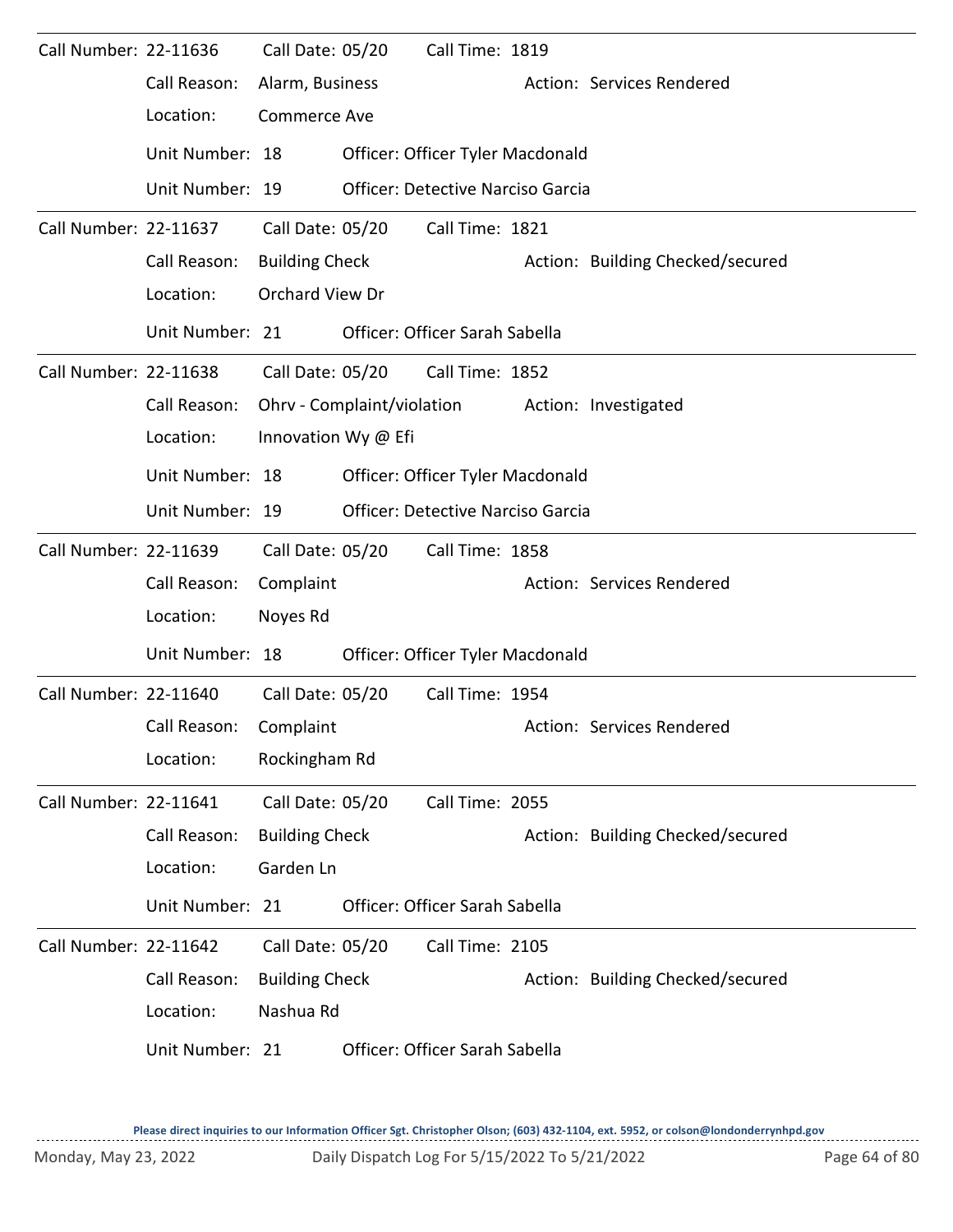Call Number: 22-11636 Call Date: 05/20 Call Time: 1819

Call Reason: Alarm, Business Action: Services Rendered

Location: Commerce Ave

Unit Number: 18 Officer: Officer Tyler Macdonald

Unit Number: 19 Officer: Detective Narciso Garcia

---

Call Number: 22-11637 Call Date: 05/20 Call Time: 1821

Call Reason: Building Check Action: Building Checked/secured

Location: Orchard View Dr

Unit Number: 21 Officer: Officer Sarah Sabella

---

Call Number: 22-11638 Call Date: 05/20 Call Time: 1852

Call Reason: Ohrv - Complaint/violation Action: Investigated

Location: Innovation Wy @ Efi

Unit Number: 18 Officer: Officer Tyler Macdonald

Unit Number: 19 Officer: Detective Narciso Garcia

---

Call Number: 22-11639 Call Date: 05/20 Call Time: 1858

Call Reason: Complaint Action: Services Rendered

Location: Noyes Rd

Unit Number: 18 Officer: Officer Tyler Macdonald

---

Call Number: 22-11640 Call Date: 05/20 Call Time: 1954

Call Reason: Complaint Action: Services Rendered

Location: Rockingham Rd

---

Call Number: 22-11641 Call Date: 05/20 Call Time: 2055

Call Reason: Building Check Action: Building Checked/secured

Location: Garden Ln

Unit Number: 21 Officer: Officer Sarah Sabella

---

Call Number: 22-11642 Call Date: 05/20 Call Time: 2105

Call Reason: Building Check Action: Building Checked/secured

Location: Nashua Rd

Unit Number: 21 Officer: Officer Sarah Sabella

**Please direct inquiries to our Information Officer Sgt. Christopher Olson; (603) 432-1104, ext. 5952, or colson@londonderrynhpd.gov**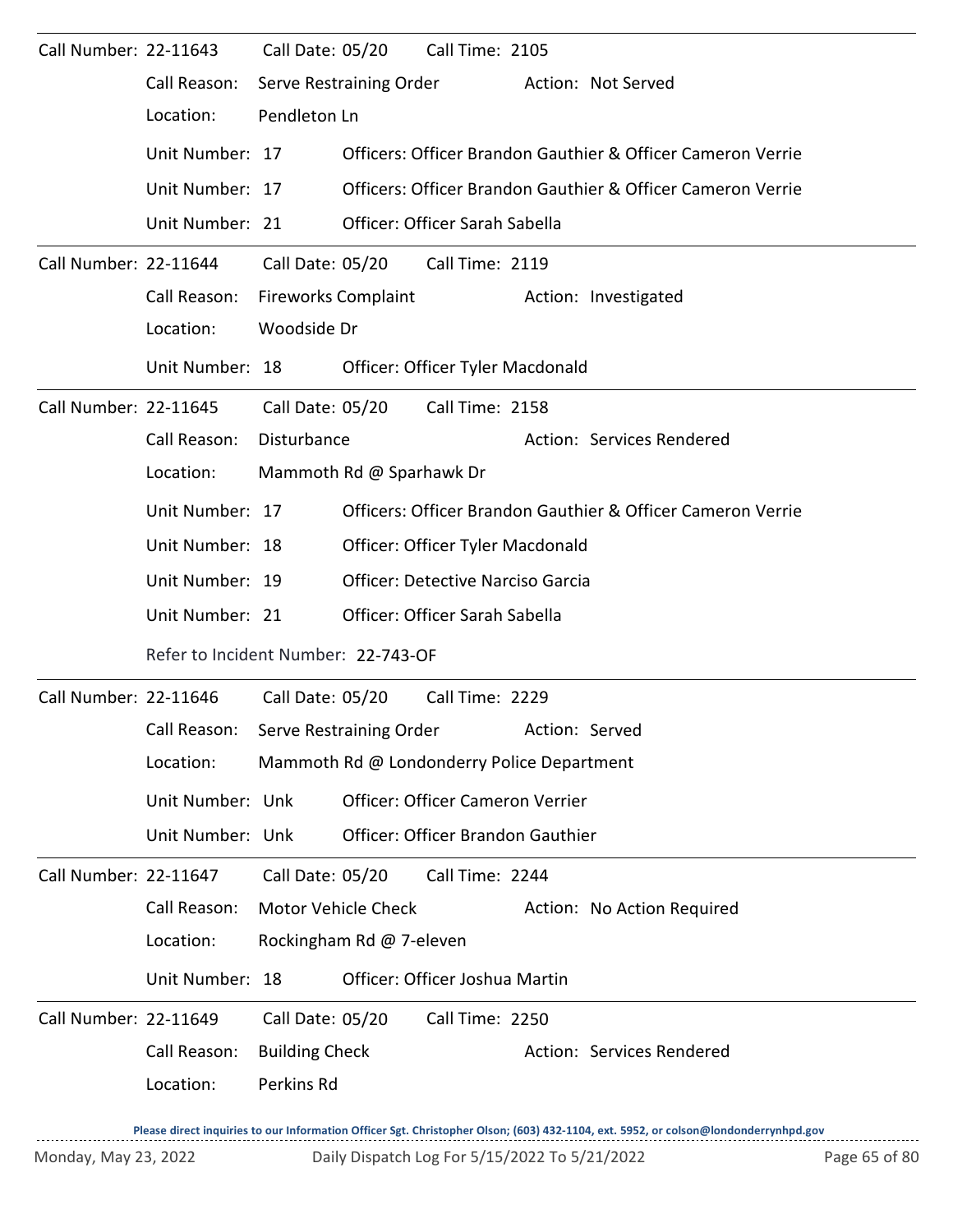**Call Number:** 22-11643 **Call Date:** 05/20 **Call Time:** 2105

Call Reason: Serve Restraining Order Action: Not Served

Location: Pendleton Ln

Unit Number: 17 Officers: Officer Brandon Gauthier & Officer Cameron Verrie

Unit Number: 17 Officers: Officer Brandon Gauthier & Officer Cameron Verrie

Unit Number: 21 Officer: Officer Sarah Sabella

---

**Call Number:** 22-11644 **Call Date:** 05/20 **Call Time:** 2119

Call Reason: Fireworks Complaint Action: Investigated

Location: Woodside Dr

Unit Number: 18 Officer: Officer Tyler Macdonald

---

**Call Number:** 22-11645 **Call Date:** 05/20 **Call Time:** 2158

Call Reason: Disturbance Action: Services Rendered

Location: Mammoth Rd @ Sparhawk Dr

Unit Number: 17 Officers: Officer Brandon Gauthier & Officer Cameron Verrie

Unit Number: 18 Officer: Officer Tyler Macdonald

Unit Number: 19 Officer: Detective Narciso Garcia

Unit Number: 21 Officer: Officer Sarah Sabella

Refer to Incident Number: 22-743-OF

---

**Call Number:** 22-11646 **Call Date:** 05/20 **Call Time:** 2229

Call Reason: Serve Restraining Order Action: Served

Location: Mammoth Rd @ Londonderry Police Department

Unit Number: Unk Officer: Officer Cameron Verrier

Unit Number: Unk Officer: Officer Brandon Gauthier

---

**Call Number:** 22-11647 **Call Date:** 05/20 **Call Time:** 2244

Call Reason: Motor Vehicle Check Action: No Action Required

Location: Rockingham Rd @ 7-eleven

Unit Number: 18 Officer: Officer Joshua Martin

---

**Call Number:** 22-11649 **Call Date:** 05/20 **Call Time:** 2250

Call Reason: Building Check Action: Services Rendered

Location: Perkins Rd

Please direct inquiries to our Information Officer Sgt. Christopher Olson; (603) 432-1104, ext. 5952, or colson@londonderrynhpd.gov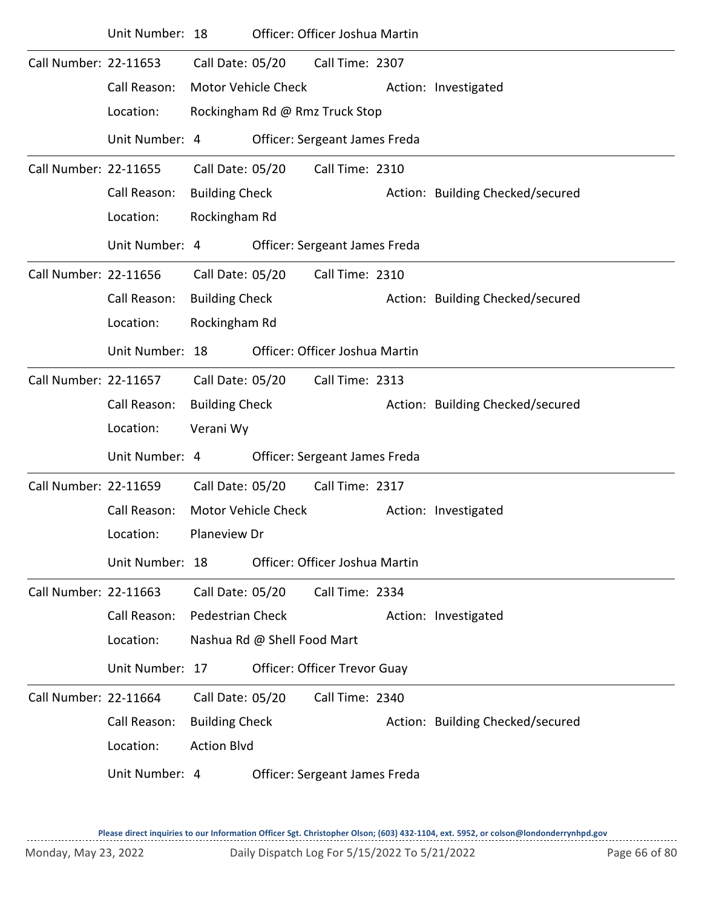Unit Number: 18 Officer: Officer Joshua Martin

---

Call Number: 22-11653 Call Date: 05/20 Call Time: 2307

Call Reason: Motor Vehicle Check Action: Investigated

Location: Rockingham Rd @ Rmz Truck Stop

Unit Number: 4 Officer: Sergeant James Freda

---

Call Number: 22-11655 Call Date: 05/20 Call Time: 2310

Call Reason: Building Check Action: Building Checked/secured

Location: Rockingham Rd

Unit Number: 4 Officer: Sergeant James Freda

---

Call Number: 22-11656 Call Date: 05/20 Call Time: 2310

Call Reason: Building Check Action: Building Checked/secured

Location: Rockingham Rd

Unit Number: 18 Officer: Officer Joshua Martin

---

Call Number: 22-11657 Call Date: 05/20 Call Time: 2313

Call Reason: Building Check Action: Building Checked/secured

Location: Verani Wy

Unit Number: 4 Officer: Sergeant James Freda

---

Call Number: 22-11659 Call Date: 05/20 Call Time: 2317

Call Reason: Motor Vehicle Check Action: Investigated

Location: Planeview Dr

Unit Number: 18 Officer: Officer Joshua Martin

---

Call Number: 22-11663 Call Date: 05/20 Call Time: 2334

Call Reason: Pedestrian Check Action: Investigated

Location: Nashua Rd @ Shell Food Mart

Unit Number: 17 Officer: Officer Trevor Guay

---

Call Number: 22-11664 Call Date: 05/20 Call Time: 2340

Call Reason: Building Check Action: Building Checked/secured

Location: Action Blvd

Unit Number: 4 Officer: Sergeant James Freda

---

**Please direct inquiries to our Information Officer Sgt. Christopher Olson; (603) 432-1104, ext. 5952, or colson@londonderrynhpd.gov**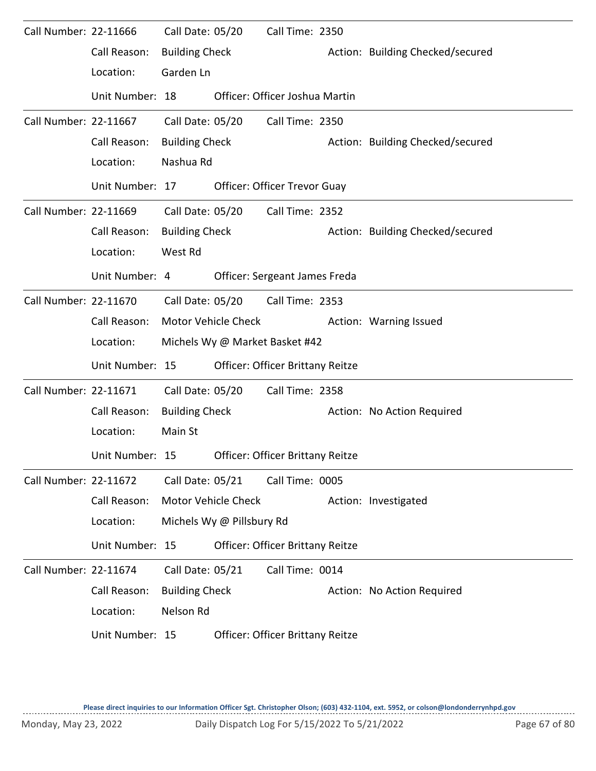Call Number: 22-11666 Call Date: 05/20 Call Time: 2350

Call Reason: Building Check Action: Building Checked/secured

Location: Garden Ln

Unit Number: 18 Officer: Officer Joshua Martin

---

Call Number: 22-11667 Call Date: 05/20 Call Time: 2350

Call Reason: Building Check Action: Building Checked/secured

Location: Nashua Rd

Unit Number: 17 Officer: Officer Trevor Guay

---

Call Number: 22-11669 Call Date: 05/20 Call Time: 2352

Call Reason: Building Check Action: Building Checked/secured

Location: West Rd

Unit Number: 4 Officer: Sergeant James Freda

---

Call Number: 22-11670 Call Date: 05/20 Call Time: 2353

Call Reason: Motor Vehicle Check Action: Warning Issued

Location: Michels Wy @ Market Basket #42

Unit Number: 15 Officer: Officer Brittany Reitze

---

Call Number: 22-11671 Call Date: 05/20 Call Time: 2358

Call Reason: Building Check Action: No Action Required

Location: Main St

Unit Number: 15 Officer: Officer Brittany Reitze

---

Call Number: 22-11672 Call Date: 05/21 Call Time: 0005

Call Reason: Motor Vehicle Check Action: Investigated

Location: Michels Wy @ Pillsbury Rd

Unit Number: 15 Officer: Officer Brittany Reitze

---

Call Number: 22-11674 Call Date: 05/21 Call Time: 0014

Call Reason: Building Check Action: No Action Required

Location: Nelson Rd

Unit Number: 15 Officer: Officer Brittany Reitze

Please direct inquiries to our Information Officer Sgt. Christopher Olson; (603) 432-1104, ext. 5952, or colson@londonderrynhpd.gov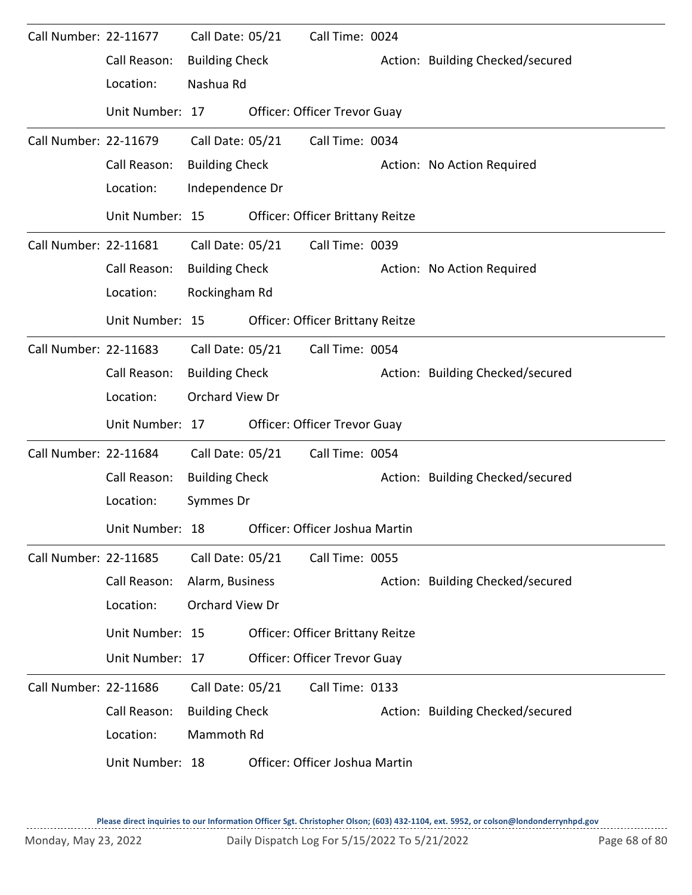Call Number: 22-11677 Call Date: 05/21 Call Time: 0024

Call Reason: Building Check Action: Building Checked/secured

Location: Nashua Rd

Unit Number: 17 Officer: Officer Trevor Guay

---

Call Number: 22-11679 Call Date: 05/21 Call Time: 0034

Call Reason: Building Check Action: No Action Required

Location: Independence Dr

Unit Number: 15 Officer: Officer Brittany Reitze

---

Call Number: 22-11681 Call Date: 05/21 Call Time: 0039

Call Reason: Building Check Action: No Action Required

Location: Rockingham Rd

Unit Number: 15 Officer: Officer Brittany Reitze

---

Call Number: 22-11683 Call Date: 05/21 Call Time: 0054

Call Reason: Building Check Action: Building Checked/secured

Location: Orchard View Dr

Unit Number: 17 Officer: Officer Trevor Guay

---

Call Number: 22-11684 Call Date: 05/21 Call Time: 0054

Call Reason: Building Check Action: Building Checked/secured

Location: Symmes Dr

Unit Number: 18 Officer: Officer Joshua Martin

---

Call Number: 22-11685 Call Date: 05/21 Call Time: 0055

Call Reason: Alarm, Business Action: Building Checked/secured

Location: Orchard View Dr

Unit Number: 15 Officer: Officer Brittany Reitze

Unit Number: 17 Officer: Officer Trevor Guay

---

Call Number: 22-11686 Call Date: 05/21 Call Time: 0133

Call Reason: Building Check Action: Building Checked/secured

Location: Mammoth Rd

Unit Number: 18 Officer: Officer Joshua Martin

Please direct inquiries to our Information Officer Sgt. Christopher Olson; (603) 432-1104, ext. 5952, or colson@londonderrynhpd.gov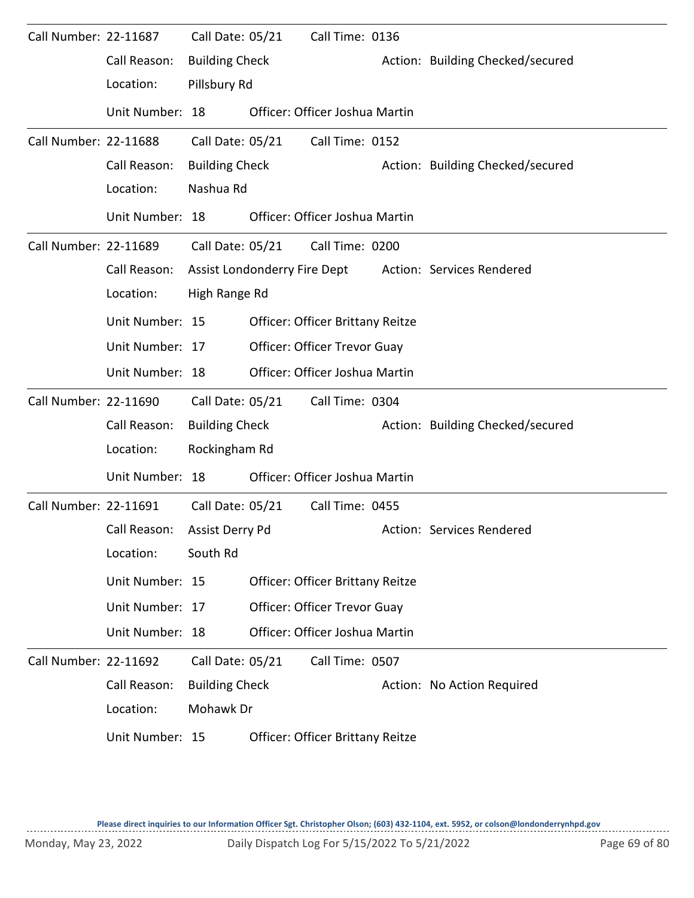**Call Number:** 22-11687 **Call Date:** 05/21 **Call Time:** 0136

- **Call Reason:** Building Check
- **Action:** Building Checked/secured
- **Location:** Pillsbury Rd
- **Unit Number:** 18 **Officer:** Officer Joshua Martin

---

**Call Number:** 22-11688 **Call Date:** 05/21 **Call Time:** 0152

- **Call Reason:** Building Check
- **Action:** Building Checked/secured
- **Location:** Nashua Rd
- **Unit Number:** 18 **Officer:** Officer Joshua Martin

---

**Call Number:** 22-11689 **Call Date:** 05/21 **Call Time:** 0200

- **Call Reason:** Assist Londonderry Fire Dept
- **Action:** Services Rendered
- **Location:** High Range Rd
- **Unit Number:** 15 **Officer:** Officer Brittany Reitze
- **Unit Number:** 17 **Officer:** Officer Trevor Guay
- **Unit Number:** 18 **Officer:** Officer Joshua Martin

---

**Call Number:** 22-11690 **Call Date:** 05/21 **Call Time:** 0304

- **Call Reason:** Building Check
- **Action:** Building Checked/secured
- **Location:** Rockingham Rd
- **Unit Number:** 18 **Officer:** Officer Joshua Martin

---

**Call Number:** 22-11691 **Call Date:** 05/21 **Call Time:** 0455

- **Call Reason:** Assist Derry Pd
- **Action:** Services Rendered
- **Location:** South Rd
- **Unit Number:** 15 **Officer:** Officer Brittany Reitze
- **Unit Number:** 17 **Officer:** Officer Trevor Guay
- **Unit Number:** 18 **Officer:** Officer Joshua Martin

---

**Call Number:** 22-11692 **Call Date:** 05/21 **Call Time:** 0507

- **Call Reason:** Building Check
- **Action:** No Action Required
- **Location:** Mohawk Dr
- **Unit Number:** 15 **Officer:** Officer Brittany Reitze

---

**Please direct inquiries to our Information Officer Sgt. Christopher Olson; (603) 432-1104, ext. 5952, or colson@londonderrynhpd.gov**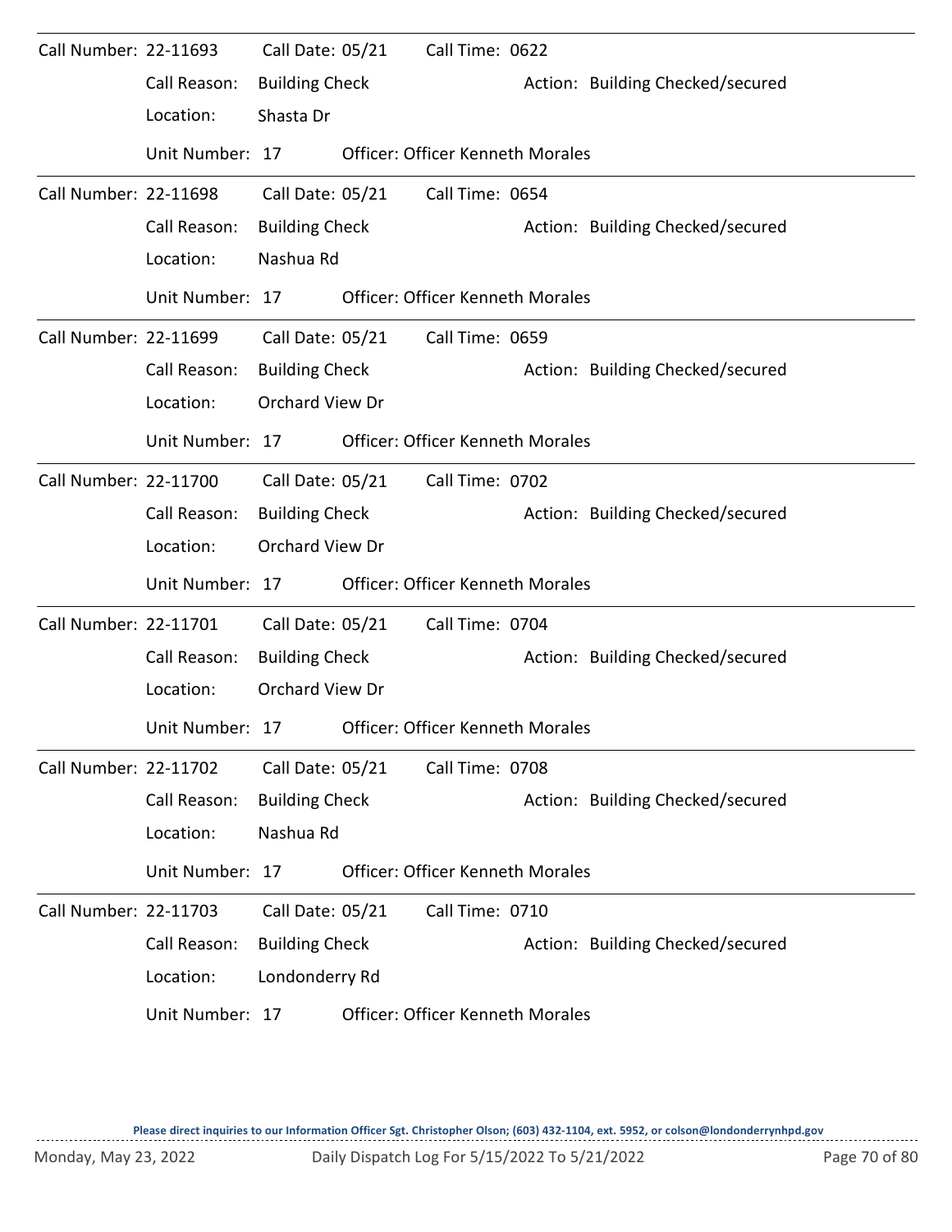Call Number: 22-11693 Call Date: 05/21 Call Time: 0622
Call Reason: Building Check Action: Building Checked/secured
Location: Shasta Dr
Unit Number: 17 Officer: Officer Kenneth Morales

---

Call Number: 22-11698 Call Date: 05/21 Call Time: 0654
Call Reason: Building Check Action: Building Checked/secured
Location: Nashua Rd
Unit Number: 17 Officer: Officer Kenneth Morales

---

Call Number: 22-11699 Call Date: 05/21 Call Time: 0659
Call Reason: Building Check Action: Building Checked/secured
Location: Orchard View Dr
Unit Number: 17 Officer: Officer Kenneth Morales

---

Call Number: 22-11700 Call Date: 05/21 Call Time: 0702
Call Reason: Building Check Action: Building Checked/secured
Location: Orchard View Dr
Unit Number: 17 Officer: Officer Kenneth Morales

---

Call Number: 22-11701 Call Date: 05/21 Call Time: 0704
Call Reason: Building Check Action: Building Checked/secured
Location: Orchard View Dr
Unit Number: 17 Officer: Officer Kenneth Morales

---

Call Number: 22-11702 Call Date: 05/21 Call Time: 0708
Call Reason: Building Check Action: Building Checked/secured
Location: Nashua Rd
Unit Number: 17 Officer: Officer Kenneth Morales

---

Call Number: 22-11703 Call Date: 05/21 Call Time: 0710
Call Reason: Building Check Action: Building Checked/secured
Location: Londonderry Rd
Unit Number: 17 Officer: Officer Kenneth Morales

**Please direct inquiries to our Information Officer Sgt. Christopher Olson; (603) 432-1104, ext. 5952, or colson@londonderrynhpd.gov**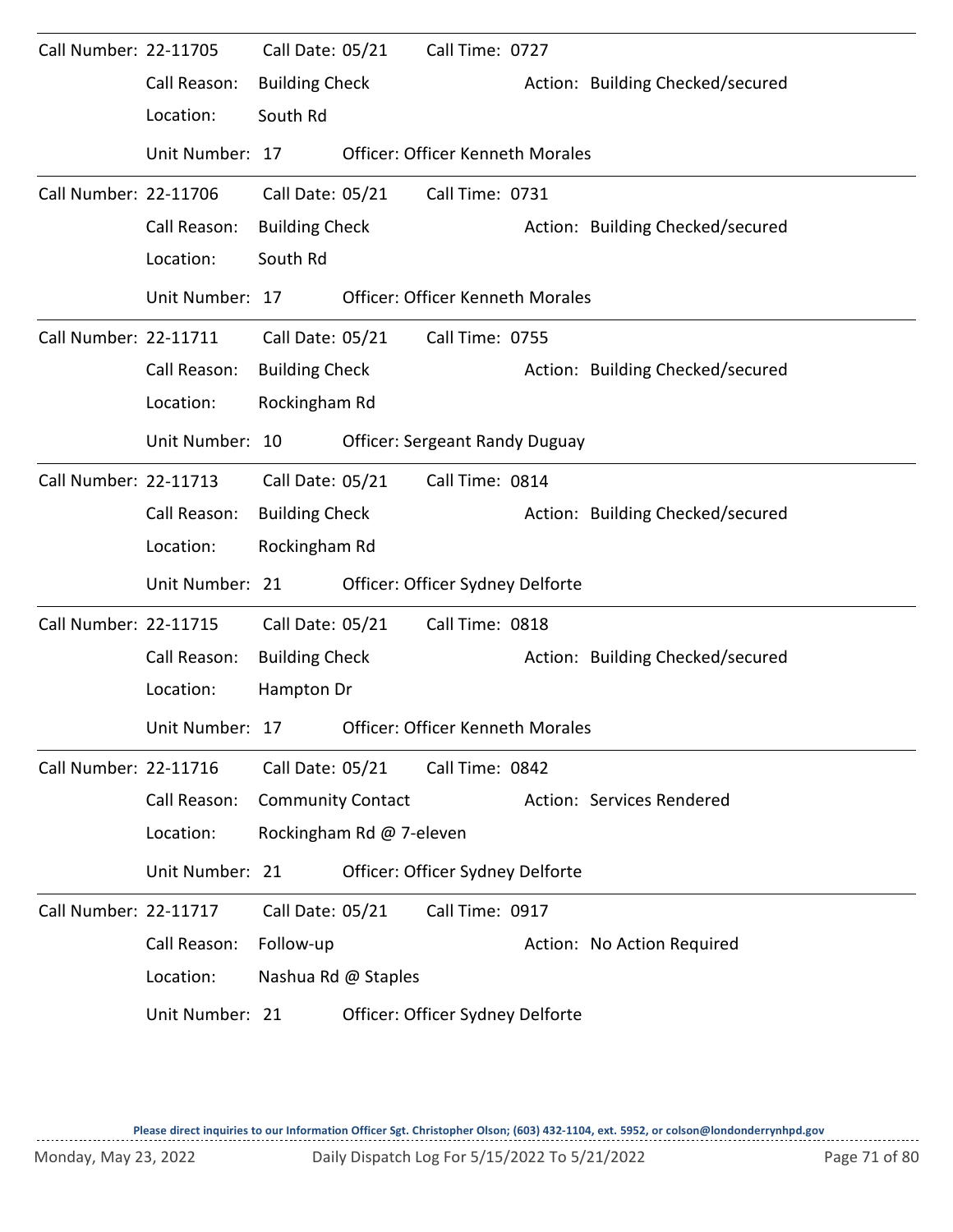Call Number: 22-11705 Call Date: 05/21 Call Time: 0727
Call Reason: Building Check Action: Building Checked/secured
Location: South Rd
Unit Number: 17 Officer: Officer Kenneth Morales

---

Call Number: 22-11706 Call Date: 05/21 Call Time: 0731
Call Reason: Building Check Action: Building Checked/secured
Location: South Rd
Unit Number: 17 Officer: Officer Kenneth Morales

---

Call Number: 22-11711 Call Date: 05/21 Call Time: 0755
Call Reason: Building Check Action: Building Checked/secured
Location: Rockingham Rd
Unit Number: 10 Officer: Sergeant Randy Duguay

---

Call Number: 22-11713 Call Date: 05/21 Call Time: 0814
Call Reason: Building Check Action: Building Checked/secured
Location: Rockingham Rd
Unit Number: 21 Officer: Officer Sydney Delforte

---

Call Number: 22-11715 Call Date: 05/21 Call Time: 0818
Call Reason: Building Check Action: Building Checked/secured
Location: Hampton Dr
Unit Number: 17 Officer: Officer Kenneth Morales

---

Call Number: 22-11716 Call Date: 05/21 Call Time: 0842
Call Reason: Community Contact Action: Services Rendered
Location: Rockingham Rd @ 7-eleven
Unit Number: 21 Officer: Officer Sydney Delforte

---

Call Number: 22-11717 Call Date: 05/21 Call Time: 0917
Call Reason: Follow-up Action: No Action Required
Location: Nashua Rd @ Staples
Unit Number: 21 Officer: Officer Sydney Delforte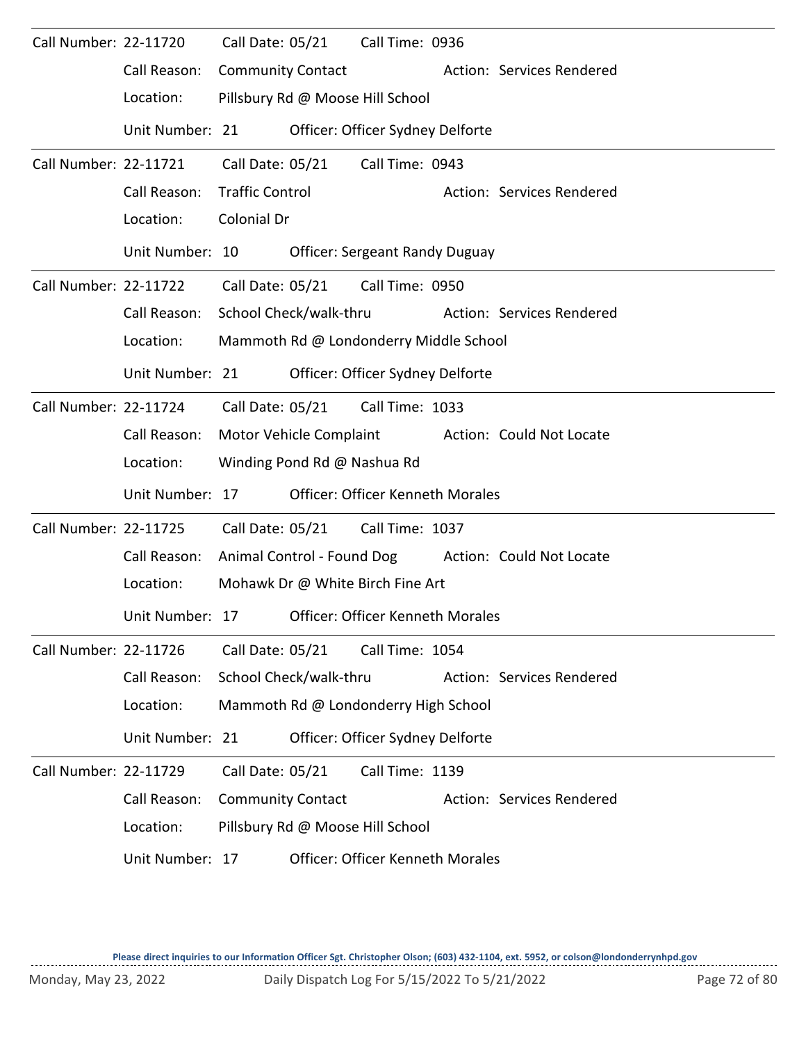| Call Number | Call Date | Call Time | Call Reason | Action | Location | Unit Number | Officer |
|---|---|---|---|---|---|---|---|
| 22-11720 | 05/21 | 0936 | Community Contact | Services Rendered | Pillsbury Rd @ Moose Hill School | 21 | Officer Sydney Delforte |
| 22-11721 | 05/21 | 0943 | Traffic Control | Services Rendered | Colonial Dr | 10 | Sergeant Randy Duguay |
| 22-11722 | 05/21 | 0950 | School Check/walk-thru | Services Rendered | Mammoth Rd @ Londonderry Middle School | 21 | Officer Sydney Delforte |
| 22-11724 | 05/21 | 1033 | Motor Vehicle Complaint | Could Not Locate | Winding Pond Rd @ Nashua Rd | 17 | Officer Kenneth Morales |
| 22-11725 | 05/21 | 1037 | Animal Control - Found Dog | Could Not Locate | Mohawk Dr @ White Birch Fine Art | 17 | Officer Kenneth Morales |
| 22-11726 | 05/21 | 1054 | School Check/walk-thru | Services Rendered | Mammoth Rd @ Londonderry High School | 21 | Officer Sydney Delforte |
| 22-11729 | 05/21 | 1139 | Community Contact | Services Rendered | Pillsbury Rd @ Moose Hill School | 17 | Officer Kenneth Morales |

**Please direct inquiries to our Information Officer Sgt. Christopher Olson; (603) 432-1104, ext. 5952, or colson@londonderrynhpd.gov**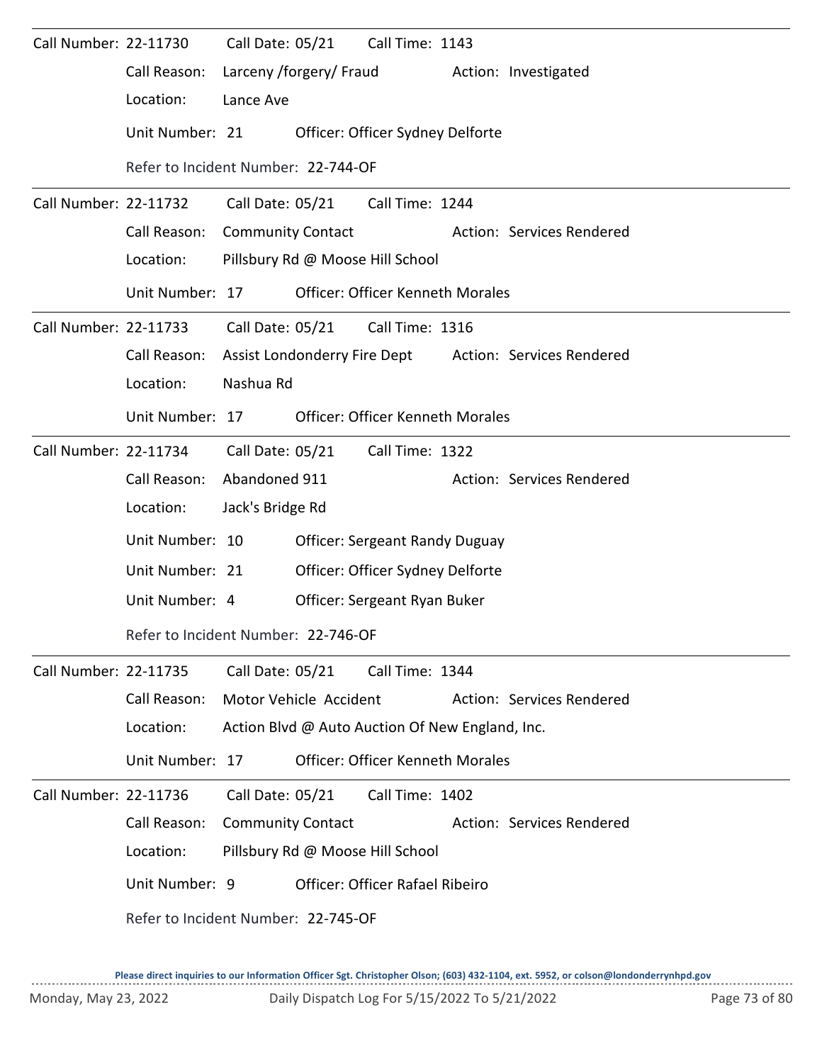Call Number: 22-11730 Call Date: 05/21 Call Time: 1143

Call Reason: Larceny /forgery/ Fraud Action: Investigated

Location: Lance Ave

Unit Number: 21 Officer: Officer Sydney Delforte

Refer to Incident Number: 22-744-OF

---

Call Number: 22-11732 Call Date: 05/21 Call Time: 1244

Call Reason: Community Contact Action: Services Rendered

Location: Pillsbury Rd @ Moose Hill School

Unit Number: 17 Officer: Officer Kenneth Morales

---

Call Number: 22-11733 Call Date: 05/21 Call Time: 1316

Call Reason: Assist Londonderry Fire Dept Action: Services Rendered

Location: Nashua Rd

Unit Number: 17 Officer: Officer Kenneth Morales

---

Call Number: 22-11734 Call Date: 05/21 Call Time: 1322

Call Reason: Abandoned 911 Action: Services Rendered

Location: Jack's Bridge Rd

Unit Number: 10 Officer: Sergeant Randy Duguay

Unit Number: 21 Officer: Officer Sydney Delforte

Unit Number: 4 Officer: Sergeant Ryan Buker

Refer to Incident Number: 22-746-OF

---

Call Number: 22-11735 Call Date: 05/21 Call Time: 1344

Call Reason: Motor Vehicle Accident Action: Services Rendered

Location: Action Blvd @ Auto Auction Of New England, Inc.

Unit Number: 17 Officer: Officer Kenneth Morales

---

Call Number: 22-11736 Call Date: 05/21 Call Time: 1402

Call Reason: Community Contact Action: Services Rendered

Location: Pillsbury Rd @ Moose Hill School

Unit Number: 9 Officer: Officer Rafael Ribeiro

Refer to Incident Number: 22-745-OF

Please direct inquiries to our Information Officer Sgt. Christopher Olson; (603) 432-1104, ext. 5952, or colson@londonderrynhpd.gov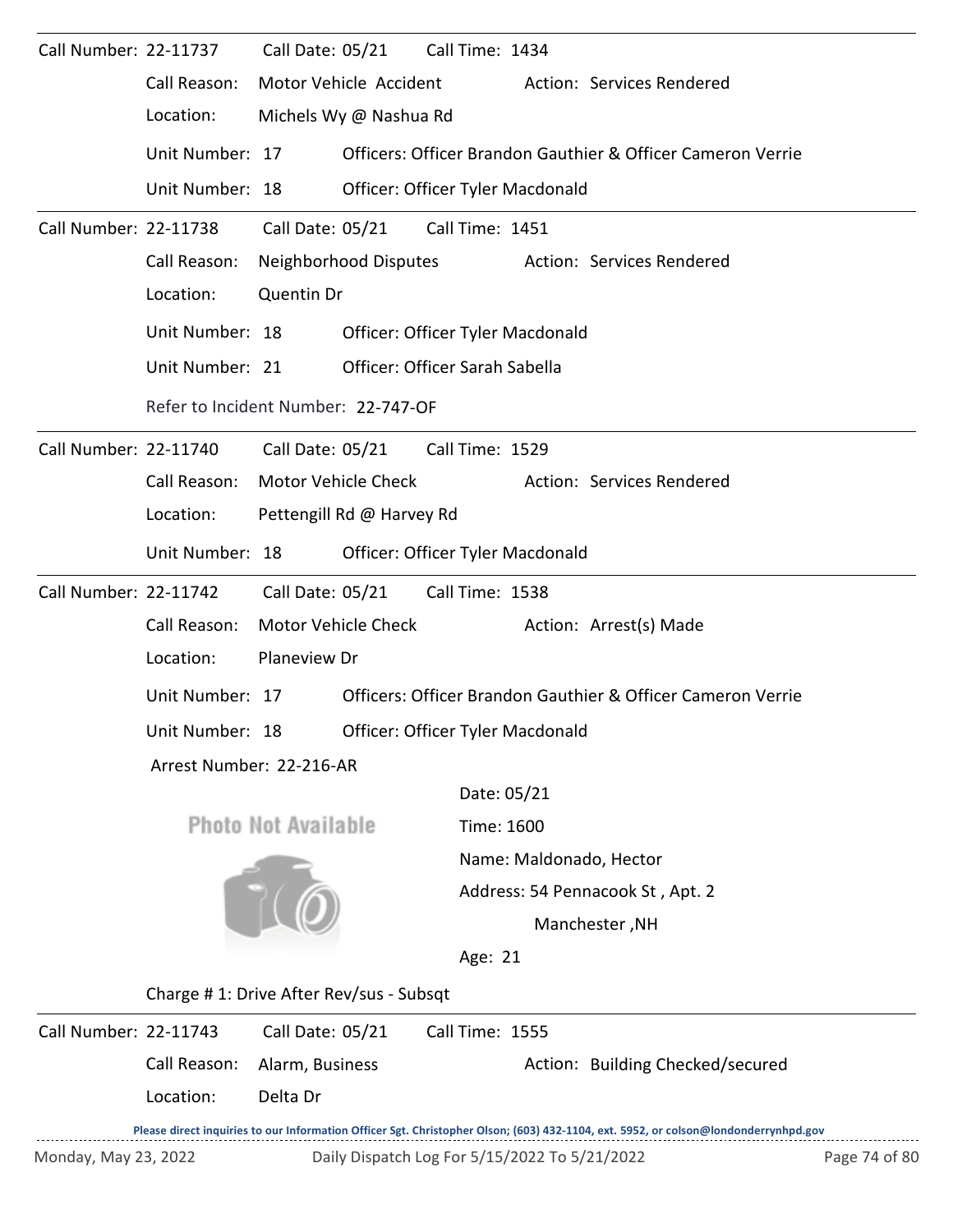Call Number: 22-11737 Call Date: 05/21 Call Time: 1434

Call Reason: Motor Vehicle Accident Action: Services Rendered

Location: Michels Wy @ Nashua Rd

Unit Number: 17 Officers: Officer Brandon Gauthier & Officer Cameron Verrie

Unit Number: 18 Officer: Officer Tyler Macdonald

---

Call Number: 22-11738 Call Date: 05/21 Call Time: 1451

Call Reason: Neighborhood Disputes Action: Services Rendered

Location: Quentin Dr

Unit Number: 18 Officer: Officer Tyler Macdonald

Unit Number: 21 Officer: Officer Sarah Sabella

Refer to Incident Number: 22-747-OF

---

Call Number: 22-11740 Call Date: 05/21 Call Time: 1529

Call Reason: Motor Vehicle Check Action: Services Rendered

Location: Pettengill Rd @ Harvey Rd

Unit Number: 18 Officer: Officer Tyler Macdonald

---

Call Number: 22-11742 Call Date: 05/21 Call Time: 1538

Call Reason: Motor Vehicle Check Action: Arrest(s) Made

Location: Planeview Dr

Unit Number: 17 Officers: Officer Brandon Gauthier & Officer Cameron Verrie

Unit Number: 18 Officer: Officer Tyler Macdonald

Arrest Number: 22-216-AR

Photo Not Available

Date: 05/21

Time: 1600

Name: Maldonado, Hector

Address: 54 Pennacook St , Apt. 2

Manchester ,NH

Age: 21

Charge # 1: Drive After Rev/sus - Subsqt

---

Call Number: 22-11743 Call Date: 05/21 Call Time: 1555

Call Reason: Alarm, Business Action: Building Checked/secured

Location: Delta Dr

Please direct inquiries to our Information Officer Sgt. Christopher Olson; (603) 432-1104, ext. 5952, or colson@londonderrynhpd.gov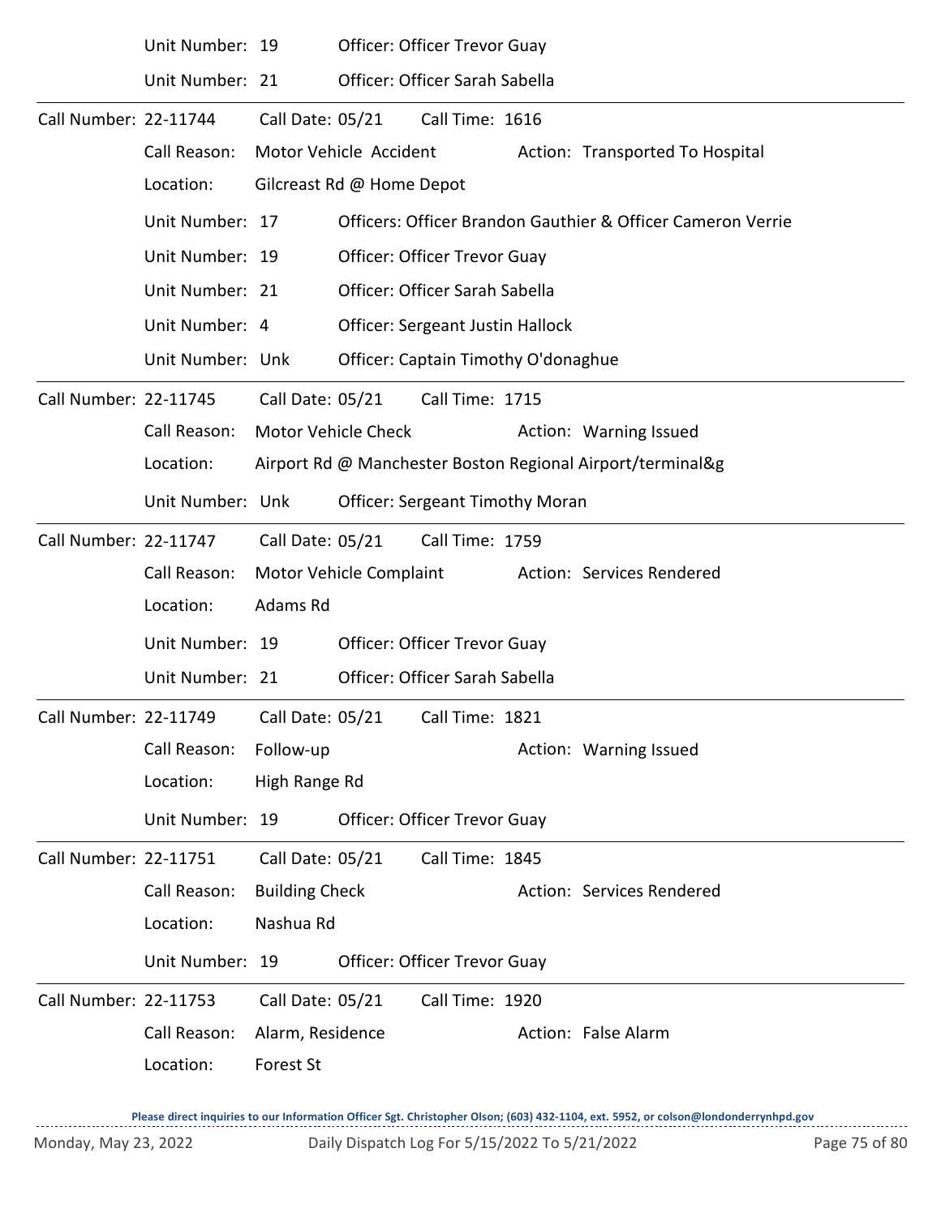Unit Number: 19 Officer: Officer Trevor Guay

Unit Number: 21 Officer: Officer Sarah Sabella

---

Call Number: 22-11744 Call Date: 05/21 Call Time: 1616

Call Reason: Motor Vehicle Accident Action: Transported To Hospital

Location: Gilcreast Rd @ Home Depot

Unit Number: 17 Officers: Officer Brandon Gauthier & Officer Cameron Verrie

Unit Number: 19 Officer: Officer Trevor Guay

Unit Number: 21 Officer: Officer Sarah Sabella

Unit Number: 4 Officer: Sergeant Justin Hallock

Unit Number: Unk Officer: Captain Timothy O'donaghue

---

Call Number: 22-11745 Call Date: 05/21 Call Time: 1715

Call Reason: Motor Vehicle Check Action: Warning Issued

Location: Airport Rd @ Manchester Boston Regional Airport/terminal&g

Unit Number: Unk Officer: Sergeant Timothy Moran

---

Call Number: 22-11747 Call Date: 05/21 Call Time: 1759

Call Reason: Motor Vehicle Complaint Action: Services Rendered

Location: Adams Rd

Unit Number: 19 Officer: Officer Trevor Guay

Unit Number: 21 Officer: Officer Sarah Sabella

---

Call Number: 22-11749 Call Date: 05/21 Call Time: 1821

Call Reason: Follow-up Action: Warning Issued

Location: High Range Rd

Unit Number: 19 Officer: Officer Trevor Guay

---

Call Number: 22-11751 Call Date: 05/21 Call Time: 1845

Call Reason: Building Check Action: Services Rendered

Location: Nashua Rd

Unit Number: 19 Officer: Officer Trevor Guay

---

Call Number: 22-11753 Call Date: 05/21 Call Time: 1920

Call Reason: Alarm, Residence Action: False Alarm

Location: Forest St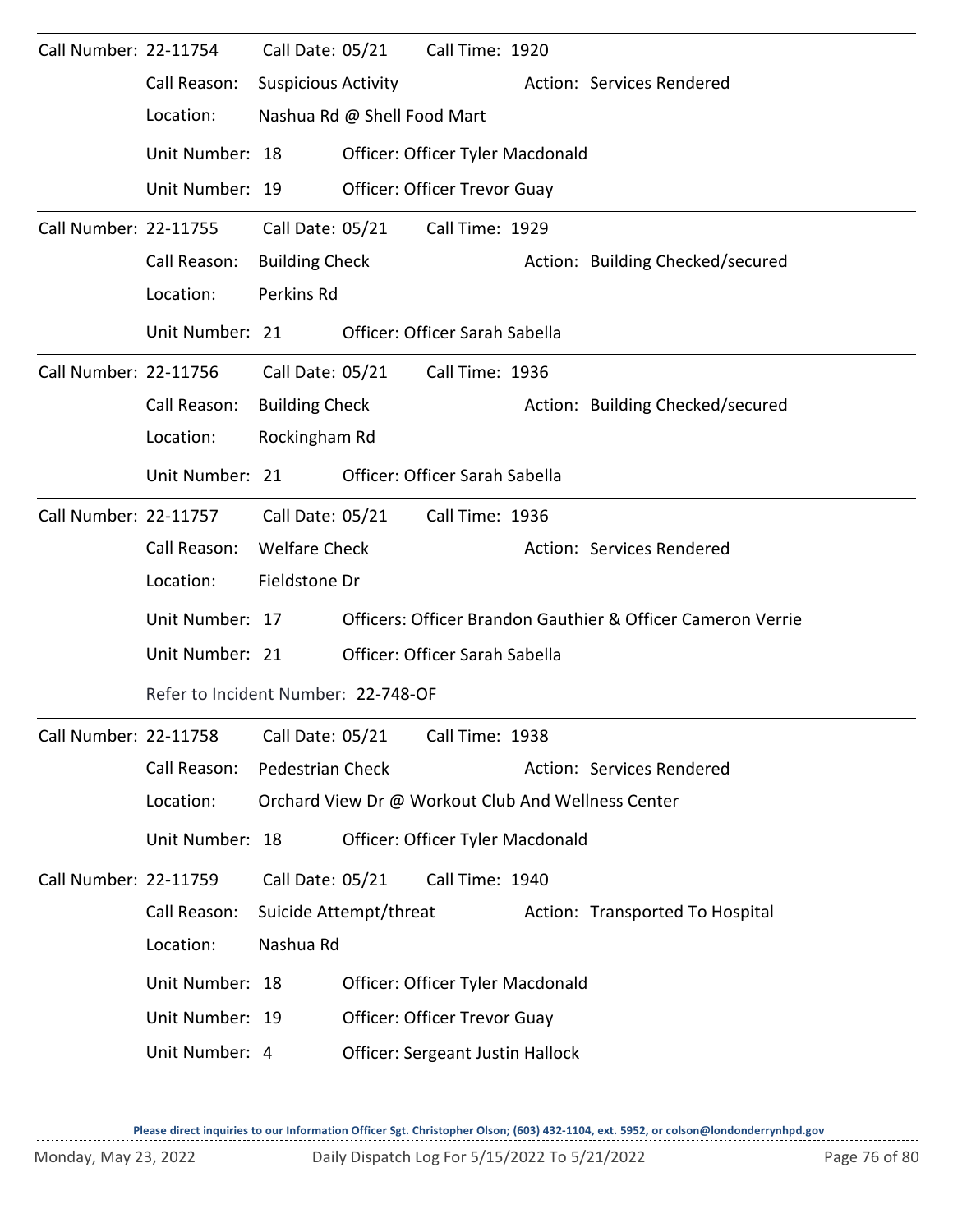Call Number: 22-11754 Call Date: 05/21 Call Time: 1920

Call Reason: Suspicious Activity Action: Services Rendered

Location: Nashua Rd @ Shell Food Mart

Unit Number: 18 Officer: Officer Tyler Macdonald

Unit Number: 19 Officer: Officer Trevor Guay

---

Call Number: 22-11755 Call Date: 05/21 Call Time: 1929

Call Reason: Building Check Action: Building Checked/secured

Location: Perkins Rd

Unit Number: 21 Officer: Officer Sarah Sabella

---

Call Number: 22-11756 Call Date: 05/21 Call Time: 1936

Call Reason: Building Check Action: Building Checked/secured

Location: Rockingham Rd

Unit Number: 21 Officer: Officer Sarah Sabella

---

Call Number: 22-11757 Call Date: 05/21 Call Time: 1936

Call Reason: Welfare Check Action: Services Rendered

Location: Fieldstone Dr

Unit Number: 17 Officers: Officer Brandon Gauthier & Officer Cameron Verrie

Unit Number: 21 Officer: Officer Sarah Sabella

Refer to Incident Number: 22-748-OF

---

Call Number: 22-11758 Call Date: 05/21 Call Time: 1938

Call Reason: Pedestrian Check Action: Services Rendered

Location: Orchard View Dr @ Workout Club And Wellness Center

Unit Number: 18 Officer: Officer Tyler Macdonald

---

Call Number: 22-11759 Call Date: 05/21 Call Time: 1940

Call Reason: Suicide Attempt/threat Action: Transported To Hospital

Location: Nashua Rd

Unit Number: 18 Officer: Officer Tyler Macdonald

Unit Number: 19 Officer: Officer Trevor Guay

Unit Number: 4 Officer: Sergeant Justin Hallock

**Please direct inquiries to our Information Officer Sgt. Christopher Olson; (603) 432-1104, ext. 5952, or colson@londonderrynhpd.gov**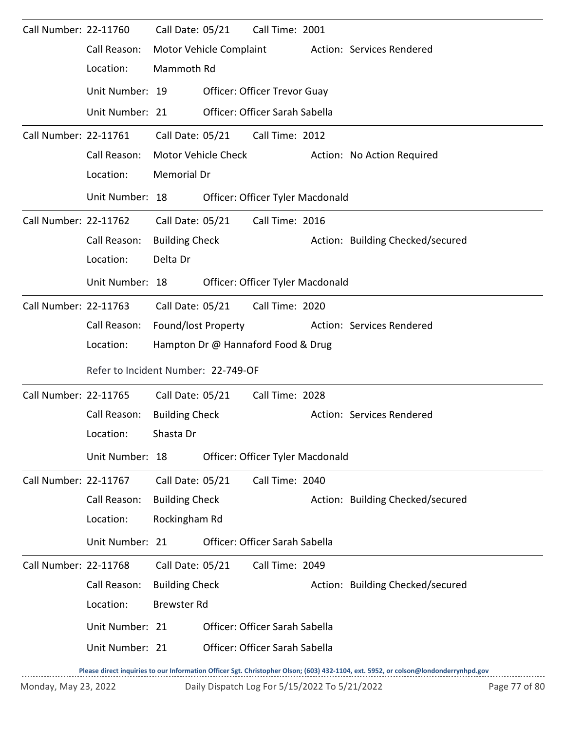Call Number: 22-11760 Call Date: 05/21 Call Time: 2001

Call Reason: Motor Vehicle Complaint Action: Services Rendered

Location: Mammoth Rd

Unit Number: 19 Officer: Officer Trevor Guay

Unit Number: 21 Officer: Officer Sarah Sabella

---

Call Number: 22-11761 Call Date: 05/21 Call Time: 2012

Call Reason: Motor Vehicle Check Action: No Action Required

Location: Memorial Dr

Unit Number: 18 Officer: Officer Tyler Macdonald

---

Call Number: 22-11762 Call Date: 05/21 Call Time: 2016

Call Reason: Building Check Action: Building Checked/secured

Location: Delta Dr

Unit Number: 18 Officer: Officer Tyler Macdonald

---

Call Number: 22-11763 Call Date: 05/21 Call Time: 2020

Call Reason: Found/lost Property Action: Services Rendered

Location: Hampton Dr @ Hannaford Food & Drug

Refer to Incident Number: 22-749-OF

---

Call Number: 22-11765 Call Date: 05/21 Call Time: 2028

Call Reason: Building Check Action: Services Rendered

Location: Shasta Dr

Unit Number: 18 Officer: Officer Tyler Macdonald

---

Call Number: 22-11767 Call Date: 05/21 Call Time: 2040

Call Reason: Building Check Action: Building Checked/secured

Location: Rockingham Rd

Unit Number: 21 Officer: Officer Sarah Sabella

---

Call Number: 22-11768 Call Date: 05/21 Call Time: 2049

Call Reason: Building Check Action: Building Checked/secured

Location: Brewster Rd

Unit Number: 21 Officer: Officer Sarah Sabella

Unit Number: 21 Officer: Officer Sarah Sabella

**Please direct inquiries to our Information Officer Sgt. Christopher Olson; (603) 432-1104, ext. 5952, or colson@londonderrynhpd.gov**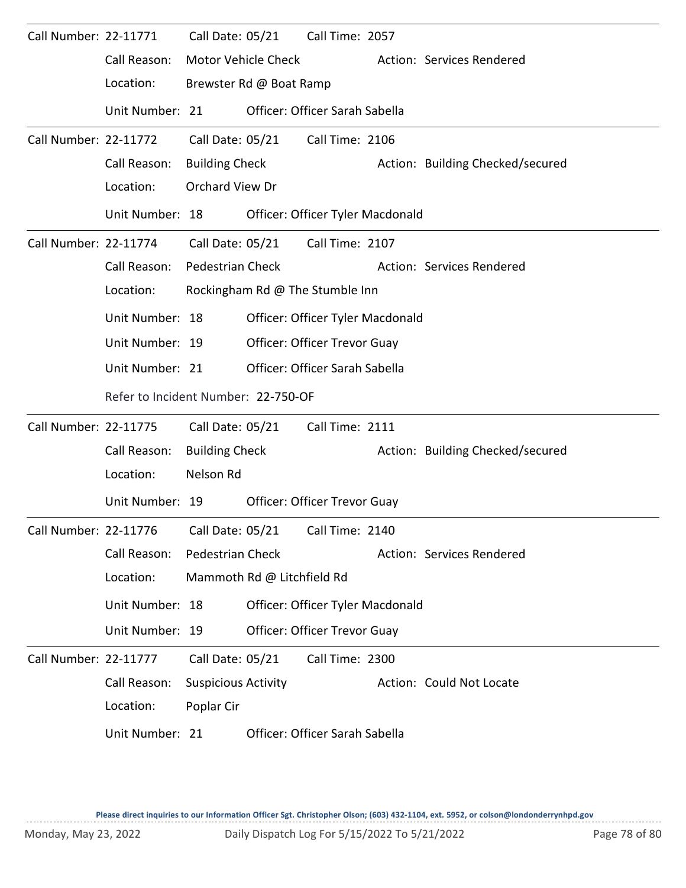Call Number: 22-11771 Call Date: 05/21 Call Time: 2057

Call Reason: Motor Vehicle Check Action: Services Rendered

Location: Brewster Rd @ Boat Ramp

Unit Number: 21 Officer: Officer Sarah Sabella

---

Call Number: 22-11772 Call Date: 05/21 Call Time: 2106

Call Reason: Building Check Action: Building Checked/secured

Location: Orchard View Dr

Unit Number: 18 Officer: Officer Tyler Macdonald

---

Call Number: 22-11774 Call Date: 05/21 Call Time: 2107

Call Reason: Pedestrian Check Action: Services Rendered

Location: Rockingham Rd @ The Stumble Inn

Unit Number: 18 Officer: Officer Tyler Macdonald

Unit Number: 19 Officer: Officer Trevor Guay

Unit Number: 21 Officer: Officer Sarah Sabella

Refer to Incident Number: 22-750-OF

---

Call Number: 22-11775 Call Date: 05/21 Call Time: 2111

Call Reason: Building Check Action: Building Checked/secured

Location: Nelson Rd

Unit Number: 19 Officer: Officer Trevor Guay

---

Call Number: 22-11776 Call Date: 05/21 Call Time: 2140

Call Reason: Pedestrian Check Action: Services Rendered

Location: Mammoth Rd @ Litchfield Rd

Unit Number: 18 Officer: Officer Tyler Macdonald

Unit Number: 19 Officer: Officer Trevor Guay

---

Call Number: 22-11777 Call Date: 05/21 Call Time: 2300

Call Reason: Suspicious Activity Action: Could Not Locate

Location: Poplar Cir

Unit Number: 21 Officer: Officer Sarah Sabella

**Please direct inquiries to our Information Officer Sgt. Christopher Olson; (603) 432-1104, ext. 5952, or colson@londonderrynhpd.gov**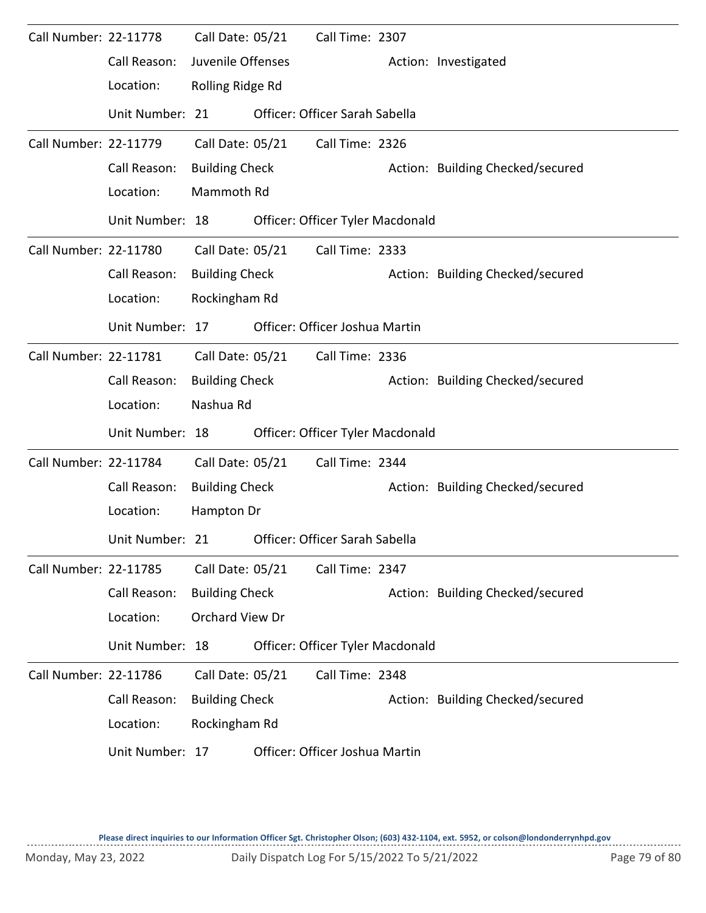Call Number: 22-11778 Call Date: 05/21 Call Time: 2307

Call Reason: Juvenile Offenses Action: Investigated

Location: Rolling Ridge Rd

Unit Number: 21 Officer: Officer Sarah Sabella

---

Call Number: 22-11779 Call Date: 05/21 Call Time: 2326

Call Reason: Building Check Action: Building Checked/secured

Location: Mammoth Rd

Unit Number: 18 Officer: Officer Tyler Macdonald

---

Call Number: 22-11780 Call Date: 05/21 Call Time: 2333

Call Reason: Building Check Action: Building Checked/secured

Location: Rockingham Rd

Unit Number: 17 Officer: Officer Joshua Martin

---

Call Number: 22-11781 Call Date: 05/21 Call Time: 2336

Call Reason: Building Check Action: Building Checked/secured

Location: Nashua Rd

Unit Number: 18 Officer: Officer Tyler Macdonald

---

Call Number: 22-11784 Call Date: 05/21 Call Time: 2344

Call Reason: Building Check Action: Building Checked/secured

Location: Hampton Dr

Unit Number: 21 Officer: Officer Sarah Sabella

---

Call Number: 22-11785 Call Date: 05/21 Call Time: 2347

Call Reason: Building Check Action: Building Checked/secured

Location: Orchard View Dr

Unit Number: 18 Officer: Officer Tyler Macdonald

---

Call Number: 22-11786 Call Date: 05/21 Call Time: 2348

Call Reason: Building Check Action: Building Checked/secured

Location: Rockingham Rd

Unit Number: 17 Officer: Officer Joshua Martin

**Please direct inquiries to our Information Officer Sgt. Christopher Olson; (603) 432-1104, ext. 5952, or colson@londonderrynhpd.gov**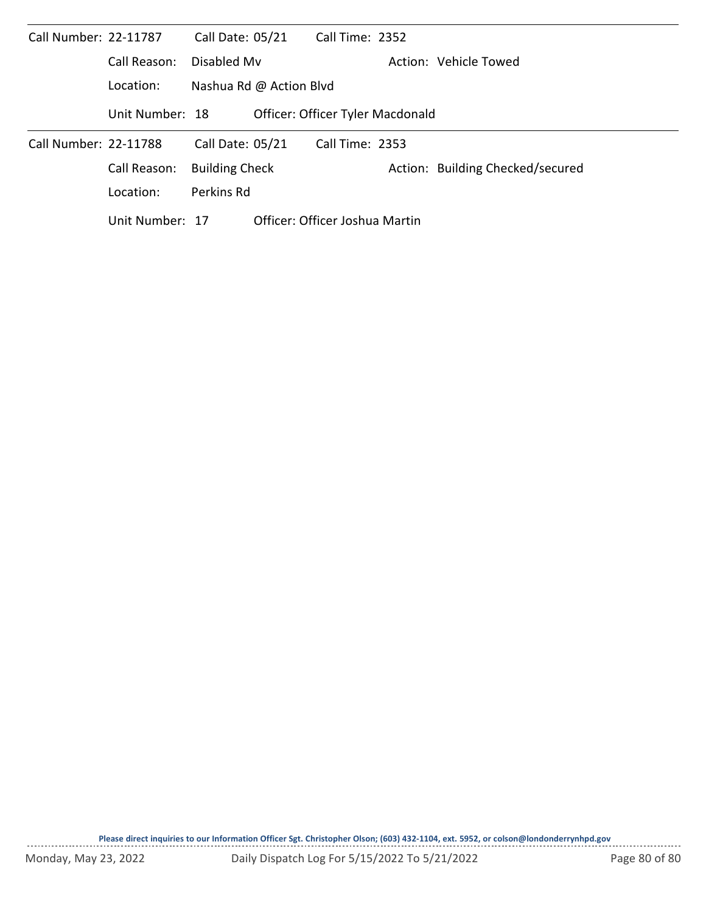Call Number: 22-11787 Call Date: 05/21 Call Time: 2352

Call Reason: Disabled Mv Action: Vehicle Towed

Location: Nashua Rd @ Action Blvd

Unit Number: 18 Officer: Officer Tyler Macdonald

---

Call Number: 22-11788 Call Date: 05/21 Call Time: 2353

Call Reason: Building Check Action: Building Checked/secured

Location: Perkins Rd

Unit Number: 17 Officer: Officer Joshua Martin

**Please direct inquiries to our Information Officer Sgt. Christopher Olson; (603) 432-1104, ext. 5952, or colson@londonderrynhpd.gov**